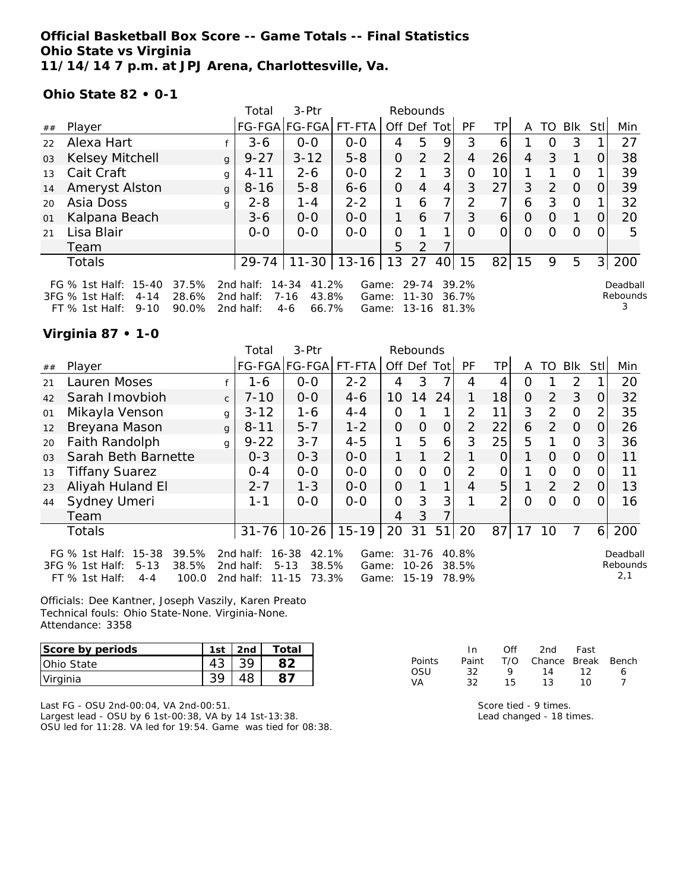**Official Basketball Box Score -- Game Totals -- Final Statistics**
**Ohio State vs Virginia**
**11/14/14 7 p.m. at JPJ Arena, Charlottesville, Va.**

**Ohio State 82 • 0-1**

| ## | Player | | Total FG-FGA | 3-Ptr FG-FGA | FT-FTA | Off | Def | Tot | PF | TP | A | TO | Blk | Stl | Min |
|---|---|---|---|---|---|---|---|---|---|---|---|---|---|---|---|
| 22 | Alexa Hart | f | 3-6 | 0-0 | 0-0 | 4 | 5 | 9 | 3 | 6 | 1 | 0 | 3 | 1 | 27 |
| 03 | Kelsey Mitchell | g | 9-27 | 3-12 | 5-8 | 0 | 2 | 2 | 4 | 26 | 4 | 3 | 1 | 0 | 38 |
| 13 | Cait Craft | g | 4-11 | 2-6 | 0-0 | 2 | 1 | 3 | 0 | 10 | 1 | 1 | 0 | 1 | 39 |
| 14 | Ameryst Alston | g | 8-16 | 5-8 | 6-6 | 0 | 4 | 4 | 3 | 27 | 3 | 2 | 0 | 0 | 39 |
| 20 | Asia Doss | g | 2-8 | 1-4 | 2-2 | 1 | 6 | 7 | 2 | 7 | 6 | 3 | 0 | 1 | 32 |
| 01 | Kalpana Beach | | 3-6 | 0-0 | 0-0 | 1 | 6 | 7 | 3 | 6 | 0 | 0 | 1 | 0 | 20 |
| 21 | Lisa Blair | | 0-0 | 0-0 | 0-0 | 0 | 1 | 1 | 0 | 0 | 0 | 0 | 0 | 0 | 5 |
| | Team | | | | | 5 | 2 | 7 | | | | | | | |
| | Totals | | 29-74 | 11-30 | 13-16 | 13 | 27 | 40 | 15 | 82 | 15 | 9 | 5 | 3 | 200 |

FG % 1st Half: 15-40 37.5% 2nd half: 14-34 41.2% Game: 29-74 39.2%
3FG % 1st Half: 4-14 28.6% 2nd half: 7-16 43.8% Game: 11-30 36.7%
FT % 1st Half: 9-10 90.0% 2nd half: 4-6 66.7% Game: 13-16 81.3%
Deadball Rebounds 3

**Virginia 87 • 1-0**

| ## | Player | | Total FG-FGA | 3-Ptr FG-FGA | FT-FTA | Off | Def | Tot | PF | TP | A | TO | Blk | Stl | Min |
|---|---|---|---|---|---|---|---|---|---|---|---|---|---|---|---|
| 21 | Lauren Moses | f | 1-6 | 0-0 | 2-2 | 4 | 3 | 7 | 4 | 4 | 0 | 1 | 2 | 1 | 20 |
| 42 | Sarah Imovbioh | c | 7-10 | 0-0 | 4-6 | 10 | 14 | 24 | 1 | 18 | 0 | 2 | 3 | 0 | 32 |
| 01 | Mikayla Venson | g | 3-12 | 1-6 | 4-4 | 0 | 1 | 1 | 2 | 11 | 3 | 2 | 0 | 2 | 35 |
| 12 | Breyana Mason | g | 8-11 | 5-7 | 1-2 | 0 | 0 | 0 | 2 | 22 | 6 | 2 | 0 | 0 | 26 |
| 20 | Faith Randolph | g | 9-22 | 3-7 | 4-5 | 1 | 5 | 6 | 3 | 25 | 5 | 1 | 0 | 3 | 36 |
| 03 | Sarah Beth Barnette | | 0-3 | 0-3 | 0-0 | 1 | 1 | 2 | 1 | 0 | 1 | 0 | 0 | 0 | 11 |
| 13 | Tiffany Suarez | | 0-4 | 0-0 | 0-0 | 0 | 0 | 0 | 2 | 0 | 1 | 0 | 0 | 0 | 11 |
| 23 | Aliyah Huland El | | 2-7 | 1-3 | 0-0 | 0 | 1 | 1 | 4 | 5 | 1 | 2 | 2 | 0 | 13 |
| 44 | Sydney Umeri | | 1-1 | 0-0 | 0-0 | 0 | 3 | 3 | 1 | 2 | 0 | 0 | 0 | 0 | 16 |
| | Team | | | | | 4 | 3 | 7 | | | | | | | |
| | Totals | | 31-76 | 10-26 | 15-19 | 20 | 31 | 51 | 20 | 87 | 17 | 10 | 7 | 6 | 200 |

FG % 1st Half: 15-38 39.5% 2nd half: 16-38 42.1% Game: 31-76 40.8%
3FG % 1st Half: 5-13 38.5% 2nd half: 5-13 38.5% Game: 10-26 38.5%
FT % 1st Half: 4-4 100.0 2nd half: 11-15 73.3% Game: 15-19 78.9%
Deadball Rebounds 2,1

Officials: Dee Kantner, Joseph Vaszily, Karen Preato
Technical fouls: Ohio State-None. Virginia-None.
Attendance: 3358

| Score by periods | 1st | 2nd | Total |
|---|---|---|---|
| Ohio State | 43 | 39 | 82 |
| Virginia | 39 | 48 | 87 |

| Points | In Paint | Off T/O | 2nd Chance | Fast Break | Bench |
|---|---|---|---|---|---|
| OSU | 32 | 9 | 14 | 12 | 6 |
| VA | 32 | 15 | 13 | 10 | 7 |

Last FG - OSU 2nd-00:04, VA 2nd-00:51.
Largest lead - OSU by 6 1st-00:38, VA by 14 1st-13:38.
OSU led for 11:28. VA led for 19:54. Game was tied for 08:38.

Score tied - 9 times.
Lead changed - 18 times.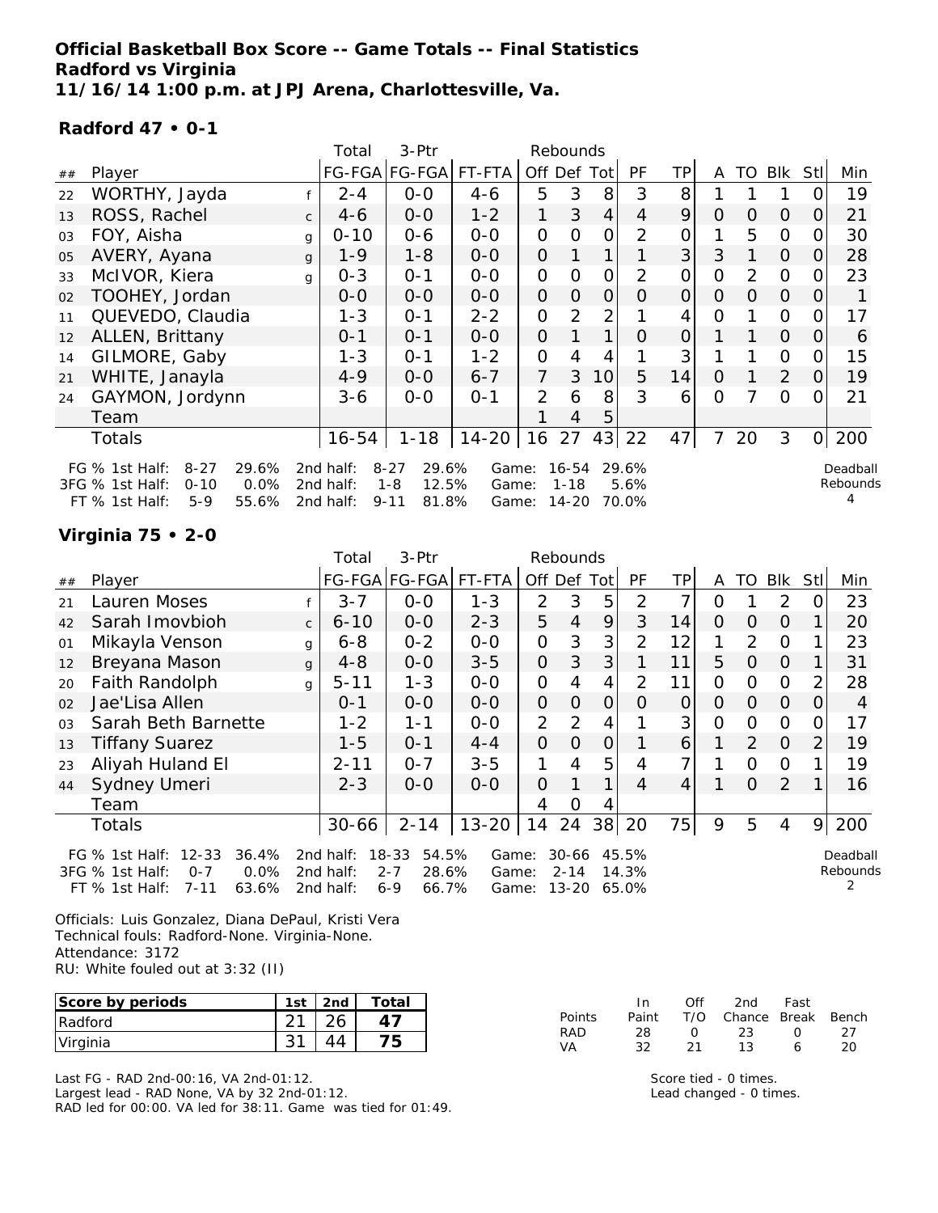**Official Basketball Box Score -- Game Totals -- Final Statistics**
**Radford vs Virginia**
**11/16/14 1:00 p.m. at JPJ Arena, Charlottesville, Va.**

**Radford 47 • 0-1**

| ## | Player | | Total FG-FGA | 3-Ptr FG-FGA | FT-FTA | Rebounds Off | Def | Tot | PF | TP | A | TO | Blk | Stl | Min |
|---|---|---|---|---|---|---|---|---|---|---|---|---|---|---|---|
| 22 | WORTHY, Jayda | f | 2-4 | 0-0 | 4-6 | 5 | 3 | 8 | 3 | 8 | 1 | 1 | 1 | 0 | 19 |
| 13 | ROSS, Rachel | c | 4-6 | 0-0 | 1-2 | 1 | 3 | 4 | 4 | 9 | 0 | 0 | 0 | 0 | 21 |
| 03 | FOY, Aisha | g | 0-10 | 0-6 | 0-0 | 0 | 0 | 0 | 2 | 0 | 1 | 5 | 0 | 0 | 30 |
| 05 | AVERY, Ayana | g | 1-9 | 1-8 | 0-0 | 0 | 1 | 1 | 1 | 3 | 3 | 1 | 0 | 0 | 28 |
| 33 | McIVOR, Kiera | g | 0-3 | 0-1 | 0-0 | 0 | 0 | 0 | 2 | 0 | 0 | 2 | 0 | 0 | 23 |
| 02 | TOOHEY, Jordan | | 0-0 | 0-0 | 0-0 | 0 | 0 | 0 | 0 | 0 | 0 | 0 | 0 | 0 | 1 |
| 11 | QUEVEDO, Claudia | | 1-3 | 0-1 | 2-2 | 0 | 2 | 2 | 1 | 4 | 0 | 1 | 0 | 0 | 17 |
| 12 | ALLEN, Brittany | | 0-1 | 0-1 | 0-0 | 0 | 1 | 1 | 0 | 0 | 1 | 1 | 0 | 0 | 6 |
| 14 | GILMORE, Gaby | | 1-3 | 0-1 | 1-2 | 0 | 4 | 4 | 1 | 3 | 1 | 1 | 0 | 0 | 15 |
| 21 | WHITE, Janayla | | 4-9 | 0-0 | 6-7 | 7 | 3 | 10 | 5 | 14 | 0 | 1 | 2 | 0 | 19 |
| 24 | GAYMON, Jordynn | | 3-6 | 0-0 | 0-1 | 2 | 6 | 8 | 3 | 6 | 0 | 7 | 0 | 0 | 21 |
| | Team | | | | | 1 | 4 | 5 | | | | | | | |
| | Totals | | 16-54 | 1-18 | 14-20 | 16 | 27 | 43 | 22 | 47 | 7 | 20 | 3 | 0 | 200 |

FG % 1st Half: 8-27 29.6% | 2nd half: 8-27 29.6% | Game: 16-54 29.6%
3FG % 1st Half: 0-10 0.0% | 2nd half: 1-8 12.5% | Game: 1-18 5.6%
FT % 1st Half: 5-9 55.6% | 2nd half: 9-11 81.8% | Game: 14-20 70.0%

Deadball Rebounds 4

**Virginia 75 • 2-0**

| ## | Player | | Total FG-FGA | 3-Ptr FG-FGA | FT-FTA | Rebounds Off | Def | Tot | PF | TP | A | TO | Blk | Stl | Min |
|---|---|---|---|---|---|---|---|---|---|---|---|---|---|---|---|
| 21 | Lauren Moses | f | 3-7 | 0-0 | 1-3 | 2 | 3 | 5 | 2 | 7 | 0 | 1 | 2 | 0 | 23 |
| 42 | Sarah Imovbioh | c | 6-10 | 0-0 | 2-3 | 5 | 4 | 9 | 3 | 14 | 0 | 0 | 0 | 1 | 20 |
| 01 | Mikayla Venson | g | 6-8 | 0-2 | 0-0 | 0 | 3 | 3 | 2 | 12 | 1 | 2 | 0 | 1 | 23 |
| 12 | Breyana Mason | g | 4-8 | 0-0 | 3-5 | 0 | 3 | 3 | 1 | 11 | 5 | 0 | 0 | 1 | 31 |
| 20 | Faith Randolph | g | 5-11 | 1-3 | 0-0 | 0 | 4 | 4 | 2 | 11 | 0 | 0 | 0 | 2 | 28 |
| 02 | Jae'Lisa Allen | | 0-1 | 0-0 | 0-0 | 0 | 0 | 0 | 0 | 0 | 0 | 0 | 0 | 0 | 4 |
| 03 | Sarah Beth Barnette | | 1-2 | 1-1 | 0-0 | 2 | 2 | 4 | 1 | 3 | 0 | 0 | 0 | 0 | 17 |
| 13 | Tiffany Suarez | | 1-5 | 0-1 | 4-4 | 0 | 0 | 0 | 1 | 6 | 1 | 2 | 0 | 2 | 19 |
| 23 | Aliyah Huland El | | 2-11 | 0-7 | 3-5 | 1 | 4 | 5 | 4 | 7 | 1 | 0 | 0 | 1 | 19 |
| 44 | Sydney Umeri | | 2-3 | 0-0 | 0-0 | 0 | 1 | 1 | 4 | 4 | 1 | 0 | 2 | 1 | 16 |
| | Team | | | | | 4 | 0 | 4 | | | | | | | |
| | Totals | | 30-66 | 2-14 | 13-20 | 14 | 24 | 38 | 20 | 75 | 9 | 5 | 4 | 9 | 200 |

FG % 1st Half: 12-33 36.4% | 2nd half: 18-33 54.5% | Game: 30-66 45.5%
3FG % 1st Half: 0-7 0.0% | 2nd half: 2-7 28.6% | Game: 2-14 14.3%
FT % 1st Half: 7-11 63.6% | 2nd half: 6-9 66.7% | Game: 13-20 65.0%

Deadball Rebounds 2

Officials: Luis Gonzalez, Diana DePaul, Kristi Vera
Technical fouls: Radford-None. Virginia-None.
Attendance: 3172
RU: White fouled out at 3:32 (II)

| Score by periods | 1st | 2nd | Total |
|---|---|---|---|
| Radford | 21 | 26 | 47 |
| Virginia | 31 | 44 | 75 |

| | In Paint | Off T/O | 2nd Chance | Fast Break | Bench |
|---|---|---|---|---|---|
| RAD | 28 | 0 | 23 | 0 | 27 |
| VA | 32 | 21 | 13 | 6 | 20 |

Last FG - RAD 2nd-00:16, VA 2nd-01:12.
Largest lead - RAD None, VA by 32 2nd-01:12.
RAD led for 00:00. VA led for 38:11. Game was tied for 01:49.

Score tied - 0 times.
Lead changed - 0 times.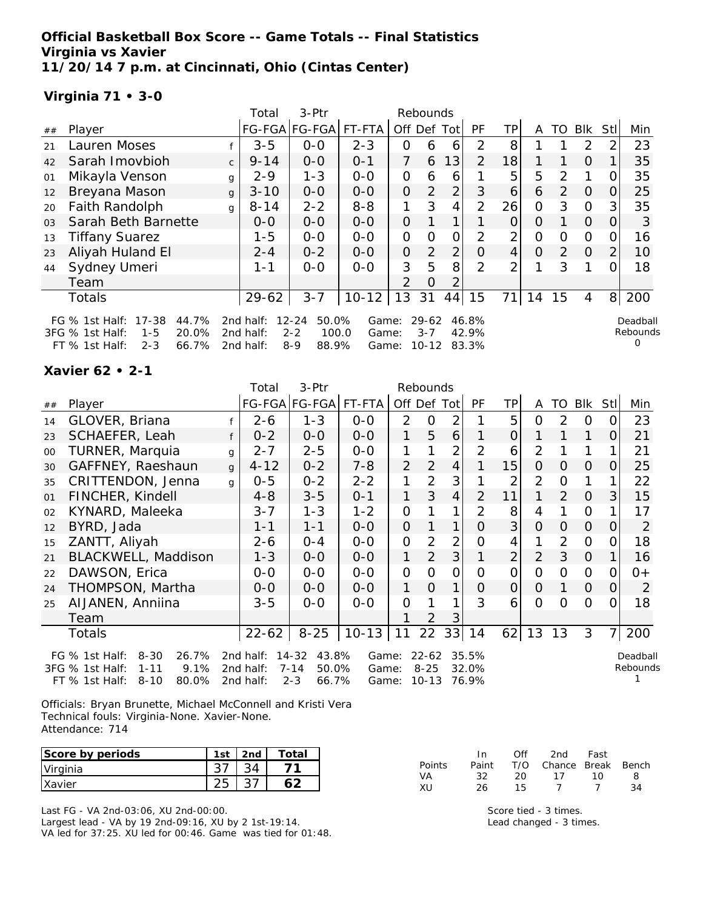**Official Basketball Box Score -- Game Totals -- Final Statistics**
**Virginia vs Xavier**
**11/20/14 7 p.m. at Cincinnati, Ohio (Cintas Center)**

**Virginia 71 • 3-0**

| ## | Player | | Total FG-FGA | 3-Ptr FG-FGA | FT-FTA | Rebounds Off | Def | Tot | PF | TP | A | TO | Blk | Stl | Min |
|---|---|---|---|---|---|---|---|---|---|---|---|---|---|---|---|
| 21 | Lauren Moses | f | 3-5 | 0-0 | 2-3 | 0 | 6 | 6 | 2 | 8 | 1 | 1 | 2 | 2 | 23 |
| 42 | Sarah Imovbioh | c | 9-14 | 0-0 | 0-1 | 7 | 6 | 13 | 2 | 18 | 1 | 1 | 0 | 1 | 35 |
| 01 | Mikayla Venson | g | 2-9 | 1-3 | 0-0 | 0 | 6 | 6 | 1 | 5 | 5 | 2 | 1 | 0 | 35 |
| 12 | Breyana Mason | g | 3-10 | 0-0 | 0-0 | 0 | 2 | 2 | 3 | 6 | 6 | 2 | 0 | 0 | 25 |
| 20 | Faith Randolph | g | 8-14 | 2-2 | 8-8 | 1 | 3 | 4 | 2 | 26 | 0 | 3 | 0 | 3 | 35 |
| 03 | Sarah Beth Barnette | | 0-0 | 0-0 | 0-0 | 0 | 1 | 1 | 1 | 0 | 0 | 1 | 0 | 0 | 3 |
| 13 | Tiffany Suarez | | 1-5 | 0-0 | 0-0 | 0 | 0 | 0 | 2 | 2 | 0 | 0 | 0 | 0 | 16 |
| 23 | Aliyah Huland El | | 2-4 | 0-2 | 0-0 | 0 | 2 | 2 | 0 | 4 | 0 | 2 | 0 | 2 | 10 |
| 44 | Sydney Umeri | | 1-1 | 0-0 | 0-0 | 3 | 5 | 8 | 2 | 2 | 1 | 3 | 1 | 0 | 18 |
| | Team | | | | | 2 | 0 | 2 | | | | | | | |
| | Totals | | 29-62 | 3-7 | 10-12 | 13 | 31 | 44 | 15 | 71 | 14 | 15 | 4 | 8 | 200 |

FG % 1st Half: 17-38 44.7% 2nd half: 12-24 50.0% Game: 29-62 46.8%
3FG % 1st Half: 1-5 20.0% 2nd half: 2-2 100.0 Game: 3-7 42.9%
FT % 1st Half: 2-3 66.7% 2nd half: 8-9 88.9% Game: 10-12 83.3%
Deadball Rebounds 0

**Xavier 62 • 2-1**

| ## | Player | | Total FG-FGA | 3-Ptr FG-FGA | FT-FTA | Rebounds Off | Def | Tot | PF | TP | A | TO | Blk | Stl | Min |
|---|---|---|---|---|---|---|---|---|---|---|---|---|---|---|---|
| 14 | GLOVER, Briana | f | 2-6 | 1-3 | 0-0 | 2 | 0 | 2 | 1 | 5 | 0 | 2 | 0 | 0 | 23 |
| 23 | SCHAEFER, Leah | f | 0-2 | 0-0 | 0-0 | 1 | 5 | 6 | 1 | 0 | 1 | 1 | 1 | 0 | 21 |
| 00 | TURNER, Marquia | g | 2-7 | 2-5 | 0-0 | 1 | 1 | 2 | 2 | 6 | 2 | 1 | 1 | 1 | 21 |
| 30 | GAFFNEY, Raeshaun | g | 4-12 | 0-2 | 7-8 | 2 | 2 | 4 | 1 | 15 | 0 | 0 | 0 | 0 | 25 |
| 35 | CRITTENDON, Jenna | g | 0-5 | 0-2 | 2-2 | 1 | 2 | 3 | 1 | 2 | 2 | 0 | 1 | 1 | 22 |
| 01 | FINCHER, Kindell | | 4-8 | 3-5 | 0-1 | 1 | 3 | 4 | 2 | 11 | 1 | 2 | 0 | 3 | 15 |
| 02 | KYNARD, Maleeka | | 3-7 | 1-3 | 1-2 | 0 | 1 | 1 | 2 | 8 | 4 | 1 | 0 | 1 | 17 |
| 12 | BYRD, Jada | | 1-1 | 1-1 | 0-0 | 0 | 1 | 1 | 0 | 3 | 0 | 0 | 0 | 0 | 2 |
| 15 | ZANTT, Aliyah | | 2-6 | 0-4 | 0-0 | 0 | 2 | 2 | 0 | 4 | 1 | 2 | 0 | 0 | 18 |
| 21 | BLACKWELL, Maddison | | 1-3 | 0-0 | 0-0 | 1 | 2 | 3 | 1 | 2 | 2 | 3 | 0 | 1 | 16 |
| 22 | DAWSON, Erica | | 0-0 | 0-0 | 0-0 | 0 | 0 | 0 | 0 | 0 | 0 | 0 | 0 | 0 | 0+ |
| 24 | THOMPSON, Martha | | 0-0 | 0-0 | 0-0 | 1 | 0 | 1 | 0 | 0 | 0 | 1 | 0 | 0 | 2 |
| 25 | AIJANEN, Anniina | | 3-5 | 0-0 | 0-0 | 0 | 1 | 1 | 3 | 6 | 0 | 0 | 0 | 0 | 18 |
| | Team | | | | | 1 | 2 | 3 | | | | | | | |
| | Totals | | 22-62 | 8-25 | 10-13 | 11 | 22 | 33 | 14 | 62 | 13 | 13 | 3 | 7 | 200 |

FG % 1st Half: 8-30 26.7% 2nd half: 14-32 43.8% Game: 22-62 35.5%
3FG % 1st Half: 1-11 9.1% 2nd half: 7-14 50.0% Game: 8-25 32.0%
FT % 1st Half: 8-10 80.0% 2nd half: 2-3 66.7% Game: 10-13 76.9%
Deadball Rebounds 1

Officials: Bryan Brunette, Michael McConnell and Kristi Vera
Technical fouls: Virginia-None. Xavier-None.
Attendance: 714

| Score by periods | 1st | 2nd | Total |
|---|---|---|---|
| Virginia | 37 | 34 | 71 |
| Xavier | 25 | 37 | 62 |

| Points | In Paint | Off T/O | 2nd Chance | Fast Break | Bench |
|---|---|---|---|---|---|
| VA | 32 | 20 | 17 | 10 | 8 |
| XU | 26 | 15 | 7 | 7 | 34 |

Last FG - VA 2nd-03:06, XU 2nd-00:00.
Largest lead - VA by 19 2nd-09:16, XU by 2 1st-19:14.
VA led for 37:25. XU led for 00:46. Game was tied for 01:48.

Score tied - 3 times.
Lead changed - 3 times.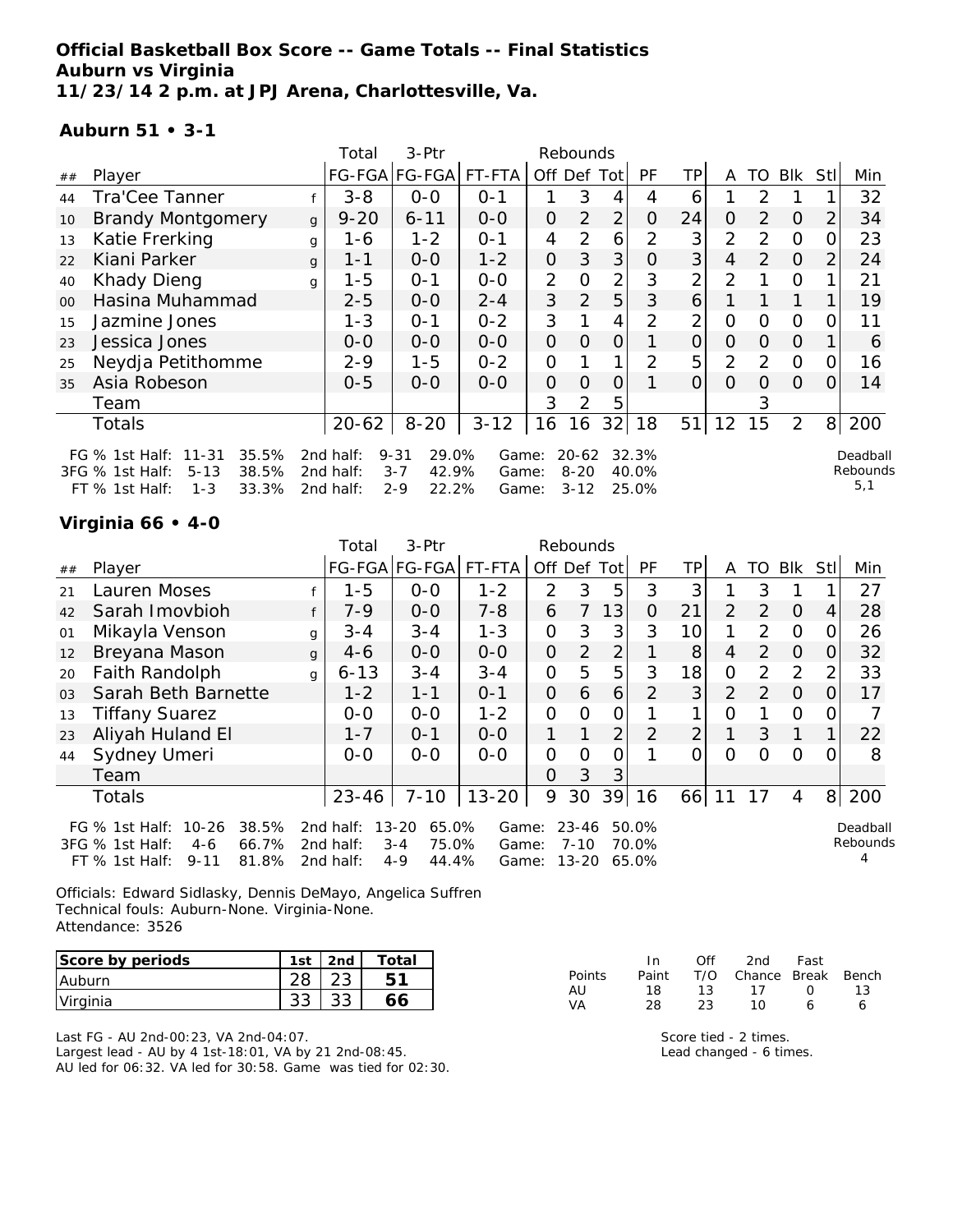# Official Basketball Box Score -- Game Totals -- Final Statistics
## Auburn vs Virginia
### 11/23/14 2 p.m. at JPJ Arena, Charlottesville, Va.

**Auburn 51 • 3-1**

| ## | Player | | Total FG-FGA | 3-Ptr FG-FGA | FT-FTA | Rebounds Off | Def | Tot | PF | TP | A | TO | Blk | Stl | Min |
|---|---|---|---|---|---|---|---|---|---|---|---|---|---|---|---|
| 44 | Tra'Cee Tanner | f | 3-8 | 0-0 | 0-1 | 1 | 3 | 4 | 4 | 6 | 1 | 2 | 1 | 1 | 32 |
| 10 | Brandy Montgomery | g | 9-20 | 6-11 | 0-0 | 0 | 2 | 2 | 0 | 24 | 0 | 2 | 0 | 2 | 34 |
| 13 | Katie Frerking | g | 1-6 | 1-2 | 0-1 | 4 | 2 | 6 | 2 | 3 | 2 | 2 | 0 | 0 | 23 |
| 22 | Kiani Parker | g | 1-1 | 0-0 | 1-2 | 0 | 3 | 3 | 0 | 3 | 4 | 2 | 0 | 2 | 24 |
| 40 | Khady Dieng | g | 1-5 | 0-1 | 0-0 | 2 | 0 | 2 | 3 | 2 | 2 | 1 | 0 | 1 | 21 |
| 00 | Hasina Muhammad | | 2-5 | 0-0 | 2-4 | 3 | 2 | 5 | 3 | 6 | 1 | 1 | 1 | 1 | 19 |
| 15 | Jazmine Jones | | 1-3 | 0-1 | 0-2 | 3 | 1 | 4 | 2 | 2 | 0 | 0 | 0 | 0 | 11 |
| 23 | Jessica Jones | | 0-0 | 0-0 | 0-0 | 0 | 0 | 0 | 1 | 0 | 0 | 0 | 0 | 1 | 6 |
| 25 | Neydja Petithomme | | 2-9 | 1-5 | 0-2 | 0 | 1 | 1 | 2 | 5 | 2 | 2 | 0 | 0 | 16 |
| 35 | Asia Robeson | | 0-5 | 0-0 | 0-0 | 0 | 0 | 0 | 1 | 0 | 0 | 0 | 0 | 0 | 14 |
| | Team | | | | | 3 | 2 | 5 | | | | 3 | | | |
| | Totals | | 20-62 | 8-20 | 3-12 | 16 | 16 | 32 | 18 | 51 | 12 | 15 | 2 | 8 | 200 |

FG % 1st Half: 11-31 35.5% 2nd half: 9-31 29.0% Game: 20-62 32.3%
3FG % 1st Half: 5-13 38.5% 2nd half: 3-7 42.9% Game: 8-20 40.0%
FT % 1st Half: 1-3 33.3% 2nd half: 2-9 22.2% Game: 3-12 25.0%

Deadball Rebounds 5,1

**Virginia 66 • 4-0**

| ## | Player | | Total FG-FGA | 3-Ptr FG-FGA | FT-FTA | Rebounds Off | Def | Tot | PF | TP | A | TO | Blk | Stl | Min |
|---|---|---|---|---|---|---|---|---|---|---|---|---|---|---|---|
| 21 | Lauren Moses | f | 1-5 | 0-0 | 1-2 | 2 | 3 | 5 | 3 | 3 | 1 | 3 | 1 | 1 | 27 |
| 42 | Sarah Imovbioh | f | 7-9 | 0-0 | 7-8 | 6 | 7 | 13 | 0 | 21 | 2 | 2 | 0 | 4 | 28 |
| 01 | Mikayla Venson | g | 3-4 | 3-4 | 1-3 | 0 | 3 | 3 | 3 | 10 | 1 | 2 | 0 | 0 | 26 |
| 12 | Breyana Mason | g | 4-6 | 0-0 | 0-0 | 0 | 2 | 2 | 1 | 8 | 4 | 2 | 0 | 0 | 32 |
| 20 | Faith Randolph | g | 6-13 | 3-4 | 3-4 | 0 | 5 | 5 | 3 | 18 | 0 | 2 | 2 | 2 | 33 |
| 03 | Sarah Beth Barnette | | 1-2 | 1-1 | 0-1 | 0 | 6 | 6 | 2 | 3 | 2 | 2 | 0 | 0 | 17 |
| 13 | Tiffany Suarez | | 0-0 | 0-0 | 1-2 | 0 | 0 | 0 | 1 | 1 | 0 | 1 | 0 | 0 | 7 |
| 23 | Aliyah Huland El | | 1-7 | 0-1 | 0-0 | 1 | 1 | 2 | 2 | 2 | 1 | 3 | 1 | 1 | 22 |
| 44 | Sydney Umeri | | 0-0 | 0-0 | 0-0 | 0 | 0 | 0 | 1 | 0 | 0 | 0 | 0 | 0 | 8 |
| | Team | | | | | 0 | 3 | 3 | | | | | | | |
| | Totals | | 23-46 | 7-10 | 13-20 | 9 | 30 | 39 | 16 | 66 | 11 | 17 | 4 | 8 | 200 |

FG % 1st Half: 10-26 38.5% 2nd half: 13-20 65.0% Game: 23-46 50.0%
3FG % 1st Half: 4-6 66.7% 2nd half: 3-4 75.0% Game: 7-10 70.0%
FT % 1st Half: 9-11 81.8% 2nd half: 4-9 44.4% Game: 13-20 65.0%

Deadball Rebounds 4

Officials: Edward Sidlasky, Dennis DeMayo, Angelica Suffren
Technical fouls: Auburn-None. Virginia-None.
Attendance: 3526

| Score by periods | 1st | 2nd | Total |
|---|---|---|---|
| Auburn | 28 | 23 | 51 |
| Virginia | 33 | 33 | 66 |

| Points | In Paint | Off T/O | 2nd Chance | Fast Break | Bench |
|---|---|---|---|---|---|
| AU | 18 | 13 | 17 | 0 | 13 |
| VA | 28 | 23 | 10 | 6 | 6 |

Last FG - AU 2nd-00:23, VA 2nd-04:07.
Largest lead - AU by 4 1st-18:01, VA by 21 2nd-08:45.
AU led for 06:32. VA led for 30:58. Game was tied for 02:30.

Score tied - 2 times.
Lead changed - 6 times.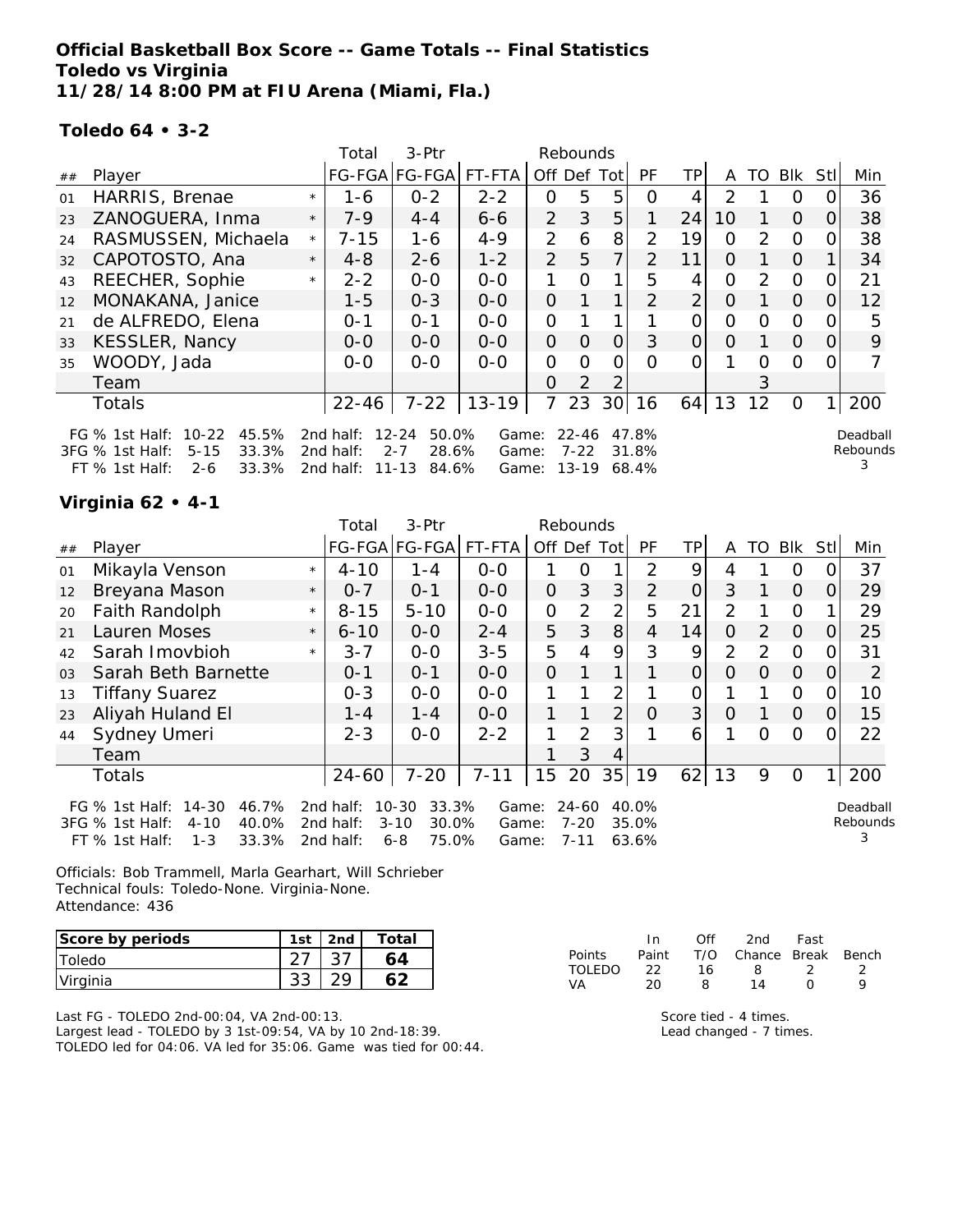**Official Basketball Box Score -- Game Totals -- Final Statistics**
**Toledo vs Virginia**
**11/28/14 8:00 PM at FIU Arena (Miami, Fla.)**

**Toledo 64 • 3-2**

| ## | Player | | Total FG-FGA | 3-Ptr FG-FGA | FT-FTA | Rebounds Off | Def | Tot | PF | TP | A | TO | Blk | Stl | Min |
|---|---|---|---|---|---|---|---|---|---|---|---|---|---|---|---|
| 01 | HARRIS, Brenae | * | 1-6 | 0-2 | 2-2 | 0 | 5 | 5 | 0 | 4 | 2 | 1 | 0 | 0 | 36 |
| 23 | ZANOGUERA, Inma | * | 7-9 | 4-4 | 6-6 | 2 | 3 | 5 | 1 | 24 | 10 | 1 | 0 | 0 | 38 |
| 24 | RASMUSSEN, Michaela | * | 7-15 | 1-6 | 4-9 | 2 | 6 | 8 | 2 | 19 | 0 | 2 | 0 | 0 | 38 |
| 32 | CAPOTOSTO, Ana | * | 4-8 | 2-6 | 1-2 | 2 | 5 | 7 | 2 | 11 | 0 | 1 | 0 | 1 | 34 |
| 43 | REECHER, Sophie | * | 2-2 | 0-0 | 0-0 | 1 | 0 | 1 | 5 | 4 | 0 | 2 | 0 | 0 | 21 |
| 12 | MONAKANA, Janice | | 1-5 | 0-3 | 0-0 | 0 | 1 | 1 | 2 | 2 | 0 | 1 | 0 | 0 | 12 |
| 21 | de ALFREDO, Elena | | 0-1 | 0-1 | 0-0 | 0 | 1 | 1 | 1 | 0 | 0 | 0 | 0 | 0 | 5 |
| 33 | KESSLER, Nancy | | 0-0 | 0-0 | 0-0 | 0 | 0 | 0 | 3 | 0 | 0 | 1 | 0 | 0 | 9 |
| 35 | WOODY, Jada | | 0-0 | 0-0 | 0-0 | 0 | 0 | 0 | 0 | 0 | 1 | 0 | 0 | 0 | 7 |
| | Team | | | | | 0 | 2 | 2 | | | | 3 | | | |
| | Totals | | 22-46 | 7-22 | 13-19 | 7 | 23 | 30 | 16 | 64 | 13 | 12 | 0 | 1 | 200 |

FG % 1st Half: 10-22 45.5% 2nd half: 12-24 50.0% Game: 22-46 47.8%
3FG % 1st Half: 5-15 33.3% 2nd half: 2-7 28.6% Game: 7-22 31.8%
FT % 1st Half: 2-6 33.3% 2nd half: 11-13 84.6% Game: 13-19 68.4%
Deadball Rebounds 3

**Virginia 62 • 4-1**

| ## | Player | | Total FG-FGA | 3-Ptr FG-FGA | FT-FTA | Rebounds Off | Def | Tot | PF | TP | A | TO | Blk | Stl | Min |
|---|---|---|---|---|---|---|---|---|---|---|---|---|---|---|---|
| 01 | Mikayla Venson | * | 4-10 | 1-4 | 0-0 | 1 | 0 | 1 | 2 | 9 | 4 | 1 | 0 | 0 | 37 |
| 12 | Breyana Mason | * | 0-7 | 0-1 | 0-0 | 0 | 3 | 3 | 2 | 0 | 3 | 1 | 0 | 0 | 29 |
| 20 | Faith Randolph | * | 8-15 | 5-10 | 0-0 | 0 | 2 | 2 | 5 | 21 | 2 | 1 | 0 | 1 | 29 |
| 21 | Lauren Moses | * | 6-10 | 0-0 | 2-4 | 5 | 3 | 8 | 4 | 14 | 0 | 2 | 0 | 0 | 25 |
| 42 | Sarah Imovbioh | * | 3-7 | 0-0 | 3-5 | 5 | 4 | 9 | 3 | 9 | 2 | 2 | 0 | 0 | 31 |
| 03 | Sarah Beth Barnette | | 0-1 | 0-1 | 0-0 | 0 | 1 | 1 | 1 | 0 | 0 | 0 | 0 | 0 | 2 |
| 13 | Tiffany Suarez | | 0-3 | 0-0 | 0-0 | 1 | 1 | 2 | 1 | 0 | 1 | 1 | 0 | 0 | 10 |
| 23 | Aliyah Huland El | | 1-4 | 1-4 | 0-0 | 1 | 1 | 2 | 0 | 3 | 0 | 1 | 0 | 0 | 15 |
| 44 | Sydney Umeri | | 2-3 | 0-0 | 2-2 | 1 | 2 | 3 | 1 | 6 | 1 | 0 | 0 | 0 | 22 |
| | Team | | | | | 1 | 3 | 4 | | | | | | | |
| | Totals | | 24-60 | 7-20 | 7-11 | 15 | 20 | 35 | 19 | 62 | 13 | 9 | 0 | 1 | 200 |

FG % 1st Half: 14-30 46.7% 2nd half: 10-30 33.3% Game: 24-60 40.0%
3FG % 1st Half: 4-10 40.0% 2nd half: 3-10 30.0% Game: 7-20 35.0%
FT % 1st Half: 1-3 33.3% 2nd half: 6-8 75.0% Game: 7-11 63.6%
Deadball Rebounds 3

Officials: Bob Trammell, Marla Gearhart, Will Schrieber
Technical fouls: Toledo-None. Virginia-None.
Attendance: 436

| Score by periods | 1st | 2nd | Total |
|---|---|---|---|
| Toledo | 27 | 37 | 64 |
| Virginia | 33 | 29 | 62 |

| Points | In Paint | Off T/O | 2nd Chance | Fast Break | Bench |
|---|---|---|---|---|---|
| TOLEDO | 22 | 16 | 8 | 2 | 2 |
| VA | 20 | 8 | 14 | 0 | 9 |

Last FG - TOLEDO 2nd-00:04, VA 2nd-00:13.
Largest lead - TOLEDO by 3 1st-09:54, VA by 10 2nd-18:39.
TOLEDO led for 04:06. VA led for 35:06. Game was tied for 00:44.

Score tied - 4 times.
Lead changed - 7 times.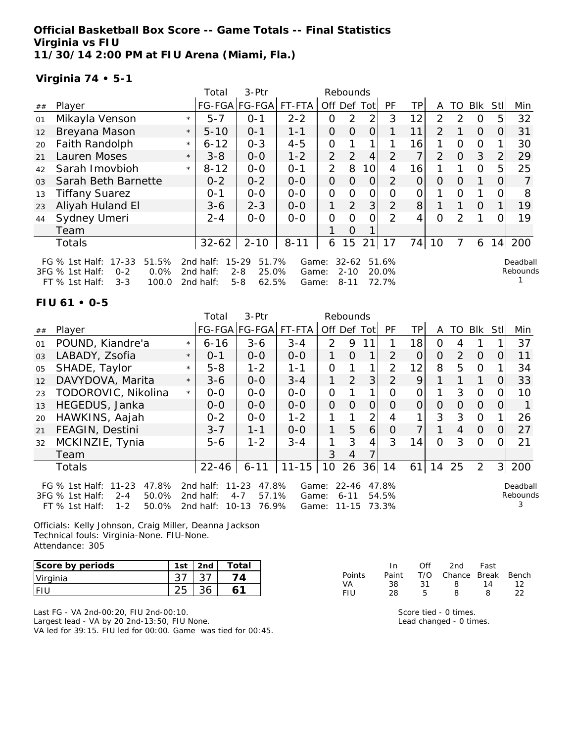# Official Basketball Box Score -- Game Totals -- Final Statistics
## Virginia vs FIU
### 11/30/14 2:00 PM at FIU Arena (Miami, Fla.)

**Virginia 74 • 5-1**

| ## | Player | | Total FG-FGA | 3-Ptr FG-FGA | FT-FTA | Rebounds Off | Def | Tot | PF | TP | A | TO | Blk | Stl | Min |
|---|---|---|---|---|---|---|---|---|---|---|---|---|---|---|---|
| 01 | Mikayla Venson | * | 5-7 | 0-1 | 2-2 | 0 | 2 | 2 | 3 | 12 | 2 | 2 | 0 | 5 | 32 |
| 12 | Breyana Mason | * | 5-10 | 0-1 | 1-1 | 0 | 0 | 0 | 1 | 11 | 2 | 1 | 0 | 0 | 31 |
| 20 | Faith Randolph | * | 6-12 | 0-3 | 4-5 | 0 | 1 | 1 | 1 | 16 | 1 | 0 | 0 | 1 | 30 |
| 21 | Lauren Moses | * | 3-8 | 0-0 | 1-2 | 2 | 2 | 4 | 2 | 7 | 2 | 0 | 3 | 2 | 29 |
| 42 | Sarah Imovbioh | * | 8-12 | 0-0 | 0-1 | 2 | 8 | 10 | 4 | 16 | 1 | 1 | 0 | 5 | 25 |
| 03 | Sarah Beth Barnette | | 0-2 | 0-2 | 0-0 | 0 | 0 | 0 | 2 | 0 | 0 | 0 | 1 | 0 | 7 |
| 13 | Tiffany Suarez | | 0-1 | 0-0 | 0-0 | 0 | 0 | 0 | 0 | 0 | 1 | 0 | 1 | 0 | 8 |
| 23 | Aliyah Huland El | | 3-6 | 2-3 | 0-0 | 1 | 2 | 3 | 2 | 8 | 1 | 1 | 0 | 1 | 19 |
| 44 | Sydney Umeri | | 2-4 | 0-0 | 0-0 | 0 | 0 | 0 | 2 | 4 | 0 | 2 | 1 | 0 | 19 |
| | Team | | | | | 1 | 0 | 1 | | | | | | | |
| | Totals | | 32-62 | 2-10 | 8-11 | 6 | 15 | 21 | 17 | 74 | 10 | 7 | 6 | 14 | 200 |

| | 1st Half | | 2nd half | | Game | |
|---|---|---|---|---|---|---|
| FG % | 17-33 | 51.5% | 15-29 | 51.7% | 32-62 | 51.6% |
| 3FG % | 0-2 | 0.0% | 2-8 | 25.0% | 2-10 | 20.0% |
| FT % | 3-3 | 100.0 | 5-8 | 62.5% | 8-11 | 72.7% |

Deadball Rebounds: 1

**FIU 61 • 0-5**

| ## | Player | | Total FG-FGA | 3-Ptr FG-FGA | FT-FTA | Rebounds Off | Def | Tot | PF | TP | A | TO | Blk | Stl | Min |
|---|---|---|---|---|---|---|---|---|---|---|---|---|---|---|---|
| 01 | POUND, Kiandre'a | * | 6-16 | 3-6 | 3-4 | 2 | 9 | 11 | 1 | 18 | 0 | 4 | 1 | 1 | 37 |
| 03 | LABADY, Zsofia | * | 0-1 | 0-0 | 0-0 | 1 | 0 | 1 | 2 | 0 | 0 | 2 | 0 | 0 | 11 |
| 05 | SHADE, Taylor | * | 5-8 | 1-2 | 1-1 | 0 | 1 | 1 | 2 | 12 | 8 | 5 | 0 | 1 | 34 |
| 12 | DAVYDOVA, Marita | * | 3-6 | 0-0 | 3-4 | 1 | 2 | 3 | 2 | 9 | 1 | 1 | 1 | 0 | 33 |
| 23 | TODOROVIC, Nikolina | * | 0-0 | 0-0 | 0-0 | 0 | 1 | 1 | 0 | 0 | 1 | 3 | 0 | 0 | 10 |
| 13 | HEGEDUS, Janka | | 0-0 | 0-0 | 0-0 | 0 | 0 | 0 | 0 | 0 | 0 | 0 | 0 | 0 | 1 |
| 20 | HAWKINS, Aajah | | 0-2 | 0-0 | 1-2 | 1 | 1 | 2 | 4 | 1 | 3 | 3 | 0 | 1 | 26 |
| 21 | FEAGIN, Destini | | 3-7 | 1-1 | 0-0 | 1 | 5 | 6 | 0 | 7 | 1 | 4 | 0 | 0 | 27 |
| 32 | MCKINZIE, Tynia | | 5-6 | 1-2 | 3-4 | 1 | 3 | 4 | 3 | 14 | 0 | 3 | 0 | 0 | 21 |
| | Team | | | | | 3 | 4 | 7 | | | | | | | |
| | Totals | | 22-46 | 6-11 | 11-15 | 10 | 26 | 36 | 14 | 61 | 14 | 25 | 2 | 3 | 200 |

| | 1st Half | | 2nd half | | Game | |
|---|---|---|---|---|---|---|
| FG % | 11-23 | 47.8% | 11-23 | 47.8% | 22-46 | 47.8% |
| 3FG % | 2-4 | 50.0% | 4-7 | 57.1% | 6-11 | 54.5% |
| FT % | 1-2 | 50.0% | 10-13 | 76.9% | 11-15 | 73.3% |

Deadball Rebounds: 3

Officials: Kelly Johnson, Craig Miller, Deanna Jackson
Technical fouls: Virginia-None. FIU-None.
Attendance: 305

| Score by periods | 1st | 2nd | Total |
|---|---|---|---|
| Virginia | 37 | 37 | 74 |
| FIU | 25 | 36 | 61 |

| Points | In Paint | Off T/O | 2nd Chance | Fast Break | Bench |
|---|---|---|---|---|---|
| VA | 38 | 31 | 8 | 14 | 12 |
| FIU | 28 | 5 | 8 | 8 | 22 |

Last FG - VA 2nd-00:20, FIU 2nd-00:10.
Largest lead - VA by 20 2nd-13:50, FIU None.
VA led for 39:15. FIU led for 00:00. Game was tied for 00:45.

Score tied - 0 times.
Lead changed - 0 times.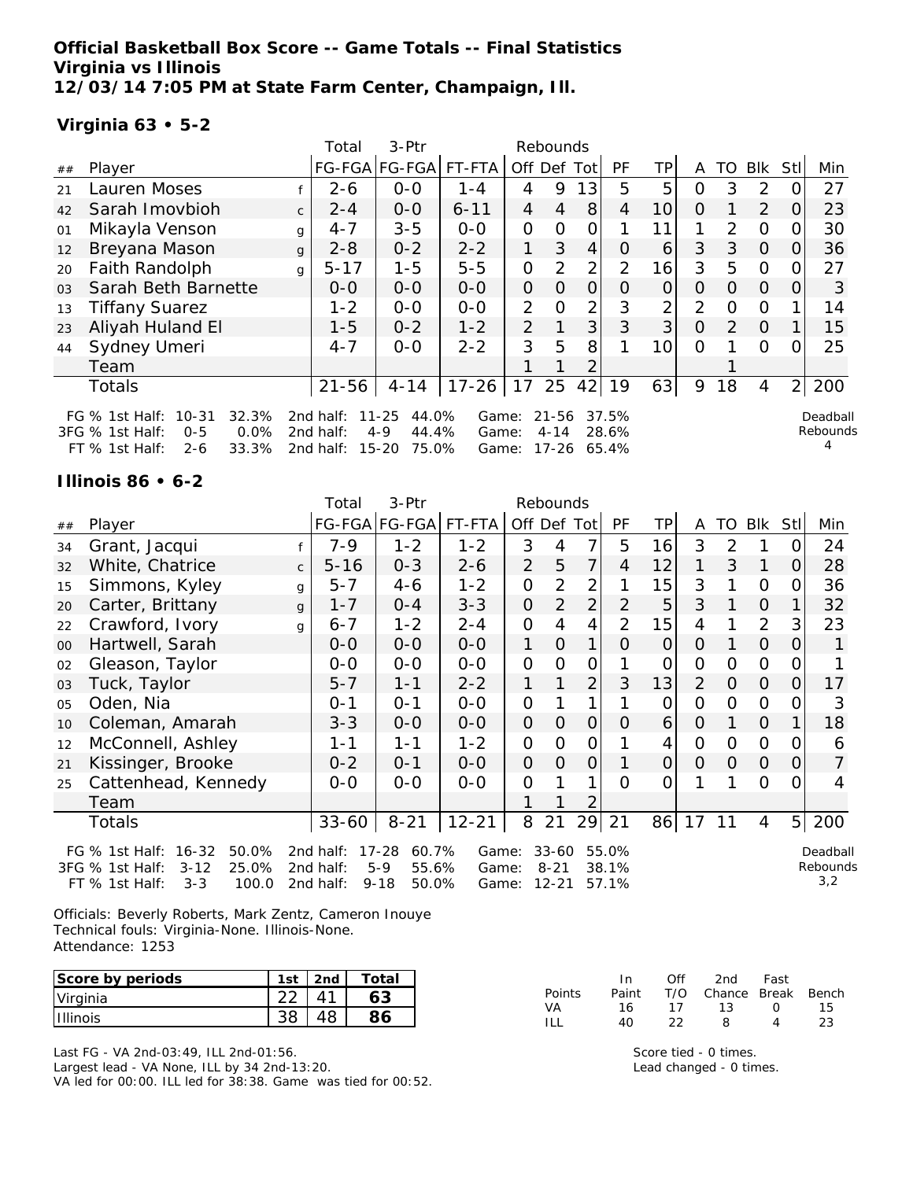**Official Basketball Box Score -- Game Totals -- Final Statistics**
**Virginia vs Illinois**
**12/03/14 7:05 PM at State Farm Center, Champaign, Ill.**

**Virginia 63 • 5-2**

| ## | Player | | Total FG-FGA | 3-Ptr FG-FGA | FT-FTA | Rebounds Off | Def | Tot | PF | TP | A | TO | Blk | Stl | Min |
|---|---|---|---|---|---|---|---|---|---|---|---|---|---|---|---|
| 21 | Lauren Moses | f | 2-6 | 0-0 | 1-4 | 4 | 9 | 13 | 5 | 5 | 0 | 3 | 2 | 0 | 27 |
| 42 | Sarah Imovbioh | c | 2-4 | 0-0 | 6-11 | 4 | 4 | 8 | 4 | 10 | 0 | 1 | 2 | 0 | 23 |
| 01 | Mikayla Venson | g | 4-7 | 3-5 | 0-0 | 0 | 0 | 0 | 1 | 11 | 1 | 2 | 0 | 0 | 30 |
| 12 | Breyana Mason | g | 2-8 | 0-2 | 2-2 | 1 | 3 | 4 | 0 | 6 | 3 | 3 | 0 | 0 | 36 |
| 20 | Faith Randolph | g | 5-17 | 1-5 | 5-5 | 0 | 2 | 2 | 2 | 16 | 3 | 5 | 0 | 0 | 27 |
| 03 | Sarah Beth Barnette | | 0-0 | 0-0 | 0-0 | 0 | 0 | 0 | 0 | 0 | 0 | 0 | 0 | 0 | 3 |
| 13 | Tiffany Suarez | | 1-2 | 0-0 | 0-0 | 2 | 0 | 2 | 3 | 2 | 2 | 0 | 0 | 1 | 14 |
| 23 | Aliyah Huland El | | 1-5 | 0-2 | 1-2 | 2 | 1 | 3 | 3 | 3 | 0 | 2 | 0 | 1 | 15 |
| 44 | Sydney Umeri | | 4-7 | 0-0 | 2-2 | 3 | 5 | 8 | 1 | 10 | 0 | 1 | 0 | 0 | 25 |
| | Team | | | | | 1 | 1 | 2 | | | | 1 | | | |
| | Totals | | 21-56 | 4-14 | 17-26 | 17 | 25 | 42 | 19 | 63 | 9 | 18 | 4 | 2 | 200 |

FG % 1st Half: 10-31 32.3% 2nd half: 11-25 44.0% Game: 21-56 37.5%
3FG % 1st Half: 0-5 0.0% 2nd half: 4-9 44.4% Game: 4-14 28.6%
FT % 1st Half: 2-6 33.3% 2nd half: 15-20 75.0% Game: 17-26 65.4%

Deadball Rebounds 4

**Illinois 86 • 6-2**

| ## | Player | | Total FG-FGA | 3-Ptr FG-FGA | FT-FTA | Rebounds Off | Def | Tot | PF | TP | A | TO | Blk | Stl | Min |
|---|---|---|---|---|---|---|---|---|---|---|---|---|---|---|---|
| 34 | Grant, Jacqui | f | 7-9 | 1-2 | 1-2 | 3 | 4 | 7 | 5 | 16 | 3 | 2 | 1 | 0 | 24 |
| 32 | White, Chatrice | c | 5-16 | 0-3 | 2-6 | 2 | 5 | 7 | 4 | 12 | 1 | 3 | 1 | 0 | 28 |
| 15 | Simmons, Kyley | g | 5-7 | 4-6 | 1-2 | 0 | 2 | 2 | 1 | 15 | 3 | 1 | 0 | 0 | 36 |
| 20 | Carter, Brittany | g | 1-7 | 0-4 | 3-3 | 0 | 2 | 2 | 2 | 5 | 3 | 1 | 0 | 1 | 32 |
| 22 | Crawford, Ivory | g | 6-7 | 1-2 | 2-4 | 0 | 4 | 4 | 2 | 15 | 4 | 1 | 2 | 3 | 23 |
| 00 | Hartwell, Sarah | | 0-0 | 0-0 | 0-0 | 1 | 0 | 1 | 0 | 0 | 0 | 1 | 0 | 0 | 1 |
| 02 | Gleason, Taylor | | 0-0 | 0-0 | 0-0 | 0 | 0 | 0 | 1 | 0 | 0 | 0 | 0 | 0 | 1 |
| 03 | Tuck, Taylor | | 5-7 | 1-1 | 2-2 | 1 | 1 | 2 | 3 | 13 | 2 | 0 | 0 | 0 | 17 |
| 05 | Oden, Nia | | 0-1 | 0-1 | 0-0 | 0 | 1 | 1 | 1 | 0 | 0 | 0 | 0 | 0 | 3 |
| 10 | Coleman, Amarah | | 3-3 | 0-0 | 0-0 | 0 | 0 | 0 | 0 | 6 | 0 | 1 | 0 | 1 | 18 |
| 12 | McConnell, Ashley | | 1-1 | 1-1 | 1-2 | 0 | 0 | 0 | 1 | 4 | 0 | 0 | 0 | 0 | 6 |
| 21 | Kissinger, Brooke | | 0-2 | 0-1 | 0-0 | 0 | 0 | 0 | 1 | 0 | 0 | 0 | 0 | 0 | 7 |
| 25 | Cattenhead, Kennedy | | 0-0 | 0-0 | 0-0 | 0 | 1 | 1 | 0 | 0 | 1 | 1 | 0 | 0 | 4 |
| | Team | | | | | 1 | 1 | 2 | | | | | | | |
| | Totals | | 33-60 | 8-21 | 12-21 | 8 | 21 | 29 | 21 | 86 | 17 | 11 | 4 | 5 | 200 |

FG % 1st Half: 16-32 50.0% 2nd half: 17-28 60.7% Game: 33-60 55.0%
3FG % 1st Half: 3-12 25.0% 2nd half: 5-9 55.6% Game: 8-21 38.1%
FT % 1st Half: 3-3 100.0 2nd half: 9-18 50.0% Game: 12-21 57.1%

Deadball Rebounds 3,2

Officials: Beverly Roberts, Mark Zentz, Cameron Inouye
Technical fouls: Virginia-None. Illinois-None.
Attendance: 1253

| Score by periods | 1st | 2nd | Total |
|---|---|---|---|
| Virginia | 22 | 41 | 63 |
| Illinois | 38 | 48 | 86 |

| Points | In Paint | Off T/O | 2nd Chance | Fast Break | Bench |
|---|---|---|---|---|---|
| VA | 16 | 17 | 13 | 0 | 15 |
| ILL | 40 | 22 | 8 | 4 | 23 |

Last FG - VA 2nd-03:49, ILL 2nd-01:56.
Largest lead - VA None, ILL by 34 2nd-13:20.
VA led for 00:00. ILL led for 38:38. Game was tied for 00:52.

Score tied - 0 times.
Lead changed - 0 times.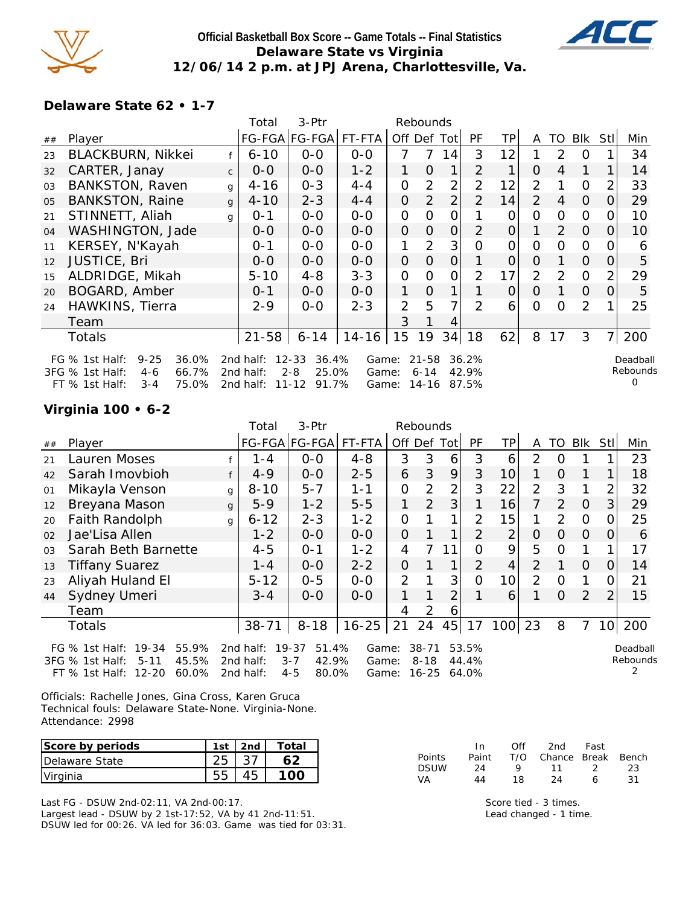# Official Basketball Box Score -- Game Totals -- Final Statistics
## Delaware State vs Virginia
### 12/06/14 2 p.m. at JPJ Arena, Charlottesville, Va.

**Delaware State 62 • 1-7**

| ## | Player | | Total FG-FGA | 3-Ptr FG-FGA | FT-FTA | Off | Def | Tot | PF | TP | A | TO | Blk | Stl | Min |
|---|---|---|---|---|---|---|---|---|---|---|---|---|---|---|---|
| 23 | BLACKBURN, Nikkei | f | 6-10 | 0-0 | 0-0 | 7 | 7 | 14 | 3 | 12 | 1 | 2 | 0 | 1 | 34 |
| 32 | CARTER, Janay | c | 0-0 | 0-0 | 1-2 | 1 | 0 | 1 | 2 | 1 | 0 | 4 | 1 | 1 | 14 |
| 03 | BANKSTON, Raven | g | 4-16 | 0-3 | 4-4 | 0 | 2 | 2 | 2 | 12 | 2 | 1 | 0 | 2 | 33 |
| 05 | BANKSTON, Raine | g | 4-10 | 2-3 | 4-4 | 0 | 2 | 2 | 2 | 14 | 2 | 4 | 0 | 0 | 29 |
| 21 | STINNETT, Aliah | g | 0-1 | 0-0 | 0-0 | 0 | 0 | 0 | 1 | 0 | 0 | 0 | 0 | 0 | 10 |
| 04 | WASHINGTON, Jade | | 0-0 | 0-0 | 0-0 | 0 | 0 | 0 | 2 | 0 | 1 | 2 | 0 | 0 | 10 |
| 11 | KERSEY, N'Kayah | | 0-1 | 0-0 | 0-0 | 1 | 2 | 3 | 0 | 0 | 0 | 0 | 0 | 0 | 6 |
| 12 | JUSTICE, Bri | | 0-0 | 0-0 | 0-0 | 0 | 0 | 0 | 1 | 0 | 0 | 1 | 0 | 0 | 5 |
| 15 | ALDRIDGE, Mikah | | 5-10 | 4-8 | 3-3 | 0 | 0 | 0 | 2 | 17 | 2 | 2 | 0 | 2 | 29 |
| 20 | BOGARD, Amber | | 0-1 | 0-0 | 0-0 | 1 | 0 | 1 | 1 | 0 | 0 | 1 | 0 | 0 | 5 |
| 24 | HAWKINS, Tierra | | 2-9 | 0-0 | 2-3 | 2 | 5 | 7 | 2 | 6 | 0 | 0 | 2 | 1 | 25 |
| | Team | | | | | 3 | 1 | 4 | | | | | | | |
| | Totals | | 21-58 | 6-14 | 14-16 | 15 | 19 | 34 | 18 | 62 | 8 | 17 | 3 | 7 | 200 |

FG % 1st Half: 9-25 36.0% | 2nd half: 12-33 36.4% | Game: 21-58 36.2%
3FG % 1st Half: 4-6 66.7% | 2nd half: 2-8 25.0% | Game: 6-14 42.9%
FT % 1st Half: 3-4 75.0% | 2nd half: 11-12 91.7% | Game: 14-16 87.5%
Deadball Rebounds 0

**Virginia 100 • 6-2**

| ## | Player | | Total FG-FGA | 3-Ptr FG-FGA | FT-FTA | Off | Def | Tot | PF | TP | A | TO | Blk | Stl | Min |
|---|---|---|---|---|---|---|---|---|---|---|---|---|---|---|---|
| 21 | Lauren Moses | f | 1-4 | 0-0 | 4-8 | 3 | 3 | 6 | 3 | 6 | 2 | 0 | 1 | 1 | 23 |
| 42 | Sarah Imovbioh | f | 4-9 | 0-0 | 2-5 | 6 | 3 | 9 | 3 | 10 | 1 | 0 | 1 | 1 | 18 |
| 01 | Mikayla Venson | g | 8-10 | 5-7 | 1-1 | 0 | 2 | 2 | 3 | 22 | 2 | 3 | 1 | 2 | 32 |
| 12 | Breyana Mason | g | 5-9 | 1-2 | 5-5 | 1 | 2 | 3 | 1 | 16 | 7 | 2 | 0 | 3 | 29 |
| 20 | Faith Randolph | g | 6-12 | 2-3 | 1-2 | 0 | 1 | 1 | 2 | 15 | 1 | 2 | 0 | 0 | 25 |
| 02 | Jae'Lisa Allen | | 1-2 | 0-0 | 0-0 | 0 | 1 | 1 | 2 | 2 | 0 | 0 | 0 | 0 | 6 |
| 03 | Sarah Beth Barnette | | 4-5 | 0-1 | 1-2 | 4 | 7 | 11 | 0 | 9 | 5 | 0 | 1 | 1 | 17 |
| 13 | Tiffany Suarez | | 1-4 | 0-0 | 2-2 | 0 | 1 | 1 | 2 | 4 | 2 | 1 | 0 | 0 | 14 |
| 23 | Aliyah Huland El | | 5-12 | 0-5 | 0-0 | 2 | 1 | 3 | 0 | 10 | 2 | 0 | 1 | 0 | 21 |
| 44 | Sydney Umeri | | 3-4 | 0-0 | 0-0 | 1 | 1 | 2 | 1 | 6 | 1 | 0 | 2 | 2 | 15 |
| | Team | | | | | 4 | 2 | 6 | | | | | | | |
| | Totals | | 38-71 | 8-18 | 16-25 | 21 | 24 | 45 | 17 | 100 | 23 | 8 | 7 | 10 | 200 |

FG % 1st Half: 19-34 55.9% | 2nd half: 19-37 51.4% | Game: 38-71 53.5%
3FG % 1st Half: 5-11 45.5% | 2nd half: 3-7 42.9% | Game: 8-18 44.4%
FT % 1st Half: 12-20 60.0% | 2nd half: 4-5 80.0% | Game: 16-25 64.0%
Deadball Rebounds 2

Officials: Rachelle Jones, Gina Cross, Karen Gruca
Technical fouls: Delaware State-None. Virginia-None.
Attendance: 2998

| Score by periods | 1st | 2nd | Total |
|---|---|---|---|
| Delaware State | 25 | 37 | 62 |
| Virginia | 55 | 45 | 100 |

| Points | In Paint | Off T/O | 2nd Chance | Fast Break | Bench |
|---|---|---|---|---|---|
| DSUW | 24 | 9 | 11 | 2 | 23 |
| VA | 44 | 18 | 24 | 6 | 31 |

Last FG - DSUW 2nd-02:11, VA 2nd-00:17.
Largest lead - DSUW by 2 1st-17:52, VA by 41 2nd-11:51.
DSUW led for 00:26. VA led for 36:03. Game was tied for 03:31.

Score tied - 3 times.
Lead changed - 1 time.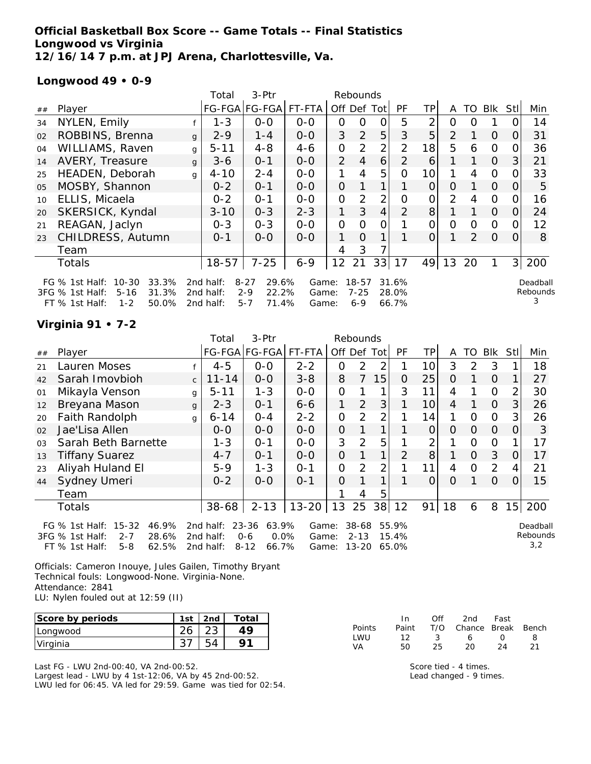**Official Basketball Box Score -- Game Totals -- Final Statistics**
**Longwood vs Virginia**
**12/16/14 7 p.m. at JPJ Arena, Charlottesville, Va.**

**Longwood 49 • 0-9**

| ## | Player | | Total FG-FGA | 3-Ptr FG-FGA | FT-FTA | Rebounds Off | Def | Tot | PF | TP | A | TO | Blk | Stl | Min |
|---|---|---|---|---|---|---|---|---|---|---|---|---|---|---|---|
| 34 | NYLEN, Emily | f | 1-3 | 0-0 | 0-0 | 0 | 0 | 0 | 5 | 2 | 0 | 0 | 1 | 0 | 14 |
| 02 | ROBBINS, Brenna | g | 2-9 | 1-4 | 0-0 | 3 | 2 | 5 | 3 | 5 | 2 | 1 | 0 | 0 | 31 |
| 04 | WILLIAMS, Raven | g | 5-11 | 4-8 | 4-6 | 0 | 2 | 2 | 2 | 18 | 5 | 6 | 0 | 0 | 36 |
| 14 | AVERY, Treasure | g | 3-6 | 0-1 | 0-0 | 2 | 4 | 6 | 2 | 6 | 1 | 1 | 0 | 3 | 21 |
| 25 | HEADEN, Deborah | g | 4-10 | 2-4 | 0-0 | 1 | 4 | 5 | 0 | 10 | 1 | 4 | 0 | 0 | 33 |
| 05 | MOSBY, Shannon | | 0-2 | 0-1 | 0-0 | 0 | 1 | 1 | 1 | 0 | 0 | 1 | 0 | 0 | 5 |
| 10 | ELLIS, Micaela | | 0-2 | 0-1 | 0-0 | 0 | 2 | 2 | 0 | 0 | 2 | 4 | 0 | 0 | 16 |
| 20 | SKERSICK, Kyndal | | 3-10 | 0-3 | 2-3 | 1 | 3 | 4 | 2 | 8 | 1 | 1 | 0 | 0 | 24 |
| 21 | REAGAN, Jaclyn | | 0-3 | 0-3 | 0-0 | 0 | 0 | 0 | 1 | 0 | 0 | 0 | 0 | 0 | 12 |
| 23 | CHILDRESS, Autumn | | 0-1 | 0-0 | 0-0 | 1 | 0 | 1 | 1 | 0 | 1 | 2 | 0 | 0 | 8 |
| | Team | | | | | 4 | 3 | 7 | | | | | | | |
| | Totals | | 18-57 | 7-25 | 6-9 | 12 | 21 | 33 | 17 | 49 | 13 | 20 | 1 | 3 | 200 |

FG % 1st Half: 10-30 33.3% 2nd half: 8-27 29.6% Game: 18-57 31.6%
3FG % 1st Half: 5-16 31.3% 2nd half: 2-9 22.2% Game: 7-25 28.0%
FT % 1st Half: 1-2 50.0% 2nd half: 5-7 71.4% Game: 6-9 66.7%
Deadball Rebounds: 3

**Virginia 91 • 7-2**

| ## | Player | | Total FG-FGA | 3-Ptr FG-FGA | FT-FTA | Rebounds Off | Def | Tot | PF | TP | A | TO | Blk | Stl | Min |
|---|---|---|---|---|---|---|---|---|---|---|---|---|---|---|---|
| 21 | Lauren Moses | f | 4-5 | 0-0 | 2-2 | 0 | 2 | 2 | 1 | 10 | 3 | 2 | 3 | 1 | 18 |
| 42 | Sarah Imovbioh | c | 11-14 | 0-0 | 3-8 | 8 | 7 | 15 | 0 | 25 | 0 | 1 | 0 | 1 | 27 |
| 01 | Mikayla Venson | g | 5-11 | 1-3 | 0-0 | 0 | 1 | 1 | 3 | 11 | 4 | 1 | 0 | 2 | 30 |
| 12 | Breyana Mason | g | 2-3 | 0-1 | 6-6 | 1 | 2 | 3 | 1 | 10 | 4 | 1 | 0 | 3 | 26 |
| 20 | Faith Randolph | g | 6-14 | 0-4 | 2-2 | 0 | 2 | 2 | 1 | 14 | 1 | 0 | 0 | 3 | 26 |
| 02 | Jae'Lisa Allen | | 0-0 | 0-0 | 0-0 | 0 | 1 | 1 | 1 | 0 | 0 | 0 | 0 | 0 | 3 |
| 03 | Sarah Beth Barnette | | 1-3 | 0-1 | 0-0 | 3 | 2 | 5 | 1 | 2 | 1 | 0 | 0 | 1 | 17 |
| 13 | Tiffany Suarez | | 4-7 | 0-1 | 0-0 | 0 | 1 | 1 | 2 | 8 | 1 | 0 | 3 | 0 | 17 |
| 23 | Aliyah Huland El | | 5-9 | 1-3 | 0-1 | 0 | 2 | 2 | 1 | 11 | 4 | 0 | 2 | 4 | 21 |
| 44 | Sydney Umeri | | 0-2 | 0-0 | 0-1 | 0 | 1 | 1 | 1 | 0 | 0 | 1 | 0 | 0 | 15 |
| | Team | | | | | 1 | 4 | 5 | | | | | | | |
| | Totals | | 38-68 | 2-13 | 13-20 | 13 | 25 | 38 | 12 | 91 | 18 | 6 | 8 | 15 | 200 |

FG % 1st Half: 15-32 46.9% 2nd half: 23-36 63.9% Game: 38-68 55.9%
3FG % 1st Half: 2-7 28.6% 2nd half: 0-6 0.0% Game: 2-13 15.4%
FT % 1st Half: 5-8 62.5% 2nd half: 8-12 66.7% Game: 13-20 65.0%
Deadball Rebounds: 3,2

Officials: Cameron Inouye, Jules Gailen, Timothy Bryant
Technical fouls: Longwood-None. Virginia-None.
Attendance: 2841
LU: Nylen fouled out at 12:59 (II)

| Score by periods | 1st | 2nd | Total |
|---|---|---|---|
| Longwood | 26 | 23 | 49 |
| Virginia | 37 | 54 | 91 |

| Points | In Paint | Off T/O | 2nd Chance | Fast Break | Bench |
|---|---|---|---|---|---|
| LWU | 12 | 3 | 6 | 0 | 8 |
| VA | 50 | 25 | 20 | 24 | 21 |

Last FG - LWU 2nd-00:40, VA 2nd-00:52.
Largest lead - LWU by 4 1st-12:06, VA by 45 2nd-00:52.
LWU led for 06:45. VA led for 29:59. Game was tied for 02:54.

Score tied - 4 times.
Lead changed - 9 times.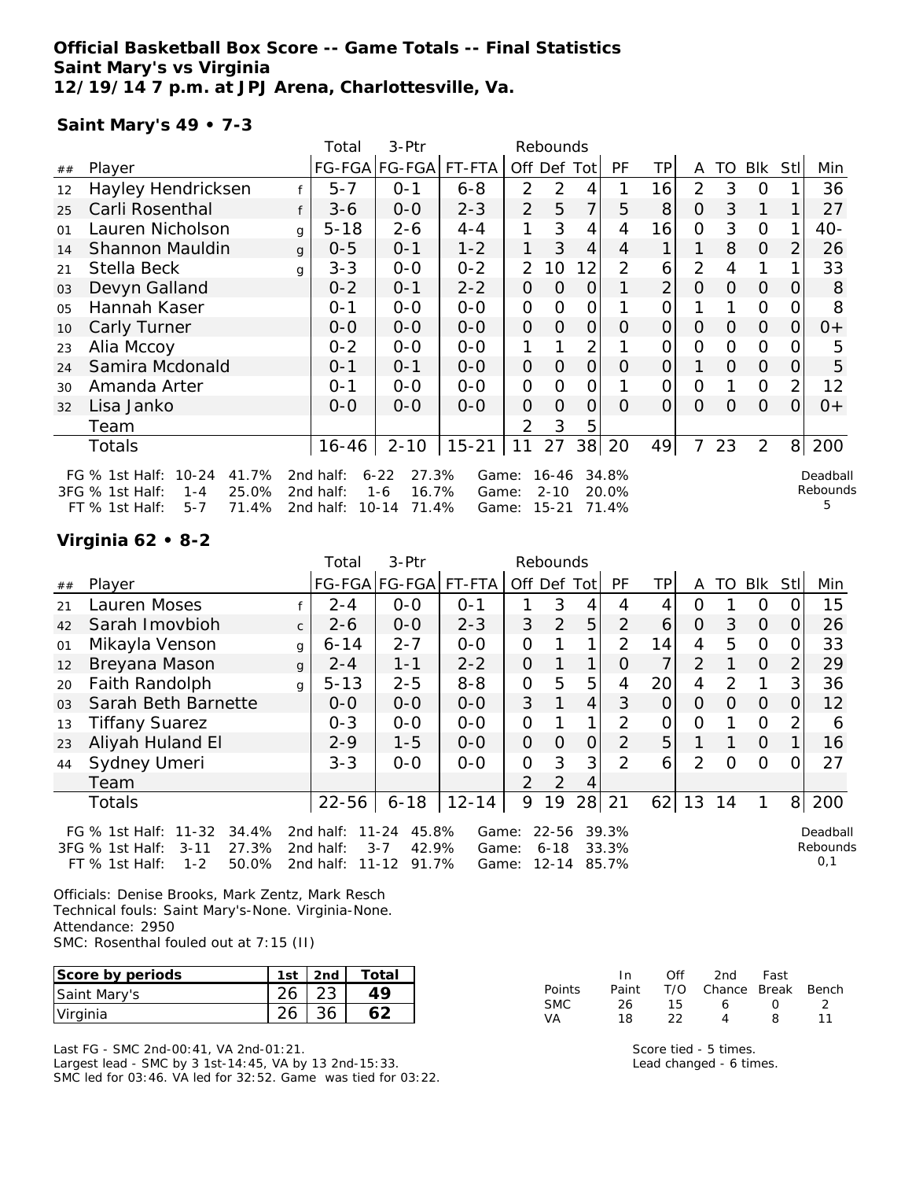**Official Basketball Box Score -- Game Totals -- Final Statistics**
**Saint Mary's vs Virginia**
**12/19/14 7 p.m. at JPJ Arena, Charlottesville, Va.**

**Saint Mary's 49 • 7-3**

| ## | Player | | Total FG-FGA | 3-Ptr FG-FGA | FT-FTA | Rebounds Off | Def | Tot | PF | TP | A | TO | Blk | Stl | Min |
|---|---|---|---|---|---|---|---|---|---|---|---|---|---|---|---|
| 12 | Hayley Hendricksen | f | 5-7 | 0-1 | 6-8 | 2 | 2 | 4 | 1 | 16 | 2 | 3 | 0 | 1 | 36 |
| 25 | Carli Rosenthal | f | 3-6 | 0-0 | 2-3 | 2 | 5 | 7 | 5 | 8 | 0 | 3 | 1 | 1 | 27 |
| 01 | Lauren Nicholson | g | 5-18 | 2-6 | 4-4 | 1 | 3 | 4 | 4 | 16 | 0 | 3 | 0 | 1 | 40- |
| 14 | Shannon Mauldin | g | 0-5 | 0-1 | 1-2 | 1 | 3 | 4 | 4 | 1 | 1 | 8 | 0 | 2 | 26 |
| 21 | Stella Beck | g | 3-3 | 0-0 | 0-2 | 2 | 10 | 12 | 2 | 6 | 2 | 4 | 1 | 1 | 33 |
| 03 | Devyn Galland | | 0-2 | 0-1 | 2-2 | 0 | 0 | 0 | 1 | 2 | 0 | 0 | 0 | 0 | 8 |
| 05 | Hannah Kaser | | 0-1 | 0-0 | 0-0 | 0 | 0 | 0 | 1 | 0 | 1 | 1 | 0 | 0 | 8 |
| 10 | Carly Turner | | 0-0 | 0-0 | 0-0 | 0 | 0 | 0 | 0 | 0 | 0 | 0 | 0 | 0 | 0+ |
| 23 | Alia Mccoy | | 0-2 | 0-0 | 0-0 | 1 | 1 | 2 | 1 | 0 | 0 | 0 | 0 | 0 | 5 |
| 24 | Samira Mcdonald | | 0-1 | 0-1 | 0-0 | 0 | 0 | 0 | 0 | 0 | 1 | 0 | 0 | 0 | 5 |
| 30 | Amanda Arter | | 0-1 | 0-0 | 0-0 | 0 | 0 | 0 | 1 | 0 | 0 | 1 | 0 | 2 | 12 |
| 32 | Lisa Janko | | 0-0 | 0-0 | 0-0 | 0 | 0 | 0 | 0 | 0 | 0 | 0 | 0 | 0 | 0+ |
| | Team | | | | | 2 | 3 | 5 | | | | | | | |
| | Totals | | 16-46 | 2-10 | 15-21 | 11 | 27 | 38 | 20 | 49 | 7 | 23 | 2 | 8 | 200 |

FG % 1st Half: 10-24 41.7% 2nd half: 6-22 27.3% Game: 16-46 34.8%
3FG % 1st Half: 1-4 25.0% 2nd half: 1-6 16.7% Game: 2-10 20.0%
FT % 1st Half: 5-7 71.4% 2nd half: 10-14 71.4% Game: 15-21 71.4%

Deadball Rebounds 5

**Virginia 62 • 8-2**

| ## | Player | | Total FG-FGA | 3-Ptr FG-FGA | FT-FTA | Rebounds Off | Def | Tot | PF | TP | A | TO | Blk | Stl | Min |
|---|---|---|---|---|---|---|---|---|---|---|---|---|---|---|---|
| 21 | Lauren Moses | f | 2-4 | 0-0 | 0-1 | 1 | 3 | 4 | 4 | 4 | 0 | 1 | 0 | 0 | 15 |
| 42 | Sarah Imovbioh | c | 2-6 | 0-0 | 2-3 | 3 | 2 | 5 | 2 | 6 | 0 | 3 | 0 | 0 | 26 |
| 01 | Mikayla Venson | g | 6-14 | 2-7 | 0-0 | 0 | 1 | 1 | 2 | 14 | 4 | 5 | 0 | 0 | 33 |
| 12 | Breyana Mason | g | 2-4 | 1-1 | 2-2 | 0 | 1 | 1 | 0 | 7 | 2 | 1 | 0 | 2 | 29 |
| 20 | Faith Randolph | g | 5-13 | 2-5 | 8-8 | 0 | 5 | 5 | 4 | 20 | 4 | 2 | 1 | 3 | 36 |
| 03 | Sarah Beth Barnette | | 0-0 | 0-0 | 0-0 | 3 | 1 | 4 | 3 | 0 | 0 | 0 | 0 | 0 | 12 |
| 13 | Tiffany Suarez | | 0-3 | 0-0 | 0-0 | 0 | 1 | 1 | 2 | 0 | 0 | 1 | 0 | 2 | 6 |
| 23 | Aliyah Huland El | | 2-9 | 1-5 | 0-0 | 0 | 0 | 0 | 2 | 5 | 1 | 1 | 0 | 1 | 16 |
| 44 | Sydney Umeri | | 3-3 | 0-0 | 0-0 | 0 | 3 | 3 | 2 | 6 | 2 | 0 | 0 | 0 | 27 |
| | Team | | | | | 2 | 2 | 4 | | | | | | | |
| | Totals | | 22-56 | 6-18 | 12-14 | 9 | 19 | 28 | 21 | 62 | 13 | 14 | 1 | 8 | 200 |

FG % 1st Half: 11-32 34.4% 2nd half: 11-24 45.8% Game: 22-56 39.3%
3FG % 1st Half: 3-11 27.3% 2nd half: 3-7 42.9% Game: 6-18 33.3%
FT % 1st Half: 1-2 50.0% 2nd half: 11-12 91.7% Game: 12-14 85.7%

Deadball Rebounds 0,1

Officials: Denise Brooks, Mark Zentz, Mark Resch
Technical fouls: Saint Mary's-None. Virginia-None.
Attendance: 2950
SMC: Rosenthal fouled out at 7:15 (II)

| Score by periods | 1st | 2nd | Total |
|---|---|---|---|
| Saint Mary's | 26 | 23 | 49 |
| Virginia | 26 | 36 | 62 |

| Points | In Paint | Off T/O | 2nd Chance | Fast Break | Bench |
|---|---|---|---|---|---|
| SMC | 26 | 15 | 6 | 0 | 2 |
| VA | 18 | 22 | 4 | 8 | 11 |

Last FG - SMC 2nd-00:41, VA 2nd-01:21.
Largest lead - SMC by 3 1st-14:45, VA by 13 2nd-15:33.
SMC led for 03:46. VA led for 32:52. Game was tied for 03:22.

Score tied - 5 times.
Lead changed - 6 times.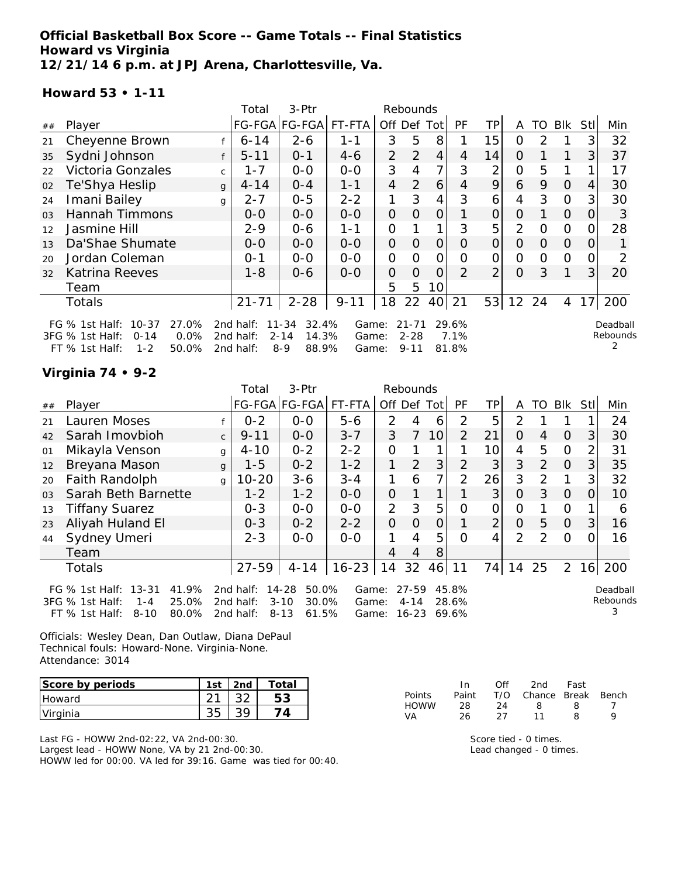**Official Basketball Box Score -- Game Totals -- Final Statistics**
**Howard vs Virginia**
**12/21/14 6 p.m. at JPJ Arena, Charlottesville, Va.**

**Howard 53 • 1-11**

| ## | Player | | Total FG-FGA | 3-Ptr FG-FGA | FT-FTA | Rebounds Off | Def | Tot | PF | TP | A | TO | Blk | Stl | Min |
|---|---|---|---|---|---|---|---|---|---|---|---|---|---|---|---|
| 21 | Cheyenne Brown | f | 6-14 | 2-6 | 1-1 | 3 | 5 | 8 | 1 | 15 | 0 | 2 | 1 | 3 | 32 |
| 35 | Sydni Johnson | f | 5-11 | 0-1 | 4-6 | 2 | 2 | 4 | 4 | 14 | 0 | 1 | 1 | 3 | 37 |
| 22 | Victoria Gonzales | c | 1-7 | 0-0 | 0-0 | 3 | 4 | 7 | 3 | 2 | 0 | 5 | 1 | 1 | 17 |
| 02 | Te'Shya Heslip | g | 4-14 | 0-4 | 1-1 | 4 | 2 | 6 | 4 | 9 | 6 | 9 | 0 | 4 | 30 |
| 24 | Imani Bailey | g | 2-7 | 0-5 | 2-2 | 1 | 3 | 4 | 3 | 6 | 4 | 3 | 0 | 3 | 30 |
| 03 | Hannah Timmons | | 0-0 | 0-0 | 0-0 | 0 | 0 | 0 | 1 | 0 | 0 | 1 | 0 | 0 | 3 |
| 12 | Jasmine Hill | | 2-9 | 0-6 | 1-1 | 0 | 1 | 1 | 3 | 5 | 2 | 0 | 0 | 0 | 28 |
| 13 | Da'Shae Shumate | | 0-0 | 0-0 | 0-0 | 0 | 0 | 0 | 0 | 0 | 0 | 0 | 0 | 0 | 1 |
| 20 | Jordan Coleman | | 0-1 | 0-0 | 0-0 | 0 | 0 | 0 | 0 | 0 | 0 | 0 | 0 | 0 | 2 |
| 32 | Katrina Reeves | | 1-8 | 0-6 | 0-0 | 0 | 0 | 0 | 2 | 2 | 0 | 3 | 1 | 3 | 20 |
| | Team | | | | | 5 | 5 | 10 | | | | | | | |
| | Totals | | 21-71 | 2-28 | 9-11 | 18 | 22 | 40 | 21 | 53 | 12 | 24 | 4 | 17 | 200 |

FG % 1st Half: 10-37 27.0% 2nd half: 11-34 32.4% Game: 21-71 29.6%
3FG % 1st Half: 0-14 0.0% 2nd half: 2-14 14.3% Game: 2-28 7.1%
FT % 1st Half: 1-2 50.0% 2nd half: 8-9 88.9% Game: 9-11 81.8%
Deadball Rebounds 2

**Virginia 74 • 9-2**

| ## | Player | | Total FG-FGA | 3-Ptr FG-FGA | FT-FTA | Rebounds Off | Def | Tot | PF | TP | A | TO | Blk | Stl | Min |
|---|---|---|---|---|---|---|---|---|---|---|---|---|---|---|---|
| 21 | Lauren Moses | f | 0-2 | 0-0 | 5-6 | 2 | 4 | 6 | 2 | 5 | 2 | 1 | 1 | 1 | 24 |
| 42 | Sarah Imovbioh | c | 9-11 | 0-0 | 3-7 | 3 | 7 | 10 | 2 | 21 | 0 | 4 | 0 | 3 | 30 |
| 01 | Mikayla Venson | g | 4-10 | 0-2 | 2-2 | 0 | 1 | 1 | 1 | 10 | 4 | 5 | 0 | 2 | 31 |
| 12 | Breyana Mason | g | 1-5 | 0-2 | 1-2 | 1 | 2 | 3 | 2 | 3 | 3 | 2 | 0 | 3 | 35 |
| 20 | Faith Randolph | g | 10-20 | 3-6 | 3-4 | 1 | 6 | 7 | 2 | 26 | 3 | 2 | 1 | 3 | 32 |
| 03 | Sarah Beth Barnette | | 1-2 | 1-2 | 0-0 | 0 | 1 | 1 | 1 | 3 | 0 | 3 | 0 | 0 | 10 |
| 13 | Tiffany Suarez | | 0-3 | 0-0 | 0-0 | 2 | 3 | 5 | 0 | 0 | 0 | 1 | 0 | 1 | 6 |
| 23 | Aliyah Huland El | | 0-3 | 0-2 | 2-2 | 0 | 0 | 0 | 1 | 2 | 0 | 5 | 0 | 3 | 16 |
| 44 | Sydney Umeri | | 2-3 | 0-0 | 0-0 | 1 | 4 | 5 | 0 | 4 | 2 | 2 | 0 | 0 | 16 |
| | Team | | | | | 4 | 4 | 8 | | | | | | | |
| | Totals | | 27-59 | 4-14 | 16-23 | 14 | 32 | 46 | 11 | 74 | 14 | 25 | 2 | 16 | 200 |

FG % 1st Half: 13-31 41.9% 2nd half: 14-28 50.0% Game: 27-59 45.8%
3FG % 1st Half: 1-4 25.0% 2nd half: 3-10 30.0% Game: 4-14 28.6%
FT % 1st Half: 8-10 80.0% 2nd half: 8-13 61.5% Game: 16-23 69.6%
Deadball Rebounds 3

Officials: Wesley Dean, Dan Outlaw, Diana DePaul
Technical fouls: Howard-None. Virginia-None.
Attendance: 3014

| Score by periods | 1st | 2nd | Total |
|---|---|---|---|
| Howard | 21 | 32 | 53 |
| Virginia | 35 | 39 | 74 |

| Points | In Paint | Off T/O | 2nd Chance | Fast Break | Bench |
|---|---|---|---|---|---|
| HOWW | 28 | 24 | 8 | 8 | 7 |
| VA | 26 | 27 | 11 | 8 | 9 |

Last FG - HOWW 2nd-02:22, VA 2nd-00:30.
Largest lead - HOWW None, VA by 21 2nd-00:30.
HOWW led for 00:00. VA led for 39:16. Game was tied for 00:40.

Score tied - 0 times.
Lead changed - 0 times.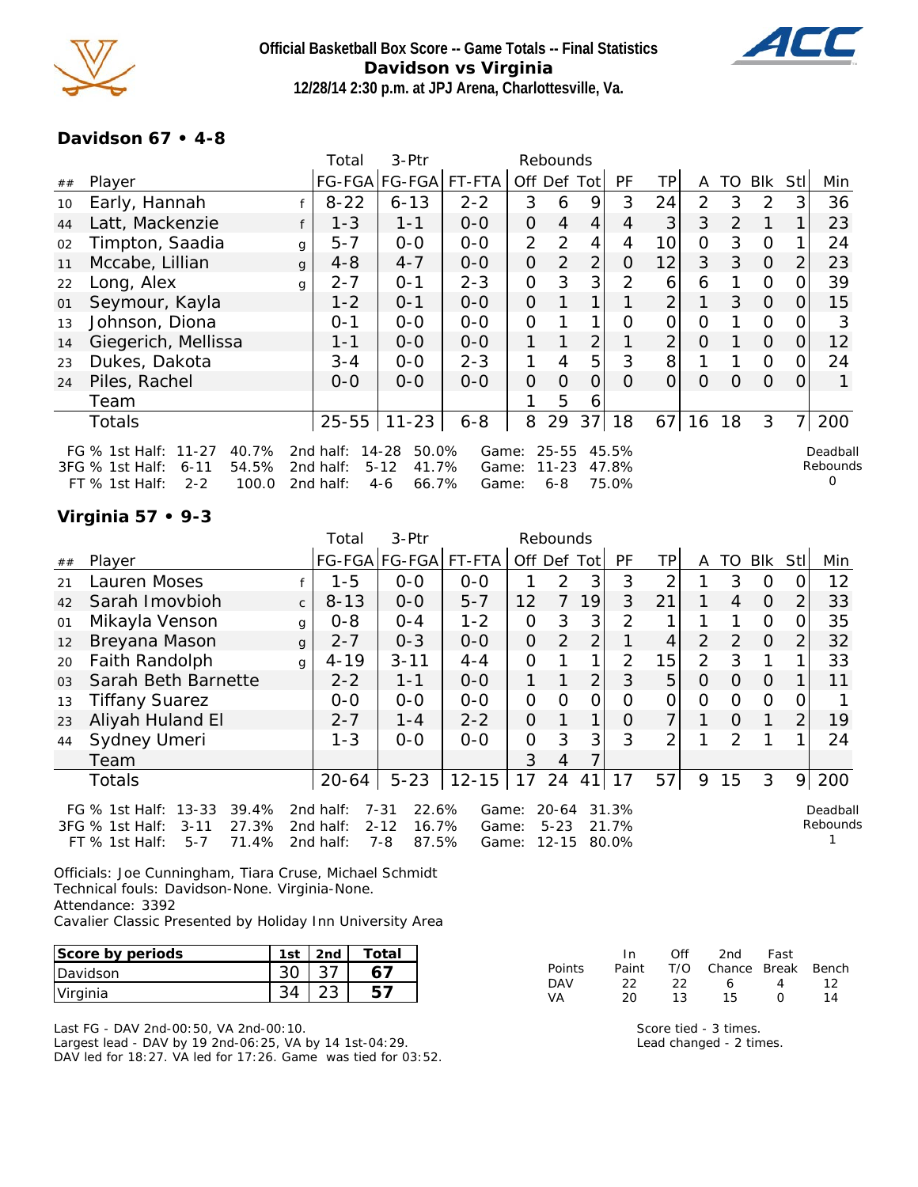**Official Basketball Box Score -- Game Totals -- Final Statistics**
**Davidson vs Virginia**
**12/28/14 2:30 p.m. at JPJ Arena, Charlottesville, Va.**

### Davidson 67 • 4-8

| ## | Player | | Total FG-FGA | 3-Ptr FG-FGA | FT-FTA | Rebounds Off | Def | Tot | PF | TP | A | TO | Blk | Stl | Min |
|---|---|---|---|---|---|---|---|---|---|---|---|---|---|---|---|
| 10 | Early, Hannah | f | 8-22 | 6-13 | 2-2 | 3 | 6 | 9 | 3 | 24 | 2 | 3 | 2 | 3 | 36 |
| 44 | Latt, Mackenzie | f | 1-3 | 1-1 | 0-0 | 0 | 4 | 4 | 4 | 3 | 3 | 2 | 1 | 1 | 23 |
| 02 | Timpton, Saadia | g | 5-7 | 0-0 | 0-0 | 2 | 2 | 4 | 4 | 10 | 0 | 3 | 0 | 1 | 24 |
| 11 | Mccabe, Lillian | g | 4-8 | 4-7 | 0-0 | 0 | 2 | 2 | 0 | 12 | 3 | 3 | 0 | 2 | 23 |
| 22 | Long, Alex | g | 2-7 | 0-1 | 2-3 | 0 | 3 | 3 | 2 | 6 | 6 | 1 | 0 | 0 | 39 |
| 01 | Seymour, Kayla | | 1-2 | 0-1 | 0-0 | 0 | 1 | 1 | 1 | 2 | 1 | 3 | 0 | 0 | 15 |
| 13 | Johnson, Diona | | 0-1 | 0-0 | 0-0 | 0 | 1 | 1 | 0 | 0 | 0 | 1 | 0 | 0 | 3 |
| 14 | Giegerich, Mellissa | | 1-1 | 0-0 | 0-0 | 1 | 1 | 2 | 1 | 2 | 0 | 1 | 0 | 0 | 12 |
| 23 | Dukes, Dakota | | 3-4 | 0-0 | 2-3 | 1 | 4 | 5 | 3 | 8 | 1 | 1 | 0 | 0 | 24 |
| 24 | Piles, Rachel | | 0-0 | 0-0 | 0-0 | 0 | 0 | 0 | 0 | 0 | 0 | 0 | 0 | 0 | 1 |
| | Team | | | | | 1 | 5 | 6 | | | | | | | |
| | Totals | | 25-55 | 11-23 | 6-8 | 8 | 29 | 37 | 18 | 67 | 16 | 18 | 3 | 7 | 200 |

FG % 1st Half: 11-27 40.7% 2nd half: 14-28 50.0% Game: 25-55 45.5%
3FG % 1st Half: 6-11 54.5% 2nd half: 5-12 41.7% Game: 11-23 47.8%
FT % 1st Half: 2-2 100.0 2nd half: 4-6 66.7% Game: 6-8 75.0%
Deadball Rebounds 0

### Virginia 57 • 9-3

| ## | Player | | Total FG-FGA | 3-Ptr FG-FGA | FT-FTA | Rebounds Off | Def | Tot | PF | TP | A | TO | Blk | Stl | Min |
|---|---|---|---|---|---|---|---|---|---|---|---|---|---|---|---|
| 21 | Lauren Moses | f | 1-5 | 0-0 | 0-0 | 1 | 2 | 3 | 3 | 2 | 1 | 3 | 0 | 0 | 12 |
| 42 | Sarah Imovbioh | c | 8-13 | 0-0 | 5-7 | 12 | 7 | 19 | 3 | 21 | 1 | 4 | 0 | 2 | 33 |
| 01 | Mikayla Venson | g | 0-8 | 0-4 | 1-2 | 0 | 3 | 3 | 2 | 1 | 1 | 1 | 0 | 0 | 35 |
| 12 | Breyana Mason | g | 2-7 | 0-3 | 0-0 | 0 | 2 | 2 | 1 | 4 | 2 | 2 | 0 | 2 | 32 |
| 20 | Faith Randolph | g | 4-19 | 3-11 | 4-4 | 0 | 1 | 1 | 2 | 15 | 2 | 3 | 1 | 1 | 33 |
| 03 | Sarah Beth Barnette | | 2-2 | 1-1 | 0-0 | 1 | 1 | 2 | 3 | 5 | 0 | 0 | 0 | 1 | 11 |
| 13 | Tiffany Suarez | | 0-0 | 0-0 | 0-0 | 0 | 0 | 0 | 0 | 0 | 0 | 0 | 0 | 0 | 1 |
| 23 | Aliyah Huland El | | 2-7 | 1-4 | 2-2 | 0 | 1 | 1 | 0 | 7 | 1 | 0 | 1 | 2 | 19 |
| 44 | Sydney Umeri | | 1-3 | 0-0 | 0-0 | 0 | 3 | 3 | 3 | 2 | 1 | 2 | 1 | 1 | 24 |
| | Team | | | | | 3 | 4 | 7 | | | | | | | |
| | Totals | | 20-64 | 5-23 | 12-15 | 17 | 24 | 41 | 17 | 57 | 9 | 15 | 3 | 9 | 200 |

FG % 1st Half: 13-33 39.4% 2nd half: 7-31 22.6% Game: 20-64 31.3%
3FG % 1st Half: 3-11 27.3% 2nd half: 2-12 16.7% Game: 5-23 21.7%
FT % 1st Half: 5-7 71.4% 2nd half: 7-8 87.5% Game: 12-15 80.0%
Deadball Rebounds 1

Officials: Joe Cunningham, Tiara Cruse, Michael Schmidt
Technical fouls: Davidson-None. Virginia-None.
Attendance: 3392
Cavalier Classic Presented by Holiday Inn University Area

| Score by periods | 1st | 2nd | Total |
|---|---|---|---|
| Davidson | 30 | 37 | 67 |
| Virginia | 34 | 23 | 57 |

| Points | In Paint | Off T/O | 2nd Chance | Fast Break | Bench |
|---|---|---|---|---|---|
| DAV | 22 | 22 | 6 | 4 | 12 |
| VA | 20 | 13 | 15 | 0 | 14 |

Last FG - DAV 2nd-00:50, VA 2nd-00:10.
Largest lead - DAV by 19 2nd-06:25, VA by 14 1st-04:29.
DAV led for 18:27. VA led for 17:26. Game was tied for 03:52.

Score tied - 3 times.
Lead changed - 2 times.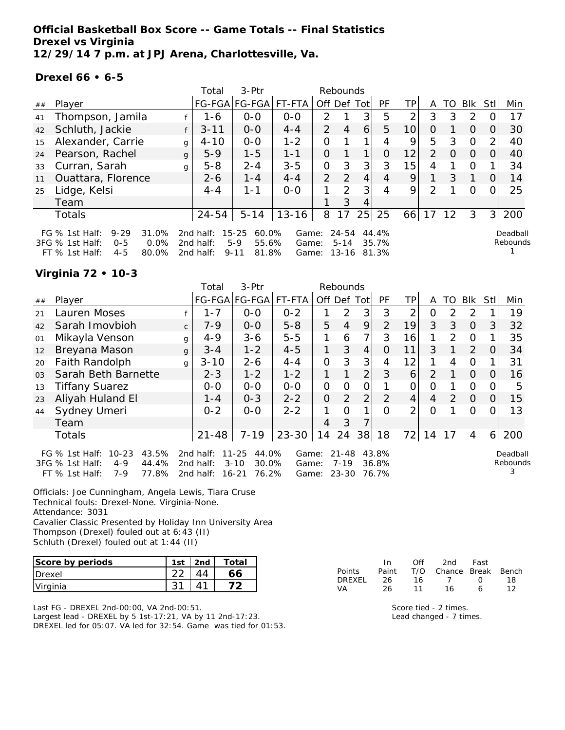**Official Basketball Box Score -- Game Totals -- Final Statistics**
**Drexel vs Virginia**
**12/29/14 7 p.m. at JPJ Arena, Charlottesville, Va.**

**Drexel 66 • 6-5**

| ## | Player | | Total FG-FGA | 3-Ptr FG-FGA | FT-FTA | Rebounds Off | Def | Tot | PF | TP | A | TO | Blk | Stl | Min |
|---|---|---|---|---|---|---|---|---|---|---|---|---|---|---|---|
| 41 | Thompson, Jamila | f | 1-6 | 0-0 | 0-0 | 2 | 1 | 3 | 5 | 2 | 3 | 3 | 2 | 0 | 17 |
| 42 | Schluth, Jackie | f | 3-11 | 0-0 | 4-4 | 2 | 4 | 6 | 5 | 10 | 0 | 1 | 0 | 0 | 30 |
| 15 | Alexander, Carrie | g | 4-10 | 0-0 | 1-2 | 0 | 1 | 1 | 4 | 9 | 5 | 3 | 0 | 2 | 40 |
| 24 | Pearson, Rachel | g | 5-9 | 1-5 | 1-1 | 0 | 1 | 1 | 0 | 12 | 2 | 0 | 0 | 0 | 40 |
| 33 | Curran, Sarah | g | 5-8 | 2-4 | 3-5 | 0 | 3 | 3 | 3 | 15 | 4 | 1 | 0 | 1 | 34 |
| 11 | Ouattara, Florence | | 2-6 | 1-4 | 4-4 | 2 | 2 | 4 | 4 | 9 | 1 | 3 | 1 | 0 | 14 |
| 25 | Lidge, Kelsi | | 4-4 | 1-1 | 0-0 | 1 | 2 | 3 | 4 | 9 | 2 | 1 | 0 | 0 | 25 |
| | Team | | | | | 1 | 3 | 4 | | | | | | | |
| | Totals | | 24-54 | 5-14 | 13-16 | 8 | 17 | 25 | 25 | 66 | 17 | 12 | 3 | 3 | 200 |

FG % 1st Half: 9-29 31.0% | 2nd half: 15-25 60.0% | Game: 24-54 44.4%
3FG % 1st Half: 0-5 0.0% | 2nd half: 5-9 55.6% | Game: 5-14 35.7%
FT % 1st Half: 4-5 80.0% | 2nd half: 9-11 81.8% | Game: 13-16 81.3%

Deadball Rebounds: 1

**Virginia 72 • 10-3**

| ## | Player | | Total FG-FGA | 3-Ptr FG-FGA | FT-FTA | Rebounds Off | Def | Tot | PF | TP | A | TO | Blk | Stl | Min |
|---|---|---|---|---|---|---|---|---|---|---|---|---|---|---|---|
| 21 | Lauren Moses | f | 1-7 | 0-0 | 0-2 | 1 | 2 | 3 | 3 | 2 | 0 | 2 | 2 | 1 | 19 |
| 42 | Sarah Imovbioh | c | 7-9 | 0-0 | 5-8 | 5 | 4 | 9 | 2 | 19 | 3 | 3 | 0 | 3 | 32 |
| 01 | Mikayla Venson | g | 4-9 | 3-6 | 5-5 | 1 | 6 | 7 | 3 | 16 | 1 | 2 | 0 | 1 | 35 |
| 12 | Breyana Mason | g | 3-4 | 1-2 | 4-5 | 1 | 3 | 4 | 0 | 11 | 3 | 1 | 2 | 0 | 34 |
| 20 | Faith Randolph | g | 3-10 | 2-6 | 4-4 | 0 | 3 | 3 | 4 | 12 | 1 | 4 | 0 | 1 | 31 |
| 03 | Sarah Beth Barnette | | 2-3 | 1-2 | 1-2 | 1 | 1 | 2 | 3 | 6 | 2 | 1 | 0 | 0 | 16 |
| 13 | Tiffany Suarez | | 0-0 | 0-0 | 0-0 | 0 | 0 | 0 | 1 | 0 | 0 | 1 | 0 | 0 | 5 |
| 23 | Aliyah Huland El | | 1-4 | 0-3 | 2-2 | 0 | 2 | 2 | 2 | 4 | 4 | 2 | 0 | 0 | 15 |
| 44 | Sydney Umeri | | 0-2 | 0-0 | 2-2 | 1 | 0 | 1 | 0 | 2 | 0 | 1 | 0 | 0 | 13 |
| | Team | | | | | 4 | 3 | 7 | | | | | | | |
| | Totals | | 21-48 | 7-19 | 23-30 | 14 | 24 | 38 | 18 | 72 | 14 | 17 | 4 | 6 | 200 |

FG % 1st Half: 10-23 43.5% | 2nd half: 11-25 44.0% | Game: 21-48 43.8%
3FG % 1st Half: 4-9 44.4% | 2nd half: 3-10 30.0% | Game: 7-19 36.8%
FT % 1st Half: 7-9 77.8% | 2nd half: 16-21 76.2% | Game: 23-30 76.7%

Deadball Rebounds: 3

Officials: Joe Cunningham, Angela Lewis, Tiara Cruse
Technical fouls: Drexel-None. Virginia-None.
Attendance: 3031
Cavalier Classic Presented by Holiday Inn University Area
Thompson (Drexel) fouled out at 6:43 (II)
Schluth (Drexel) fouled out at 1:44 (II)

| Score by periods | 1st | 2nd | Total |
|---|---|---|---|
| Drexel | 22 | 44 | **66** |
| Virginia | 31 | 41 | **72** |

| Points | In Paint | Off T/O | 2nd Chance | Fast Break | Bench |
|---|---|---|---|---|---|
| DREXEL | 26 | 16 | 7 | 0 | 18 |
| VA | 26 | 11 | 16 | 6 | 12 |

Last FG - DREXEL 2nd-00:00, VA 2nd-00:51.
Largest lead - DREXEL by 5 1st-17:21, VA by 11 2nd-17:23.
DREXEL led for 05:07. VA led for 32:54. Game was tied for 01:53.

Score tied - 2 times.
Lead changed - 7 times.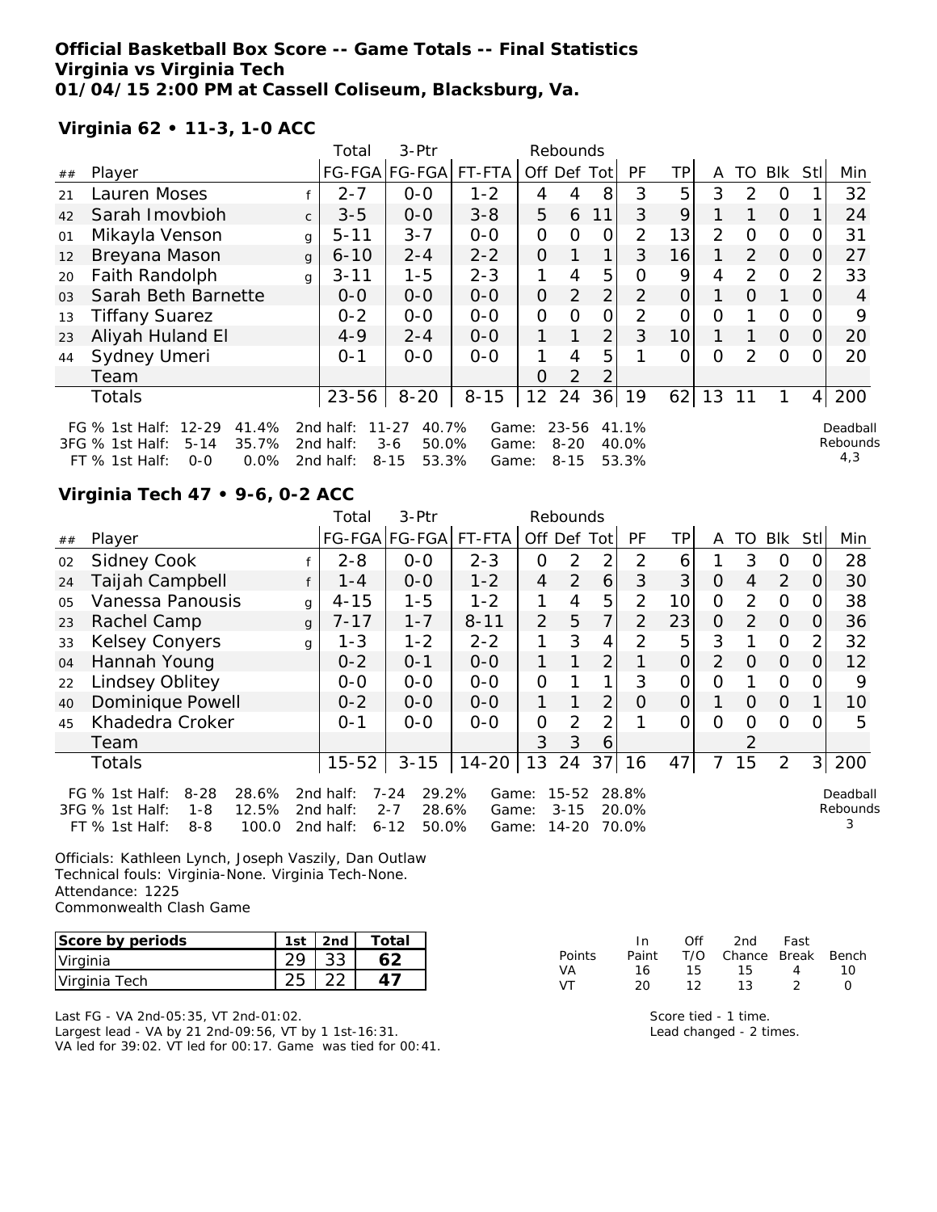**Official Basketball Box Score -- Game Totals -- Final Statistics**
**Virginia vs Virginia Tech**
**01/04/15 2:00 PM at Cassell Coliseum, Blacksburg, Va.**

**Virginia 62 • 11-3, 1-0 ACC**

| ## | Player | | Total FG-FGA | 3-Ptr FG-FGA | FT-FTA | Off | Def | Tot | PF | TP | A | TO | Blk | Stl | Min |
|---|---|---|---|---|---|---|---|---|---|---|---|---|---|---|---|
| 21 | Lauren Moses | f | 2-7 | 0-0 | 1-2 | 4 | 4 | 8 | 3 | 5 | 3 | 2 | 0 | 1 | 32 |
| 42 | Sarah Imovbioh | c | 3-5 | 0-0 | 3-8 | 5 | 6 | 11 | 3 | 9 | 1 | 1 | 0 | 1 | 24 |
| 01 | Mikayla Venson | g | 5-11 | 3-7 | 0-0 | 0 | 0 | 0 | 2 | 13 | 2 | 0 | 0 | 0 | 31 |
| 12 | Breyana Mason | g | 6-10 | 2-4 | 2-2 | 0 | 1 | 1 | 3 | 16 | 1 | 2 | 0 | 0 | 27 |
| 20 | Faith Randolph | g | 3-11 | 1-5 | 2-3 | 1 | 4 | 5 | 0 | 9 | 4 | 2 | 0 | 2 | 33 |
| 03 | Sarah Beth Barnette | | 0-0 | 0-0 | 0-0 | 0 | 2 | 2 | 2 | 0 | 1 | 0 | 1 | 0 | 4 |
| 13 | Tiffany Suarez | | 0-2 | 0-0 | 0-0 | 0 | 0 | 0 | 2 | 0 | 0 | 1 | 0 | 0 | 9 |
| 23 | Aliyah Huland El | | 4-9 | 2-4 | 0-0 | 1 | 1 | 2 | 3 | 10 | 1 | 1 | 0 | 0 | 20 |
| 44 | Sydney Umeri | | 0-1 | 0-0 | 0-0 | 1 | 4 | 5 | 1 | 0 | 0 | 2 | 0 | 0 | 20 |
| | Team | | | | | 0 | 2 | 2 | | | | | | | |
| | Totals | | 23-56 | 8-20 | 8-15 | 12 | 24 | 36 | 19 | 62 | 13 | 11 | 1 | 4 | 200 |

FG % 1st Half: 12-29 41.4% 2nd half: 11-27 40.7% Game: 23-56 41.1%
3FG % 1st Half: 5-14 35.7% 2nd half: 3-6 50.0% Game: 8-20 40.0%
FT % 1st Half: 0-0 0.0% 2nd half: 8-15 53.3% Game: 8-15 53.3%
Deadball Rebounds 4,3

**Virginia Tech 47 • 9-6, 0-2 ACC**

| ## | Player | | Total FG-FGA | 3-Ptr FG-FGA | FT-FTA | Off | Def | Tot | PF | TP | A | TO | Blk | Stl | Min |
|---|---|---|---|---|---|---|---|---|---|---|---|---|---|---|---|
| 02 | Sidney Cook | f | 2-8 | 0-0 | 2-3 | 0 | 2 | 2 | 2 | 6 | 1 | 3 | 0 | 0 | 28 |
| 24 | Taijah Campbell | f | 1-4 | 0-0 | 1-2 | 4 | 2 | 6 | 3 | 3 | 0 | 4 | 2 | 0 | 30 |
| 05 | Vanessa Panousis | g | 4-15 | 1-5 | 1-2 | 1 | 4 | 5 | 2 | 10 | 0 | 2 | 0 | 0 | 38 |
| 23 | Rachel Camp | g | 7-17 | 1-7 | 8-11 | 2 | 5 | 7 | 2 | 23 | 0 | 2 | 0 | 0 | 36 |
| 33 | Kelsey Conyers | g | 1-3 | 1-2 | 2-2 | 1 | 3 | 4 | 2 | 5 | 3 | 1 | 0 | 2 | 32 |
| 04 | Hannah Young | | 0-2 | 0-1 | 0-0 | 1 | 1 | 2 | 1 | 0 | 2 | 0 | 0 | 0 | 12 |
| 22 | Lindsey Oblitey | | 0-0 | 0-0 | 0-0 | 0 | 1 | 1 | 3 | 0 | 0 | 1 | 0 | 0 | 9 |
| 40 | Dominique Powell | | 0-2 | 0-0 | 0-0 | 1 | 1 | 2 | 0 | 0 | 1 | 0 | 0 | 1 | 10 |
| 45 | Khadedra Croker | | 0-1 | 0-0 | 0-0 | 0 | 2 | 2 | 1 | 0 | 0 | 0 | 0 | 0 | 5 |
| | Team | | | | | 3 | 3 | 6 | | | | 2 | | | |
| | Totals | | 15-52 | 3-15 | 14-20 | 13 | 24 | 37 | 16 | 47 | 7 | 15 | 2 | 3 | 200 |

FG % 1st Half: 8-28 28.6% 2nd half: 7-24 29.2% Game: 15-52 28.8%
3FG % 1st Half: 1-8 12.5% 2nd half: 2-7 28.6% Game: 3-15 20.0%
FT % 1st Half: 8-8 100.0 2nd half: 6-12 50.0% Game: 14-20 70.0%
Deadball Rebounds 3

Officials: Kathleen Lynch, Joseph Vaszily, Dan Outlaw
Technical fouls: Virginia-None. Virginia Tech-None.
Attendance: 1225
Commonwealth Clash Game

| Score by periods | 1st | 2nd | Total |
|---|---|---|---|
| Virginia | 29 | 33 | 62 |
| Virginia Tech | 25 | 22 | 47 |

| Points | In Paint | Off T/O | 2nd Chance | Fast Break | Bench |
|---|---|---|---|---|---|
| VA | 16 | 15 | 15 | 4 | 10 |
| VT | 20 | 12 | 13 | 2 | 0 |

Last FG - VA 2nd-05:35, VT 2nd-01:02.
Largest lead - VA by 21 2nd-09:56, VT by 1 1st-16:31.
VA led for 39:02. VT led for 00:17. Game was tied for 00:41.

Score tied - 1 time.
Lead changed - 2 times.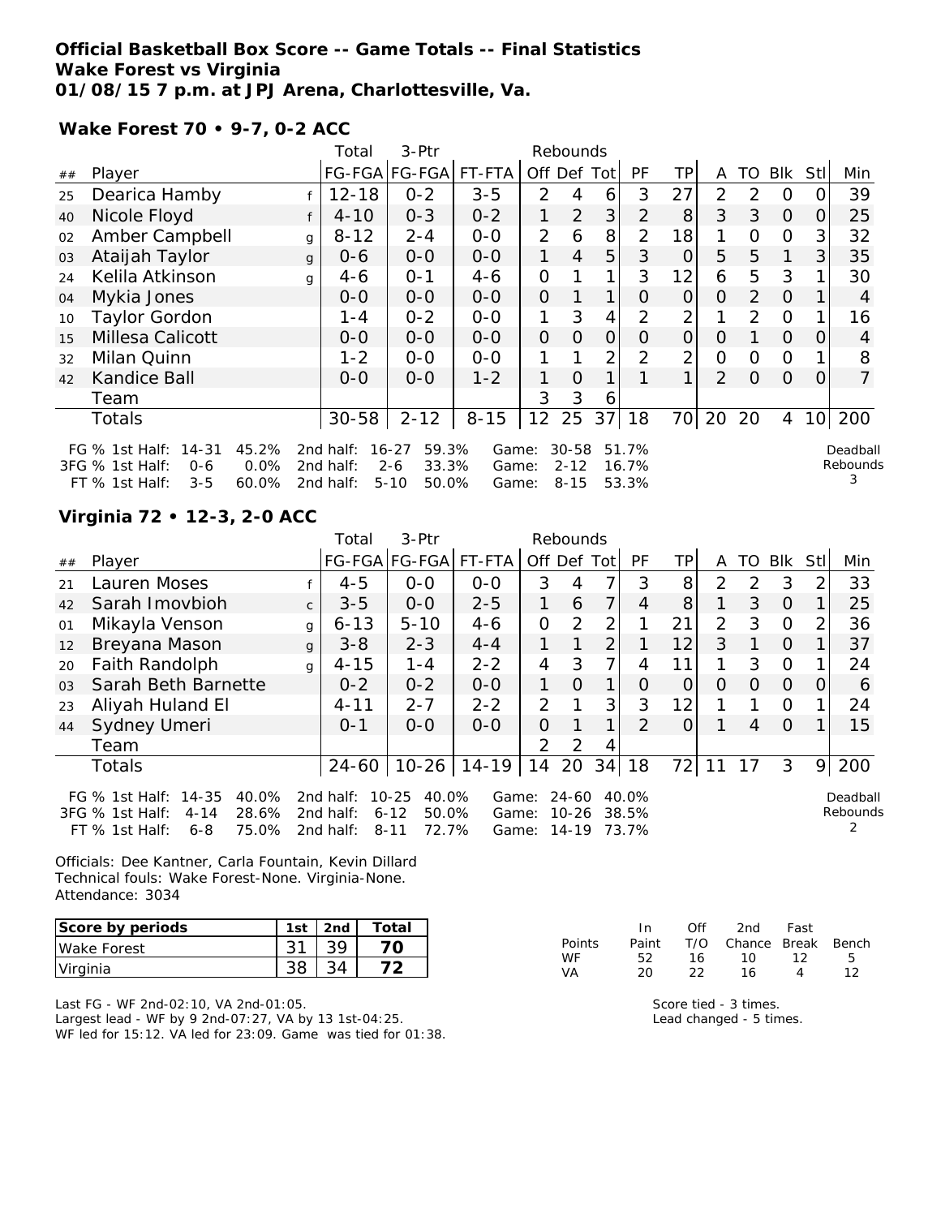**Official Basketball Box Score -- Game Totals -- Final Statistics**
**Wake Forest vs Virginia**
**01/08/15 7 p.m. at JPJ Arena, Charlottesville, Va.**

**Wake Forest 70 • 9-7, 0-2 ACC**

| ## | Player | | Total FG-FGA | 3-Ptr FG-FGA | FT-FTA | Rebounds Off | Def | Tot | PF | TP | A | TO | Blk | Stl | Min |
|---|---|---|---|---|---|---|---|---|---|---|---|---|---|---|---|
| 25 | Dearica Hamby | f | 12-18 | 0-2 | 3-5 | 2 | 4 | 6 | 3 | 27 | 2 | 2 | 0 | 0 | 39 |
| 40 | Nicole Floyd | f | 4-10 | 0-3 | 0-2 | 1 | 2 | 3 | 2 | 8 | 3 | 3 | 0 | 0 | 25 |
| 02 | Amber Campbell | g | 8-12 | 2-4 | 0-0 | 2 | 6 | 8 | 2 | 18 | 1 | 0 | 0 | 3 | 32 |
| 03 | Ataijah Taylor | g | 0-6 | 0-0 | 0-0 | 1 | 4 | 5 | 3 | 0 | 5 | 5 | 1 | 3 | 35 |
| 24 | Kelila Atkinson | g | 4-6 | 0-1 | 4-6 | 0 | 1 | 1 | 3 | 12 | 6 | 5 | 3 | 1 | 30 |
| 04 | Mykia Jones | | 0-0 | 0-0 | 0-0 | 0 | 1 | 1 | 0 | 0 | 0 | 2 | 0 | 1 | 4 |
| 10 | Taylor Gordon | | 1-4 | 0-2 | 0-0 | 1 | 3 | 4 | 2 | 2 | 1 | 2 | 0 | 1 | 16 |
| 15 | Millesa Calicott | | 0-0 | 0-0 | 0-0 | 0 | 0 | 0 | 0 | 0 | 0 | 1 | 0 | 0 | 4 |
| 32 | Milan Quinn | | 1-2 | 0-0 | 0-0 | 1 | 1 | 2 | 2 | 2 | 0 | 0 | 0 | 1 | 8 |
| 42 | Kandice Ball | | 0-0 | 0-0 | 1-2 | 1 | 0 | 1 | 1 | 1 | 2 | 0 | 0 | 0 | 7 |
| | Team | | | | | 3 | 3 | 6 | | | | | | | |
| | Totals | | 30-58 | 2-12 | 8-15 | 12 | 25 | 37 | 18 | 70 | 20 | 20 | 4 | 10 | 200 |

FG % 1st Half: 14-31 45.2% 2nd half: 16-27 59.3% Game: 30-58 51.7%
3FG % 1st Half: 0-6 0.0% 2nd half: 2-6 33.3% Game: 2-12 16.7%
FT % 1st Half: 3-5 60.0% 2nd half: 5-10 50.0% Game: 8-15 53.3%

Deadball Rebounds 3

**Virginia 72 • 12-3, 2-0 ACC**

| ## | Player | | Total FG-FGA | 3-Ptr FG-FGA | FT-FTA | Rebounds Off | Def | Tot | PF | TP | A | TO | Blk | Stl | Min |
|---|---|---|---|---|---|---|---|---|---|---|---|---|---|---|---|
| 21 | Lauren Moses | f | 4-5 | 0-0 | 0-0 | 3 | 4 | 7 | 3 | 8 | 2 | 2 | 3 | 2 | 33 |
| 42 | Sarah Imovbioh | c | 3-5 | 0-0 | 2-5 | 1 | 6 | 7 | 4 | 8 | 1 | 3 | 0 | 1 | 25 |
| 01 | Mikayla Venson | g | 6-13 | 5-10 | 4-6 | 0 | 2 | 2 | 1 | 21 | 2 | 3 | 0 | 2 | 36 |
| 12 | Breyana Mason | g | 3-8 | 2-3 | 4-4 | 1 | 1 | 2 | 1 | 12 | 3 | 1 | 0 | 1 | 37 |
| 20 | Faith Randolph | g | 4-15 | 1-4 | 2-2 | 4 | 3 | 7 | 4 | 11 | 1 | 3 | 0 | 1 | 24 |
| 03 | Sarah Beth Barnette | | 0-2 | 0-2 | 0-0 | 1 | 0 | 1 | 0 | 0 | 0 | 0 | 0 | 0 | 6 |
| 23 | Aliyah Huland El | | 4-11 | 2-7 | 2-2 | 2 | 1 | 3 | 3 | 12 | 1 | 1 | 0 | 1 | 24 |
| 44 | Sydney Umeri | | 0-1 | 0-0 | 0-0 | 0 | 1 | 1 | 2 | 0 | 1 | 4 | 0 | 1 | 15 |
| | Team | | | | | 2 | 2 | 4 | | | | | | | |
| | Totals | | 24-60 | 10-26 | 14-19 | 14 | 20 | 34 | 18 | 72 | 11 | 17 | 3 | 9 | 200 |

FG % 1st Half: 14-35 40.0% 2nd half: 10-25 40.0% Game: 24-60 40.0%
3FG % 1st Half: 4-14 28.6% 2nd half: 6-12 50.0% Game: 10-26 38.5%
FT % 1st Half: 6-8 75.0% 2nd half: 8-11 72.7% Game: 14-19 73.7%

Deadball Rebounds 2

Officials: Dee Kantner, Carla Fountain, Kevin Dillard
Technical fouls: Wake Forest-None. Virginia-None.
Attendance: 3034

| Score by periods | 1st | 2nd | Total |
|---|---|---|---|
| Wake Forest | 31 | 39 | 70 |
| Virginia | 38 | 34 | 72 |

| Points | In Paint | Off T/O | 2nd Chance | Fast Break | Bench |
|---|---|---|---|---|---|
| WF | 52 | 16 | 10 | 12 | 5 |
| VA | 20 | 22 | 16 | 4 | 12 |

Last FG - WF 2nd-02:10, VA 2nd-01:05.
Largest lead - WF by 9 2nd-07:27, VA by 13 1st-04:25.
WF led for 15:12. VA led for 23:09. Game was tied for 01:38.

Score tied - 3 times.
Lead changed - 5 times.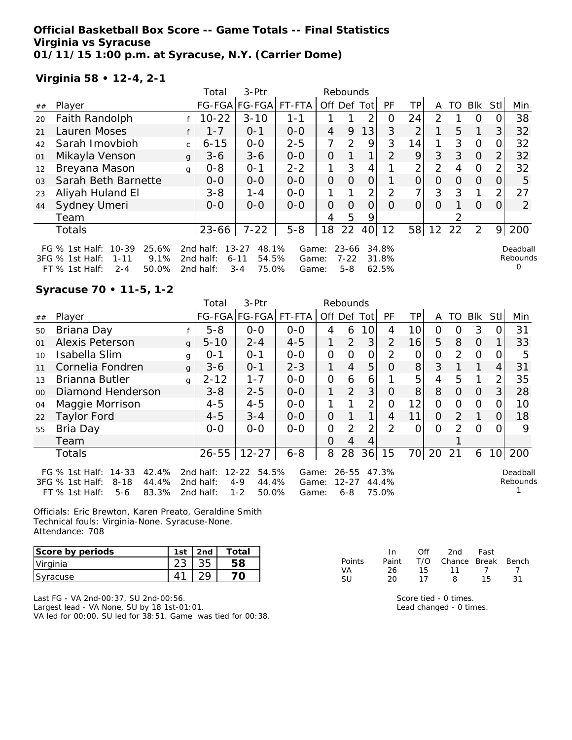**Official Basketball Box Score -- Game Totals -- Final Statistics**
**Virginia vs Syracuse**
**01/11/15 1:00 p.m. at Syracuse, N.Y. (Carrier Dome)**

**Virginia 58 • 12-4, 2-1**

| ## | Player | | Total FG-FGA | 3-Ptr FG-FGA | FT-FTA | Rebounds Off | Def | Tot | PF | TP | A | TO | Blk | Stl | Min |
|---|---|---|---|---|---|---|---|---|---|---|---|---|---|---|---|
| 20 | Faith Randolph | f | 10-22 | 3-10 | 1-1 | 1 | 1 | 2 | 0 | 24 | 2 | 1 | 0 | 0 | 38 |
| 21 | Lauren Moses | f | 1-7 | 0-1 | 0-0 | 4 | 9 | 13 | 3 | 2 | 1 | 5 | 1 | 3 | 32 |
| 42 | Sarah Imovbioh | c | 6-15 | 0-0 | 2-5 | 7 | 2 | 9 | 3 | 14 | 1 | 3 | 0 | 0 | 32 |
| 01 | Mikayla Venson | g | 3-6 | 3-6 | 0-0 | 0 | 1 | 1 | 2 | 9 | 3 | 3 | 0 | 2 | 32 |
| 12 | Breyana Mason | g | 0-8 | 0-1 | 2-2 | 1 | 3 | 4 | 1 | 2 | 2 | 4 | 0 | 2 | 32 |
| 03 | Sarah Beth Barnette | | 0-0 | 0-0 | 0-0 | 0 | 0 | 0 | 1 | 0 | 0 | 0 | 0 | 0 | 5 |
| 23 | Aliyah Huland El | | 3-8 | 1-4 | 0-0 | 1 | 1 | 2 | 2 | 7 | 3 | 3 | 1 | 2 | 27 |
| 44 | Sydney Umeri | | 0-0 | 0-0 | 0-0 | 0 | 0 | 0 | 0 | 0 | 0 | 1 | 0 | 0 | 2 |
| | Team | | | | | 4 | 5 | 9 | | | | 2 | | | |
| | Totals | | 23-66 | 7-22 | 5-8 | 18 | 22 | 40 | 12 | 58 | 12 | 22 | 2 | 9 | 200 |

FG % 1st Half: 10-39 25.6% 2nd half: 13-27 48.1% Game: 23-66 34.8%
3FG % 1st Half: 1-11 9.1% 2nd half: 6-11 54.5% Game: 7-22 31.8%
FT % 1st Half: 2-4 50.0% 2nd half: 3-4 75.0% Game: 5-8 62.5%

Deadball Rebounds 0

**Syracuse 70 • 11-5, 1-2**

| ## | Player | | Total FG-FGA | 3-Ptr FG-FGA | FT-FTA | Rebounds Off | Def | Tot | PF | TP | A | TO | Blk | Stl | Min |
|---|---|---|---|---|---|---|---|---|---|---|---|---|---|---|---|
| 50 | Briana Day | f | 5-8 | 0-0 | 0-0 | 4 | 6 | 10 | 4 | 10 | 0 | 0 | 3 | 0 | 31 |
| 01 | Alexis Peterson | g | 5-10 | 2-4 | 4-5 | 1 | 2 | 3 | 2 | 16 | 5 | 8 | 0 | 1 | 33 |
| 10 | Isabella Slim | g | 0-1 | 0-1 | 0-0 | 0 | 0 | 0 | 2 | 0 | 0 | 2 | 0 | 0 | 5 |
| 11 | Cornelia Fondren | g | 3-6 | 0-1 | 2-3 | 1 | 4 | 5 | 0 | 8 | 3 | 1 | 1 | 4 | 31 |
| 13 | Brianna Butler | g | 2-12 | 1-7 | 0-0 | 0 | 6 | 6 | 1 | 5 | 4 | 5 | 1 | 2 | 35 |
| 00 | Diamond Henderson | | 3-8 | 2-5 | 0-0 | 1 | 2 | 3 | 0 | 8 | 8 | 0 | 0 | 3 | 28 |
| 04 | Maggie Morrison | | 4-5 | 4-5 | 0-0 | 1 | 1 | 2 | 0 | 12 | 0 | 0 | 0 | 0 | 10 |
| 22 | Taylor Ford | | 4-5 | 3-4 | 0-0 | 0 | 1 | 1 | 4 | 11 | 0 | 2 | 1 | 0 | 18 |
| 55 | Bria Day | | 0-0 | 0-0 | 0-0 | 0 | 2 | 2 | 2 | 0 | 0 | 2 | 0 | 0 | 9 |
| | Team | | | | | 0 | 4 | 4 | | | | 1 | | | |
| | Totals | | 26-55 | 12-27 | 6-8 | 8 | 28 | 36 | 15 | 70 | 20 | 21 | 6 | 10 | 200 |

FG % 1st Half: 14-33 42.4% 2nd half: 12-22 54.5% Game: 26-55 47.3%
3FG % 1st Half: 8-18 44.4% 2nd half: 4-9 44.4% Game: 12-27 44.4%
FT % 1st Half: 5-6 83.3% 2nd half: 1-2 50.0% Game: 6-8 75.0%

Deadball Rebounds 1

Officials: Eric Brewton, Karen Preato, Geraldine Smith
Technical fouls: Virginia-None. Syracuse-None.
Attendance: 708

| Score by periods | 1st | 2nd | Total |
|---|---|---|---|
| Virginia | 23 | 35 | 58 |
| Syracuse | 41 | 29 | 70 |

| Points | In Paint | Off T/O | 2nd Chance | Fast Break | Bench |
|---|---|---|---|---|---|
| VA | 26 | 15 | 11 | 7 | 7 |
| SU | 20 | 17 | 8 | 15 | 31 |

Last FG - VA 2nd-00:37, SU 2nd-00:56.
Largest lead - VA None, SU by 18 1st-01:01.
VA led for 00:00. SU led for 38:51. Game was tied for 00:38.

Score tied - 0 times.
Lead changed - 0 times.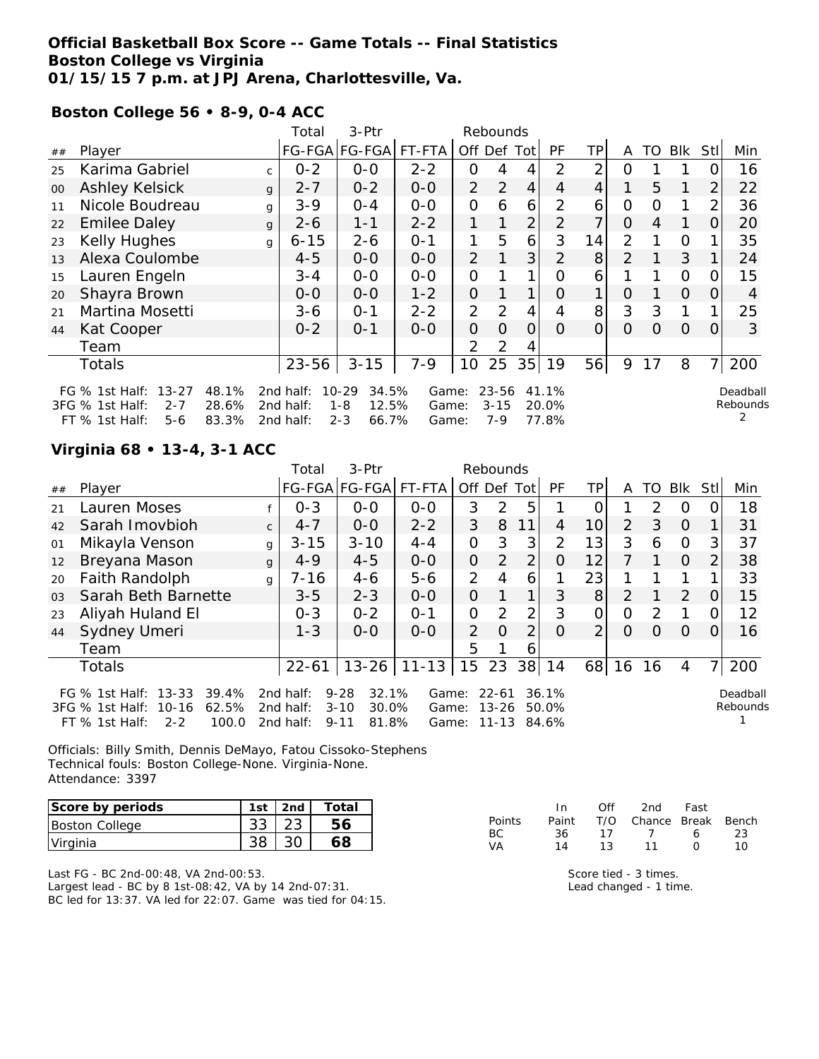**Official Basketball Box Score -- Game Totals -- Final Statistics**
**Boston College vs Virginia**
**01/15/15 7 p.m. at JPJ Arena, Charlottesville, Va.**

**Boston College 56 • 8-9, 0-4 ACC**

| ## | Player | | Total FG-FGA | 3-Ptr FG-FGA | FT-FTA | Off | Def | Tot | PF | TP | A | TO | Blk | Stl | Min |
|---|---|---|---|---|---|---|---|---|---|---|---|---|---|---|---|
| 25 | Karima Gabriel | c | 0-2 | 0-0 | 2-2 | 0 | 4 | 4 | 2 | 2 | 0 | 1 | 1 | 0 | 16 |
| 00 | Ashley Kelsick | g | 2-7 | 0-2 | 0-0 | 2 | 2 | 4 | 4 | 4 | 1 | 5 | 1 | 2 | 22 |
| 11 | Nicole Boudreau | g | 3-9 | 0-4 | 0-0 | 0 | 6 | 6 | 2 | 6 | 0 | 0 | 1 | 2 | 36 |
| 22 | Emilee Daley | g | 2-6 | 1-1 | 2-2 | 1 | 1 | 2 | 2 | 7 | 0 | 4 | 1 | 0 | 20 |
| 23 | Kelly Hughes | g | 6-15 | 2-6 | 0-1 | 1 | 5 | 6 | 3 | 14 | 2 | 1 | 0 | 1 | 35 |
| 13 | Alexa Coulombe | | 4-5 | 0-0 | 0-0 | 2 | 1 | 3 | 2 | 8 | 2 | 1 | 3 | 1 | 24 |
| 15 | Lauren Engeln | | 3-4 | 0-0 | 0-0 | 0 | 1 | 1 | 0 | 6 | 1 | 1 | 0 | 0 | 15 |
| 20 | Shayra Brown | | 0-0 | 0-0 | 1-2 | 0 | 1 | 1 | 0 | 1 | 0 | 1 | 0 | 0 | 4 |
| 21 | Martina Mosetti | | 3-6 | 0-1 | 2-2 | 2 | 2 | 4 | 4 | 8 | 3 | 3 | 1 | 1 | 25 |
| 44 | Kat Cooper | | 0-2 | 0-1 | 0-0 | 0 | 0 | 0 | 0 | 0 | 0 | 0 | 0 | 0 | 3 |
| | Team | | | | | 2 | 2 | 4 | | | | | | | |
| | Totals | | 23-56 | 3-15 | 7-9 | 10 | 25 | 35 | 19 | 56 | 9 | 17 | 8 | 7 | 200 |

FG % 1st Half: 13-27 48.1% 2nd half: 10-29 34.5% Game: 23-56 41.1%
3FG % 1st Half: 2-7 28.6% 2nd half: 1-8 12.5% Game: 3-15 20.0%
FT % 1st Half: 5-6 83.3% 2nd half: 2-3 66.7% Game: 7-9 77.8%
Deadball Rebounds 2

**Virginia 68 • 13-4, 3-1 ACC**

| ## | Player | | Total FG-FGA | 3-Ptr FG-FGA | FT-FTA | Off | Def | Tot | PF | TP | A | TO | Blk | Stl | Min |
|---|---|---|---|---|---|---|---|---|---|---|---|---|---|---|---|
| 21 | Lauren Moses | f | 0-3 | 0-0 | 0-0 | 3 | 2 | 5 | 1 | 0 | 1 | 2 | 0 | 0 | 18 |
| 42 | Sarah Imovbioh | c | 4-7 | 0-0 | 2-2 | 3 | 8 | 11 | 4 | 10 | 2 | 3 | 0 | 1 | 31 |
| 01 | Mikayla Venson | g | 3-15 | 3-10 | 4-4 | 0 | 3 | 3 | 2 | 13 | 3 | 6 | 0 | 3 | 37 |
| 12 | Breyana Mason | g | 4-9 | 4-5 | 0-0 | 0 | 2 | 2 | 0 | 12 | 7 | 1 | 0 | 2 | 38 |
| 20 | Faith Randolph | g | 7-16 | 4-6 | 5-6 | 2 | 4 | 6 | 1 | 23 | 1 | 1 | 1 | 1 | 33 |
| 03 | Sarah Beth Barnette | | 3-5 | 2-3 | 0-0 | 0 | 1 | 1 | 3 | 8 | 2 | 1 | 2 | 0 | 15 |
| 23 | Aliyah Huland El | | 0-3 | 0-2 | 0-1 | 0 | 2 | 2 | 3 | 0 | 0 | 2 | 1 | 0 | 12 |
| 44 | Sydney Umeri | | 1-3 | 0-0 | 0-0 | 2 | 0 | 2 | 0 | 2 | 0 | 0 | 0 | 0 | 16 |
| | Team | | | | | 5 | 1 | 6 | | | | | | | |
| | Totals | | 22-61 | 13-26 | 11-13 | 15 | 23 | 38 | 14 | 68 | 16 | 16 | 4 | 7 | 200 |

FG % 1st Half: 13-33 39.4% 2nd half: 9-28 32.1% Game: 22-61 36.1%
3FG % 1st Half: 10-16 62.5% 2nd half: 3-10 30.0% Game: 13-26 50.0%
FT % 1st Half: 2-2 100.0 2nd half: 9-11 81.8% Game: 11-13 84.6%
Deadball Rebounds 1

Officials: Billy Smith, Dennis DeMayo, Fatou Cissoko-Stephens
Technical fouls: Boston College-None. Virginia-None.
Attendance: 3397

| Score by periods | 1st | 2nd | Total |
|---|---|---|---|
| Boston College | 33 | 23 | 56 |
| Virginia | 38 | 30 | 68 |

| Points | In Paint | Off T/O | 2nd Chance | Fast Break | Bench |
|---|---|---|---|---|---|
| BC | 36 | 17 | 7 | 6 | 23 |
| VA | 14 | 13 | 11 | 0 | 10 |

Last FG - BC 2nd-00:48, VA 2nd-00:53.
Largest lead - BC by 8 1st-08:42, VA by 14 2nd-07:31.
BC led for 13:37. VA led for 22:07. Game was tied for 04:15.

Score tied - 3 times.
Lead changed - 1 time.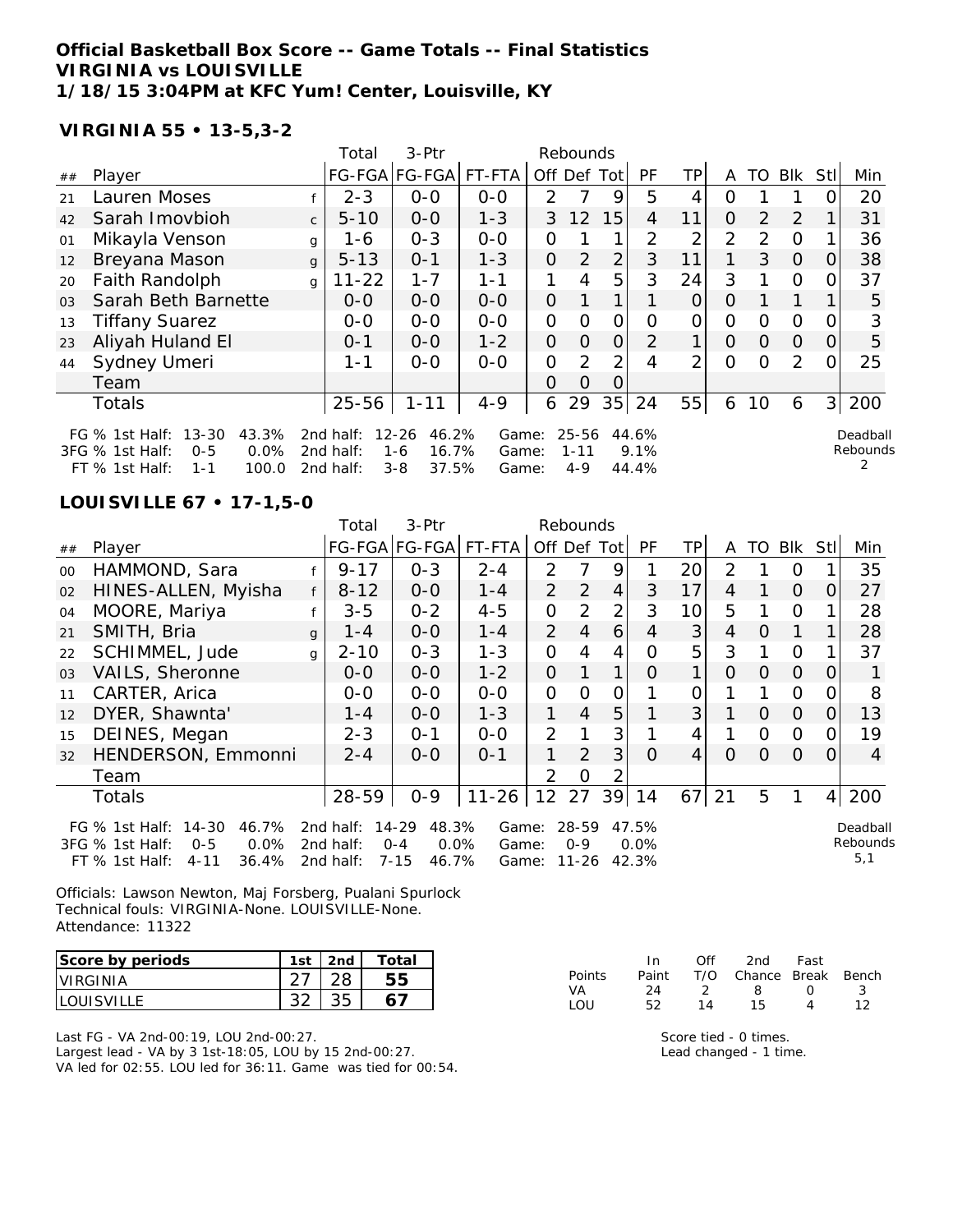**Official Basketball Box Score -- Game Totals -- Final Statistics**
**VIRGINIA vs LOUISVILLE**
**1/18/15 3:04PM at KFC Yum! Center, Louisville, KY**

**VIRGINIA 55 • 13-5,3-2**

| ## | Player | | Total FG-FGA | 3-Ptr FG-FGA | FT-FTA | Off | Def | Tot | PF | TP | A | TO | Blk | Stl | Min |
|---|---|---|---|---|---|---|---|---|---|---|---|---|---|---|---|
| 21 | Lauren Moses | f | 2-3 | 0-0 | 0-0 | 2 | 7 | 9 | 5 | 4 | 0 | 1 | 1 | 0 | 20 |
| 42 | Sarah Imovbioh | c | 5-10 | 0-0 | 1-3 | 3 | 12 | 15 | 4 | 11 | 0 | 2 | 2 | 1 | 31 |
| 01 | Mikayla Venson | g | 1-6 | 0-3 | 0-0 | 0 | 1 | 1 | 2 | 2 | 2 | 2 | 0 | 1 | 36 |
| 12 | Breyana Mason | g | 5-13 | 0-1 | 1-3 | 0 | 2 | 2 | 3 | 11 | 1 | 3 | 0 | 0 | 38 |
| 20 | Faith Randolph | g | 11-22 | 1-7 | 1-1 | 1 | 4 | 5 | 3 | 24 | 3 | 1 | 0 | 0 | 37 |
| 03 | Sarah Beth Barnette | | 0-0 | 0-0 | 0-0 | 0 | 1 | 1 | 1 | 0 | 0 | 1 | 1 | 1 | 5 |
| 13 | Tiffany Suarez | | 0-0 | 0-0 | 0-0 | 0 | 0 | 0 | 0 | 0 | 0 | 0 | 0 | 0 | 3 |
| 23 | Aliyah Huland El | | 0-1 | 0-0 | 1-2 | 0 | 0 | 0 | 2 | 1 | 0 | 0 | 0 | 0 | 5 |
| 44 | Sydney Umeri | | 1-1 | 0-0 | 0-0 | 0 | 2 | 2 | 4 | 2 | 0 | 0 | 2 | 0 | 25 |
| | Team | | | | | 0 | 0 | 0 | | | | | | | |
| | Totals | | 25-56 | 1-11 | 4-9 | 6 | 29 | 35 | 24 | 55 | 6 | 10 | 6 | 3 | 200 |

FG % 1st Half: 13-30 43.3% 2nd half: 12-26 46.2% Game: 25-56 44.6%
3FG % 1st Half: 0-5 0.0% 2nd half: 1-6 16.7% Game: 1-11 9.1%
FT % 1st Half: 1-1 100.0 2nd half: 3-8 37.5% Game: 4-9 44.4%

Deadball Rebounds: 2

**LOUISVILLE 67 • 17-1,5-0**

| ## | Player | | Total FG-FGA | 3-Ptr FG-FGA | FT-FTA | Off | Def | Tot | PF | TP | A | TO | Blk | Stl | Min |
|---|---|---|---|---|---|---|---|---|---|---|---|---|---|---|---|
| 00 | HAMMOND, Sara | f | 9-17 | 0-3 | 2-4 | 2 | 7 | 9 | 1 | 20 | 2 | 1 | 0 | 1 | 35 |
| 02 | HINES-ALLEN, Myisha | f | 8-12 | 0-0 | 1-4 | 2 | 2 | 4 | 3 | 17 | 4 | 1 | 0 | 0 | 27 |
| 04 | MOORE, Mariya | f | 3-5 | 0-2 | 4-5 | 0 | 2 | 2 | 3 | 10 | 5 | 1 | 0 | 1 | 28 |
| 21 | SMITH, Bria | g | 1-4 | 0-0 | 1-4 | 2 | 4 | 6 | 4 | 3 | 4 | 0 | 1 | 1 | 28 |
| 22 | SCHIMMEL, Jude | g | 2-10 | 0-3 | 1-3 | 0 | 4 | 4 | 0 | 5 | 3 | 1 | 0 | 1 | 37 |
| 03 | VAILS, Sheronne | | 0-0 | 0-0 | 1-2 | 0 | 1 | 1 | 0 | 1 | 0 | 0 | 0 | 0 | 1 |
| 11 | CARTER, Arica | | 0-0 | 0-0 | 0-0 | 0 | 0 | 0 | 1 | 0 | 1 | 1 | 0 | 0 | 8 |
| 12 | DYER, Shawnta' | | 1-4 | 0-0 | 1-3 | 1 | 4 | 5 | 1 | 3 | 1 | 0 | 0 | 0 | 13 |
| 15 | DEINES, Megan | | 2-3 | 0-1 | 0-0 | 2 | 1 | 3 | 1 | 4 | 1 | 0 | 0 | 0 | 19 |
| 32 | HENDERSON, Emmonni | | 2-4 | 0-0 | 0-1 | 1 | 2 | 3 | 0 | 4 | 0 | 0 | 0 | 0 | 4 |
| | Team | | | | | 2 | 0 | 2 | | | | | | | |
| | Totals | | 28-59 | 0-9 | 11-26 | 12 | 27 | 39 | 14 | 67 | 21 | 5 | 1 | 4 | 200 |

FG % 1st Half: 14-30 46.7% 2nd half: 14-29 48.3% Game: 28-59 47.5%
3FG % 1st Half: 0-5 0.0% 2nd half: 0-4 0.0% Game: 0-9 0.0%
FT % 1st Half: 4-11 36.4% 2nd half: 7-15 46.7% Game: 11-26 42.3%

Deadball Rebounds: 5,1

Officials: Lawson Newton, Maj Forsberg, Pualani Spurlock
Technical fouls: VIRGINIA-None. LOUISVILLE-None.
Attendance: 11322

| Score by periods | 1st | 2nd | Total |
|---|---|---|---|
| VIRGINIA | 27 | 28 | 55 |
| LOUISVILLE | 32 | 35 | 67 |

| Points | In Paint | Off T/O | 2nd Chance | Fast Break | Bench |
|---|---|---|---|---|---|
| VA | 24 | 2 | 8 | 0 | 3 |
| LOU | 52 | 14 | 15 | 4 | 12 |

Last FG - VA 2nd-00:19, LOU 2nd-00:27.
Largest lead - VA by 3 1st-18:05, LOU by 15 2nd-00:27.
VA led for 02:55. LOU led for 36:11. Game was tied for 00:54.

Score tied - 0 times.
Lead changed - 1 time.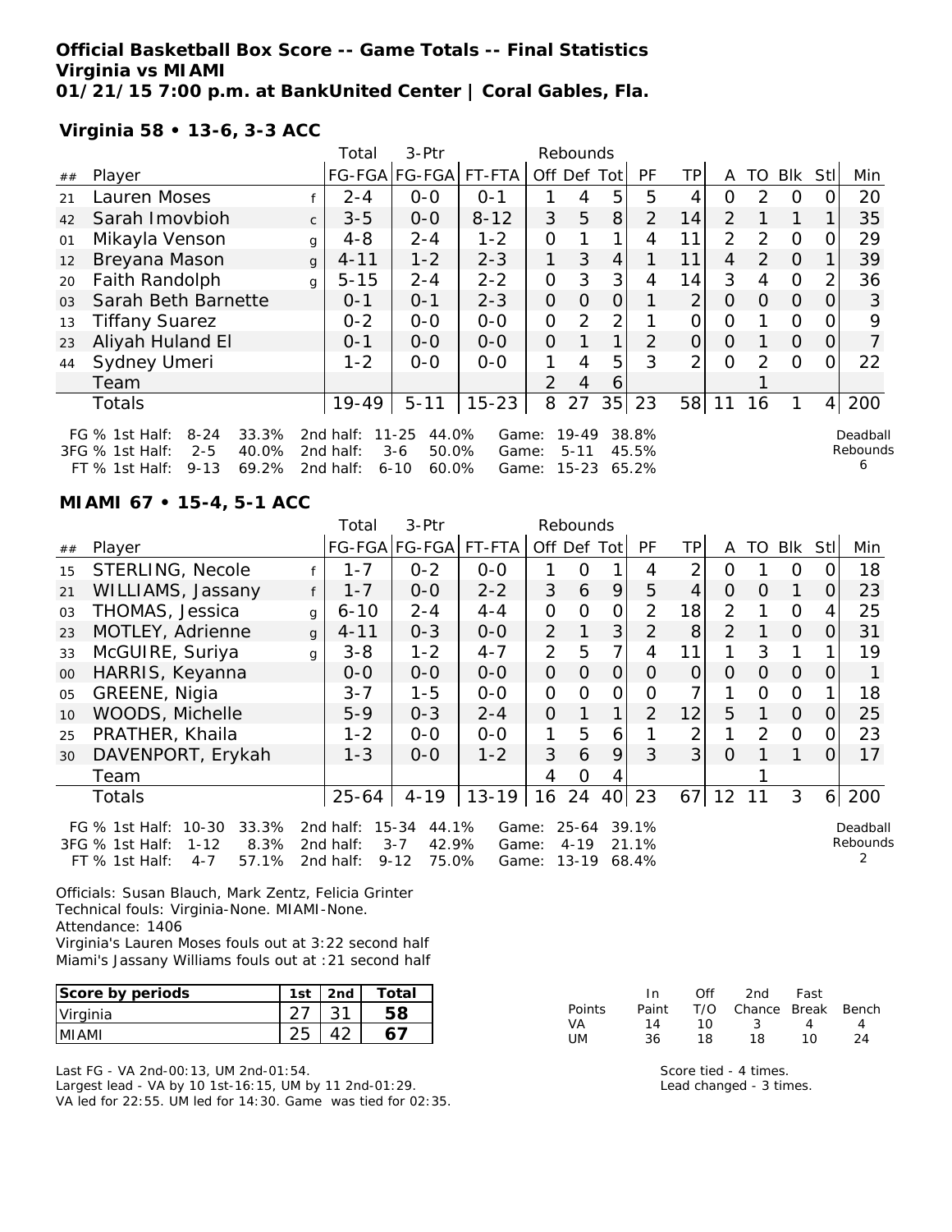**Official Basketball Box Score -- Game Totals -- Final Statistics**
**Virginia vs MIAMI**
**01/21/15 7:00 p.m. at BankUnited Center | Coral Gables, Fla.**

**Virginia 58 • 13-6, 3-3 ACC**

| ## | Player | | Total FG-FGA | 3-Ptr FG-FGA | FT-FTA | Rebounds Off | Def | Tot | PF | TP | A | TO | Blk | Stl | Min |
|---|---|---|---|---|---|---|---|---|---|---|---|---|---|---|---|
| 21 | Lauren Moses | f | 2-4 | 0-0 | 0-1 | 1 | 4 | 5 | 5 | 4 | 0 | 2 | 0 | 0 | 20 |
| 42 | Sarah Imovbioh | c | 3-5 | 0-0 | 8-12 | 3 | 5 | 8 | 2 | 14 | 2 | 1 | 1 | 1 | 35 |
| 01 | Mikayla Venson | g | 4-8 | 2-4 | 1-2 | 0 | 1 | 1 | 4 | 11 | 2 | 2 | 0 | 0 | 29 |
| 12 | Breyana Mason | g | 4-11 | 1-2 | 2-3 | 1 | 3 | 4 | 1 | 11 | 4 | 2 | 0 | 1 | 39 |
| 20 | Faith Randolph | g | 5-15 | 2-4 | 2-2 | 0 | 3 | 3 | 4 | 14 | 3 | 4 | 0 | 2 | 36 |
| 03 | Sarah Beth Barnette | | 0-1 | 0-1 | 2-3 | 0 | 0 | 0 | 1 | 2 | 0 | 0 | 0 | 0 | 3 |
| 13 | Tiffany Suarez | | 0-2 | 0-0 | 0-0 | 0 | 2 | 2 | 1 | 0 | 0 | 1 | 0 | 0 | 9 |
| 23 | Aliyah Huland El | | 0-1 | 0-0 | 0-0 | 0 | 1 | 1 | 2 | 0 | 0 | 1 | 0 | 0 | 7 |
| 44 | Sydney Umeri | | 1-2 | 0-0 | 0-0 | 1 | 4 | 5 | 3 | 2 | 0 | 2 | 0 | 0 | 22 |
| | Team | | | | | 2 | 4 | 6 | | | | 1 | | | |
| | Totals | | 19-49 | 5-11 | 15-23 | 8 | 27 | 35 | 23 | 58 | 11 | 16 | 1 | 4 | 200 |

FG % 1st Half: 8-24 33.3% 2nd half: 11-25 44.0% Game: 19-49 38.8%
3FG % 1st Half: 2-5 40.0% 2nd half: 3-6 50.0% Game: 5-11 45.5%
FT % 1st Half: 9-13 69.2% 2nd half: 6-10 60.0% Game: 15-23 65.2%

Deadball Rebounds 6

**MIAMI 67 • 15-4, 5-1 ACC**

| ## | Player | | Total FG-FGA | 3-Ptr FG-FGA | FT-FTA | Rebounds Off | Def | Tot | PF | TP | A | TO | Blk | Stl | Min |
|---|---|---|---|---|---|---|---|---|---|---|---|---|---|---|---|
| 15 | STERLING, Necole | f | 1-7 | 0-2 | 0-0 | 1 | 0 | 1 | 4 | 2 | 0 | 1 | 0 | 0 | 18 |
| 21 | WILLIAMS, Jassany | f | 1-7 | 0-0 | 2-2 | 3 | 6 | 9 | 5 | 4 | 0 | 0 | 1 | 0 | 23 |
| 03 | THOMAS, Jessica | g | 6-10 | 2-4 | 4-4 | 0 | 0 | 0 | 2 | 18 | 2 | 1 | 0 | 4 | 25 |
| 23 | MOTLEY, Adrienne | g | 4-11 | 0-3 | 0-0 | 2 | 1 | 3 | 2 | 8 | 2 | 1 | 0 | 0 | 31 |
| 33 | McGUIRE, Suriya | g | 3-8 | 1-2 | 4-7 | 2 | 5 | 7 | 4 | 11 | 1 | 3 | 1 | 1 | 19 |
| 00 | HARRIS, Keyanna | | 0-0 | 0-0 | 0-0 | 0 | 0 | 0 | 0 | 0 | 0 | 0 | 0 | 0 | 1 |
| 05 | GREENE, Nigia | | 3-7 | 1-5 | 0-0 | 0 | 0 | 0 | 0 | 7 | 1 | 0 | 0 | 1 | 18 |
| 10 | WOODS, Michelle | | 5-9 | 0-3 | 2-4 | 0 | 1 | 1 | 2 | 12 | 5 | 1 | 0 | 0 | 25 |
| 25 | PRATHER, Khaila | | 1-2 | 0-0 | 0-0 | 1 | 5 | 6 | 1 | 2 | 1 | 2 | 0 | 0 | 23 |
| 30 | DAVENPORT, Erykah | | 1-3 | 0-0 | 1-2 | 3 | 6 | 9 | 3 | 3 | 0 | 1 | 1 | 0 | 17 |
| | Team | | | | | 4 | 0 | 4 | | | | 1 | | | |
| | Totals | | 25-64 | 4-19 | 13-19 | 16 | 24 | 40 | 23 | 67 | 12 | 11 | 3 | 6 | 200 |

FG % 1st Half: 10-30 33.3% 2nd half: 15-34 44.1% Game: 25-64 39.1%
3FG % 1st Half: 1-12 8.3% 2nd half: 3-7 42.9% Game: 4-19 21.1%
FT % 1st Half: 4-7 57.1% 2nd half: 9-12 75.0% Game: 13-19 68.4%

Deadball Rebounds 2

Officials: Susan Blauch, Mark Zentz, Felicia Grinter
Technical fouls: Virginia-None. MIAMI-None.
Attendance: 1406
Virginia's Lauren Moses fouls out at 3:22 second half
Miami's Jassany Williams fouls out at :21 second half

| Score by periods | 1st | 2nd | Total |
|---|---|---|---|
| Virginia | 27 | 31 | 58 |
| MIAMI | 25 | 42 | 67 |

| Points | In Paint | Off T/O | 2nd Chance | Fast Break | Bench |
|---|---|---|---|---|---|
| VA | 14 | 10 | 3 | 4 | 4 |
| UM | 36 | 18 | 18 | 10 | 24 |

Last FG - VA 2nd-00:13, UM 2nd-01:54.
Largest lead - VA by 10 1st-16:15, UM by 11 2nd-01:29.
VA led for 22:55. UM led for 14:30. Game was tied for 02:35.

Score tied - 4 times.
Lead changed - 3 times.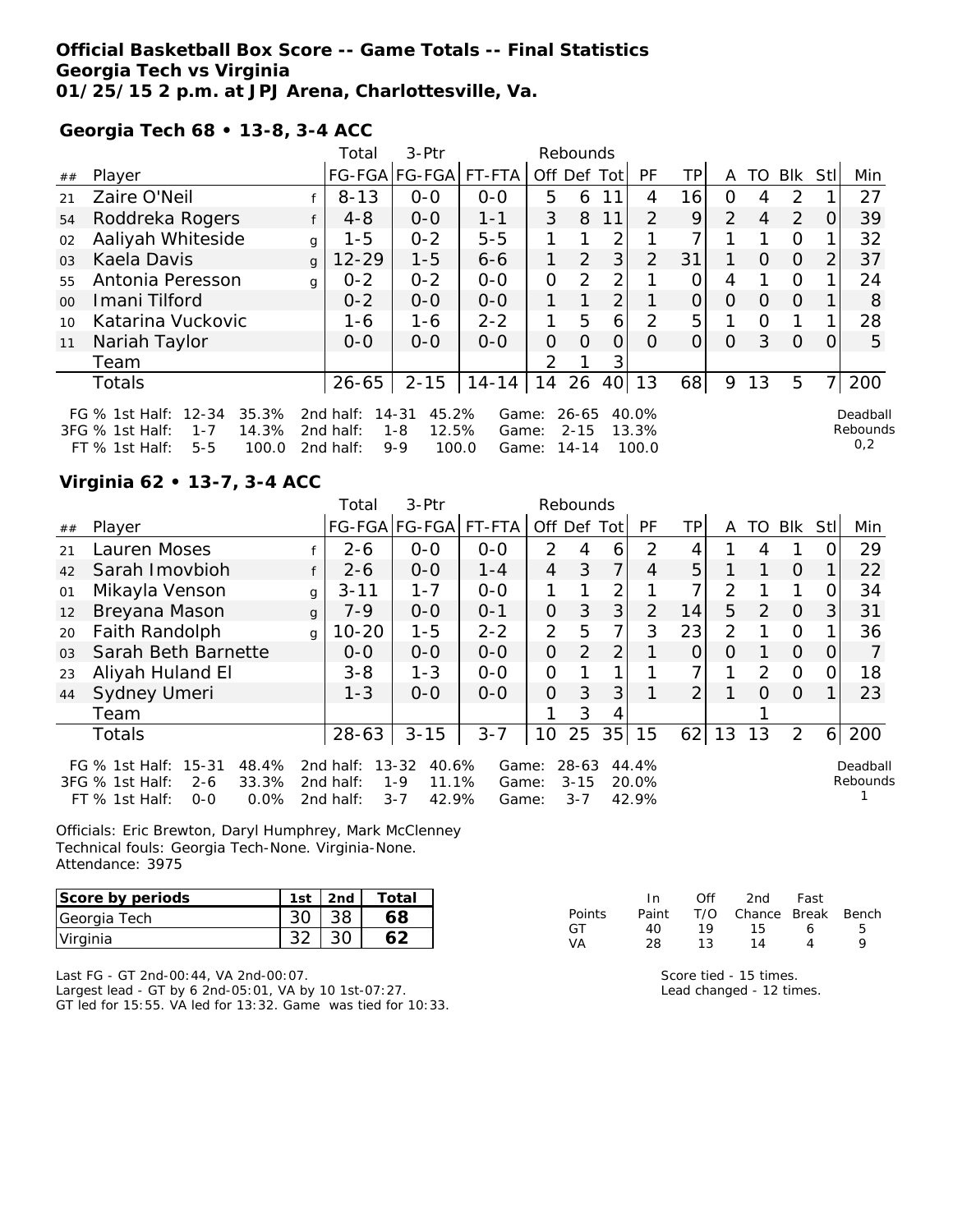**Official Basketball Box Score -- Game Totals -- Final Statistics**
**Georgia Tech vs Virginia**
**01/25/15 2 p.m. at JPJ Arena, Charlottesville, Va.**

**Georgia Tech 68 • 13-8, 3-4 ACC**

| ## | Player | | Total FG-FGA | 3-Ptr FG-FGA | FT-FTA | Rebounds Off | Def | Tot | PF | TP | A | TO | Blk | Stl | Min |
|---|---|---|---|---|---|---|---|---|---|---|---|---|---|---|---|
| 21 | Zaire O'Neil | f | 8-13 | 0-0 | 0-0 | 5 | 6 | 11 | 4 | 16 | 0 | 4 | 2 | 1 | 27 |
| 54 | Roddreka Rogers | f | 4-8 | 0-0 | 1-1 | 3 | 8 | 11 | 2 | 9 | 2 | 4 | 2 | 0 | 39 |
| 02 | Aaliyah Whiteside | g | 1-5 | 0-2 | 5-5 | 1 | 1 | 2 | 1 | 7 | 1 | 1 | 0 | 1 | 32 |
| 03 | Kaela Davis | g | 12-29 | 1-5 | 6-6 | 1 | 2 | 3 | 2 | 31 | 1 | 0 | 0 | 2 | 37 |
| 55 | Antonia Peresson | g | 0-2 | 0-2 | 0-0 | 0 | 2 | 2 | 1 | 0 | 4 | 1 | 0 | 1 | 24 |
| 00 | Imani Tilford | | 0-2 | 0-0 | 0-0 | 1 | 1 | 2 | 1 | 0 | 0 | 0 | 0 | 1 | 8 |
| 10 | Katarina Vuckovic | | 1-6 | 1-6 | 2-2 | 1 | 5 | 6 | 2 | 5 | 1 | 0 | 1 | 1 | 28 |
| 11 | Nariah Taylor | | 0-0 | 0-0 | 0-0 | 0 | 0 | 0 | 0 | 0 | 0 | 3 | 0 | 0 | 5 |
| | Team | | | | | 2 | 1 | 3 | | | | | | | |
| | Totals | | 26-65 | 2-15 | 14-14 | 14 | 26 | 40 | 13 | 68 | 9 | 13 | 5 | 7 | 200 |

FG % 1st Half: 12-34 35.3% 2nd half: 14-31 45.2% Game: 26-65 40.0%
3FG % 1st Half: 1-7 14.3% 2nd half: 1-8 12.5% Game: 2-15 13.3%
FT % 1st Half: 5-5 100.0 2nd half: 9-9 100.0 Game: 14-14 100.0

Deadball Rebounds 0,2

**Virginia 62 • 13-7, 3-4 ACC**

| ## | Player | | Total FG-FGA | 3-Ptr FG-FGA | FT-FTA | Rebounds Off | Def | Tot | PF | TP | A | TO | Blk | Stl | Min |
|---|---|---|---|---|---|---|---|---|---|---|---|---|---|---|---|
| 21 | Lauren Moses | f | 2-6 | 0-0 | 0-0 | 2 | 4 | 6 | 2 | 4 | 1 | 4 | 1 | 0 | 29 |
| 42 | Sarah Imovbioh | f | 2-6 | 0-0 | 1-4 | 4 | 3 | 7 | 4 | 5 | 1 | 1 | 0 | 1 | 22 |
| 01 | Mikayla Venson | g | 3-11 | 1-7 | 0-0 | 1 | 1 | 2 | 1 | 7 | 2 | 1 | 1 | 0 | 34 |
| 12 | Breyana Mason | g | 7-9 | 0-0 | 0-1 | 0 | 3 | 3 | 2 | 14 | 5 | 2 | 0 | 3 | 31 |
| 20 | Faith Randolph | g | 10-20 | 1-5 | 2-2 | 2 | 5 | 7 | 3 | 23 | 2 | 1 | 0 | 1 | 36 |
| 03 | Sarah Beth Barnette | | 0-0 | 0-0 | 0-0 | 0 | 2 | 2 | 1 | 0 | 0 | 1 | 0 | 0 | 7 |
| 23 | Aliyah Huland El | | 3-8 | 1-3 | 0-0 | 0 | 1 | 1 | 1 | 7 | 1 | 2 | 0 | 0 | 18 |
| 44 | Sydney Umeri | | 1-3 | 0-0 | 0-0 | 0 | 3 | 3 | 1 | 2 | 1 | 0 | 0 | 1 | 23 |
| | Team | | | | | 1 | 3 | 4 | | | | 1 | | | |
| | Totals | | 28-63 | 3-15 | 3-7 | 10 | 25 | 35 | 15 | 62 | 13 | 13 | 2 | 6 | 200 |

FG % 1st Half: 15-31 48.4% 2nd half: 13-32 40.6% Game: 28-63 44.4%
3FG % 1st Half: 2-6 33.3% 2nd half: 1-9 11.1% Game: 3-15 20.0%
FT % 1st Half: 0-0 0.0% 2nd half: 3-7 42.9% Game: 3-7 42.9%

Deadball Rebounds 1

Officials: Eric Brewton, Daryl Humphrey, Mark McClenney
Technical fouls: Georgia Tech-None. Virginia-None.
Attendance: 3975

| Score by periods | 1st | 2nd | Total |
|---|---|---|---|
| Georgia Tech | 30 | 38 | 68 |
| Virginia | 32 | 30 | 62 |

| Points | In Paint | Off T/O | 2nd Chance | Fast Break | Bench |
|---|---|---|---|---|---|
| GT | 40 | 19 | 15 | 6 | 5 |
| VA | 28 | 13 | 14 | 4 | 9 |

Last FG - GT 2nd-00:44, VA 2nd-00:07.
Largest lead - GT by 6 2nd-05:01, VA by 10 1st-07:27.
GT led for 15:55. VA led for 13:32. Game was tied for 10:33.

Score tied - 15 times.
Lead changed - 12 times.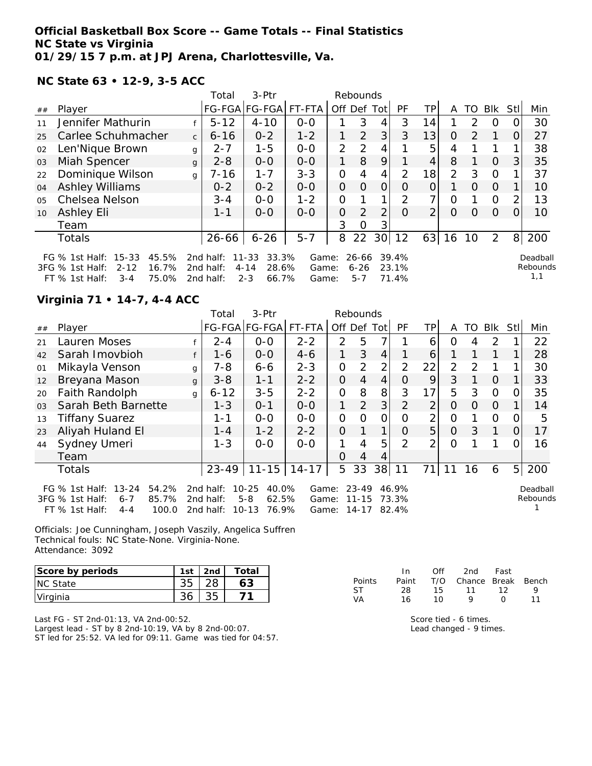**Official Basketball Box Score -- Game Totals -- Final Statistics**
**NC State vs Virginia**
**01/29/15 7 p.m. at JPJ Arena, Charlottesville, Va.**

**NC State 63 • 12-9, 3-5 ACC**

| ## | Player | | Total FG-FGA | 3-Ptr FG-FGA | FT-FTA | Off | Def | Tot | PF | TP | A | TO | Blk | Stl | Min |
|---|---|---|---|---|---|---|---|---|---|---|---|---|---|---|---|
| 11 | Jennifer Mathurin | f | 5-12 | 4-10 | 0-0 | 1 | 3 | 4 | 3 | 14 | 1 | 2 | 0 | 0 | 30 |
| 25 | Carlee Schuhmacher | c | 6-16 | 0-2 | 1-2 | 1 | 2 | 3 | 3 | 13 | 0 | 2 | 1 | 0 | 27 |
| 02 | Len'Nique Brown | g | 2-7 | 1-5 | 0-0 | 2 | 2 | 4 | 1 | 5 | 4 | 1 | 1 | 1 | 38 |
| 03 | Miah Spencer | g | 2-8 | 0-0 | 0-0 | 1 | 8 | 9 | 1 | 4 | 8 | 1 | 0 | 3 | 35 |
| 22 | Dominique Wilson | g | 7-16 | 1-7 | 3-3 | 0 | 4 | 4 | 2 | 18 | 2 | 3 | 0 | 1 | 37 |
| 04 | Ashley Williams | | 0-2 | 0-2 | 0-0 | 0 | 0 | 0 | 0 | 0 | 1 | 0 | 0 | 1 | 10 |
| 05 | Chelsea Nelson | | 3-4 | 0-0 | 1-2 | 0 | 1 | 1 | 2 | 7 | 0 | 1 | 0 | 2 | 13 |
| 10 | Ashley Eli | | 1-1 | 0-0 | 0-0 | 0 | 2 | 2 | 0 | 2 | 0 | 0 | 0 | 0 | 10 |
| | Team | | | | | 3 | 0 | 3 | | | | | | | |
| | Totals | | 26-66 | 6-26 | 5-7 | 8 | 22 | 30 | 12 | 63 | 16 | 10 | 2 | 8 | 200 |

FG % 1st Half: 15-33 45.5% 2nd half: 11-33 33.3% Game: 26-66 39.4%
3FG % 1st Half: 2-12 16.7% 2nd half: 4-14 28.6% Game: 6-26 23.1%
FT % 1st Half: 3-4 75.0% 2nd half: 2-3 66.7% Game: 5-7 71.4%

Deadball Rebounds 1,1

**Virginia 71 • 14-7, 4-4 ACC**

| ## | Player | | Total FG-FGA | 3-Ptr FG-FGA | FT-FTA | Off | Def | Tot | PF | TP | A | TO | Blk | Stl | Min |
|---|---|---|---|---|---|---|---|---|---|---|---|---|---|---|---|
| 21 | Lauren Moses | f | 2-4 | 0-0 | 2-2 | 2 | 5 | 7 | 1 | 6 | 0 | 4 | 2 | 1 | 22 |
| 42 | Sarah Imovbioh | f | 1-6 | 0-0 | 4-6 | 1 | 3 | 4 | 1 | 6 | 1 | 1 | 1 | 1 | 28 |
| 01 | Mikayla Venson | g | 7-8 | 6-6 | 2-3 | 0 | 2 | 2 | 2 | 22 | 2 | 2 | 1 | 1 | 30 |
| 12 | Breyana Mason | g | 3-8 | 1-1 | 2-2 | 0 | 4 | 4 | 0 | 9 | 3 | 1 | 0 | 1 | 33 |
| 20 | Faith Randolph | g | 6-12 | 3-5 | 2-2 | 0 | 8 | 8 | 3 | 17 | 5 | 3 | 0 | 0 | 35 |
| 03 | Sarah Beth Barnette | | 1-3 | 0-1 | 0-0 | 1 | 2 | 3 | 2 | 2 | 0 | 0 | 0 | 1 | 14 |
| 13 | Tiffany Suarez | | 1-1 | 0-0 | 0-0 | 0 | 0 | 0 | 0 | 2 | 0 | 1 | 0 | 0 | 5 |
| 23 | Aliyah Huland El | | 1-4 | 1-2 | 2-2 | 0 | 1 | 1 | 0 | 5 | 0 | 3 | 1 | 0 | 17 |
| 44 | Sydney Umeri | | 1-3 | 0-0 | 0-0 | 1 | 4 | 5 | 2 | 2 | 0 | 1 | 1 | 0 | 16 |
| | Team | | | | | 0 | 4 | 4 | | | | | | | |
| | Totals | | 23-49 | 11-15 | 14-17 | 5 | 33 | 38 | 11 | 71 | 11 | 16 | 6 | 5 | 200 |

FG % 1st Half: 13-24 54.2% 2nd half: 10-25 40.0% Game: 23-49 46.9%
3FG % 1st Half: 6-7 85.7% 2nd half: 5-8 62.5% Game: 11-15 73.3%
FT % 1st Half: 4-4 100.0 2nd half: 10-13 76.9% Game: 14-17 82.4%

Deadball Rebounds 1

Officials: Joe Cunningham, Joseph Vaszily, Angelica Suffren
Technical fouls: NC State-None. Virginia-None.
Attendance: 3092

| Score by periods | 1st | 2nd | Total |
|---|---|---|---|
| NC State | 35 | 28 | 63 |
| Virginia | 36 | 35 | 71 |

| Points | In Paint | Off T/O | 2nd Chance | Fast Break | Bench |
|---|---|---|---|---|---|
| ST | 28 | 15 | 11 | 12 | 9 |
| VA | 16 | 10 | 9 | 0 | 11 |

Last FG - ST 2nd-01:13, VA 2nd-00:52.
Largest lead - ST by 8 2nd-10:19, VA by 8 2nd-00:07.
ST led for 25:52. VA led for 09:11. Game was tied for 04:57.

Score tied - 6 times.
Lead changed - 9 times.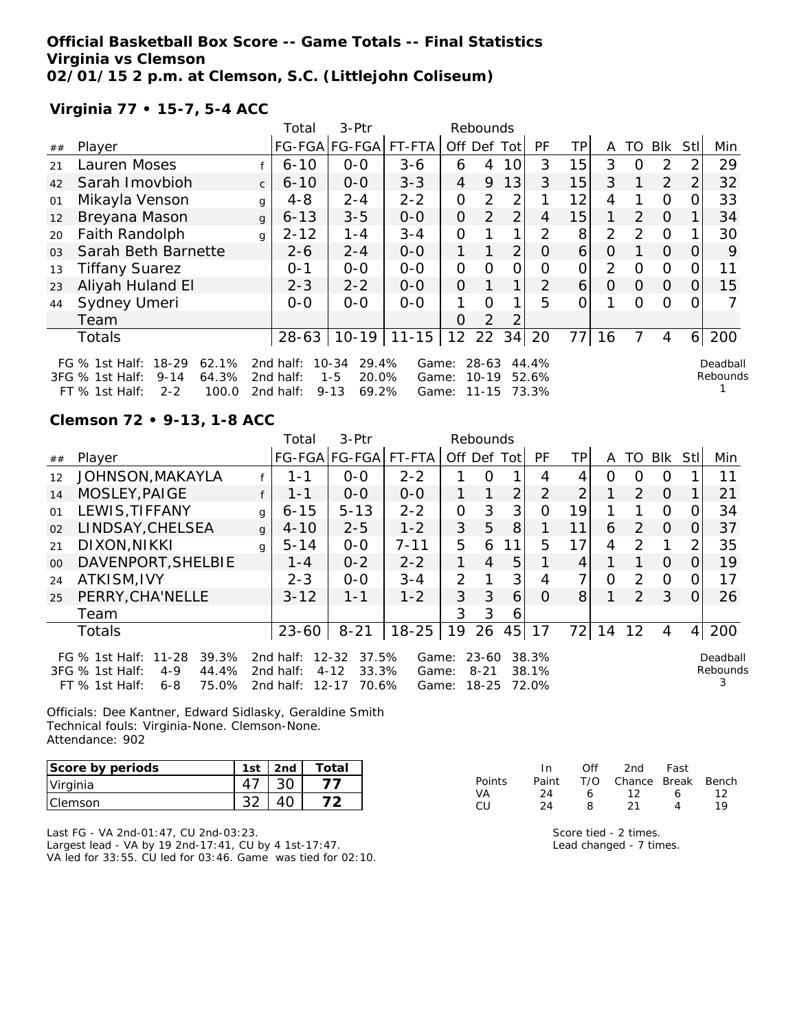**Official Basketball Box Score -- Game Totals -- Final Statistics**
**Virginia vs Clemson**
**02/01/15 2 p.m. at Clemson, S.C. (Littlejohn Coliseum)**

**Virginia 77 • 15-7, 5-4 ACC**

| ## | Player | | Total FG-FGA | 3-Ptr FG-FGA | FT-FTA | Rebounds Off | Def | Tot | PF | TP | A | TO | Blk | Stl | Min |
|---|---|---|---|---|---|---|---|---|---|---|---|---|---|---|---|
| 21 | Lauren Moses | f | 6-10 | 0-0 | 3-6 | 6 | 4 | 10 | 3 | 15 | 3 | 0 | 2 | 2 | 29 |
| 42 | Sarah Imovbioh | c | 6-10 | 0-0 | 3-3 | 4 | 9 | 13 | 3 | 15 | 3 | 1 | 2 | 2 | 32 |
| 01 | Mikayla Venson | g | 4-8 | 2-4 | 2-2 | 0 | 2 | 2 | 1 | 12 | 4 | 1 | 0 | 0 | 33 |
| 12 | Breyana Mason | g | 6-13 | 3-5 | 0-0 | 0 | 2 | 2 | 4 | 15 | 1 | 2 | 0 | 1 | 34 |
| 20 | Faith Randolph | g | 2-12 | 1-4 | 3-4 | 0 | 1 | 1 | 2 | 8 | 2 | 2 | 0 | 1 | 30 |
| 03 | Sarah Beth Barnette | | 2-6 | 2-4 | 0-0 | 1 | 1 | 2 | 0 | 6 | 0 | 1 | 0 | 0 | 9 |
| 13 | Tiffany Suarez | | 0-1 | 0-0 | 0-0 | 0 | 0 | 0 | 0 | 0 | 2 | 0 | 0 | 0 | 11 |
| 23 | Aliyah Huland El | | 2-3 | 2-2 | 0-0 | 0 | 1 | 1 | 2 | 6 | 0 | 0 | 0 | 0 | 15 |
| 44 | Sydney Umeri | | 0-0 | 0-0 | 0-0 | 1 | 0 | 1 | 5 | 0 | 1 | 0 | 0 | 0 | 7 |
| | Team | | | | | 0 | 2 | 2 | | | | | | | |
| | Totals | | 28-63 | 10-19 | 11-15 | 12 | 22 | 34 | 20 | 77 | 16 | 7 | 4 | 6 | 200 |

FG % 1st Half: 18-29 62.1% 2nd half: 10-34 29.4% Game: 28-63 44.4%
3FG % 1st Half: 9-14 64.3% 2nd half: 1-5 20.0% Game: 10-19 52.6%
FT % 1st Half: 2-2 100.0 2nd half: 9-13 69.2% Game: 11-15 73.3%

Deadball Rebounds 1

**Clemson 72 • 9-13, 1-8 ACC**

| ## | Player | | Total FG-FGA | 3-Ptr FG-FGA | FT-FTA | Rebounds Off | Def | Tot | PF | TP | A | TO | Blk | Stl | Min |
|---|---|---|---|---|---|---|---|---|---|---|---|---|---|---|---|
| 12 | JOHNSON,MAKAYLA | f | 1-1 | 0-0 | 2-2 | 1 | 0 | 1 | 4 | 4 | 0 | 0 | 0 | 1 | 11 |
| 14 | MOSLEY,PAIGE | f | 1-1 | 0-0 | 0-0 | 1 | 1 | 2 | 2 | 2 | 1 | 2 | 0 | 1 | 21 |
| 01 | LEWIS,TIFFANY | g | 6-15 | 5-13 | 2-2 | 0 | 3 | 3 | 0 | 19 | 1 | 1 | 0 | 0 | 34 |
| 02 | LINDSAY,CHELSEA | g | 4-10 | 2-5 | 1-2 | 3 | 5 | 8 | 1 | 11 | 6 | 2 | 0 | 0 | 37 |
| 21 | DIXON,NIKKI | g | 5-14 | 0-0 | 7-11 | 5 | 6 | 11 | 5 | 17 | 4 | 2 | 1 | 2 | 35 |
| 00 | DAVENPORT,SHELBIE | | 1-4 | 0-2 | 2-2 | 1 | 4 | 5 | 1 | 4 | 1 | 1 | 0 | 0 | 19 |
| 24 | ATKISM,IVY | | 2-3 | 0-0 | 3-4 | 2 | 1 | 3 | 4 | 7 | 0 | 2 | 0 | 0 | 17 |
| 25 | PERRY,CHA'NELLE | | 3-12 | 1-1 | 1-2 | 3 | 3 | 6 | 0 | 8 | 1 | 2 | 3 | 0 | 26 |
| | Team | | | | | 3 | 3 | 6 | | | | | | | |
| | Totals | | 23-60 | 8-21 | 18-25 | 19 | 26 | 45 | 17 | 72 | 14 | 12 | 4 | 4 | 200 |

FG % 1st Half: 11-28 39.3% 2nd half: 12-32 37.5% Game: 23-60 38.3%
3FG % 1st Half: 4-9 44.4% 2nd half: 4-12 33.3% Game: 8-21 38.1%
FT % 1st Half: 6-8 75.0% 2nd half: 12-17 70.6% Game: 18-25 72.0%

Deadball Rebounds 3

Officials: Dee Kantner, Edward Sidlasky, Geraldine Smith
Technical fouls: Virginia-None. Clemson-None.
Attendance: 902

| Score by periods | 1st | 2nd | Total |
|---|---|---|---|
| Virginia | 47 | 30 | 77 |
| Clemson | 32 | 40 | 72 |

| Points | In Paint | Off T/O | 2nd Chance | Fast Break | Bench |
|---|---|---|---|---|---|
| VA | 24 | 6 | 12 | 6 | 12 |
| CU | 24 | 8 | 21 | 4 | 19 |

Last FG - VA 2nd-01:47, CU 2nd-03:23.
Largest lead - VA by 19 2nd-17:41, CU by 4 1st-17:47.
VA led for 33:55. CU led for 03:46. Game was tied for 02:10.

Score tied - 2 times.
Lead changed - 7 times.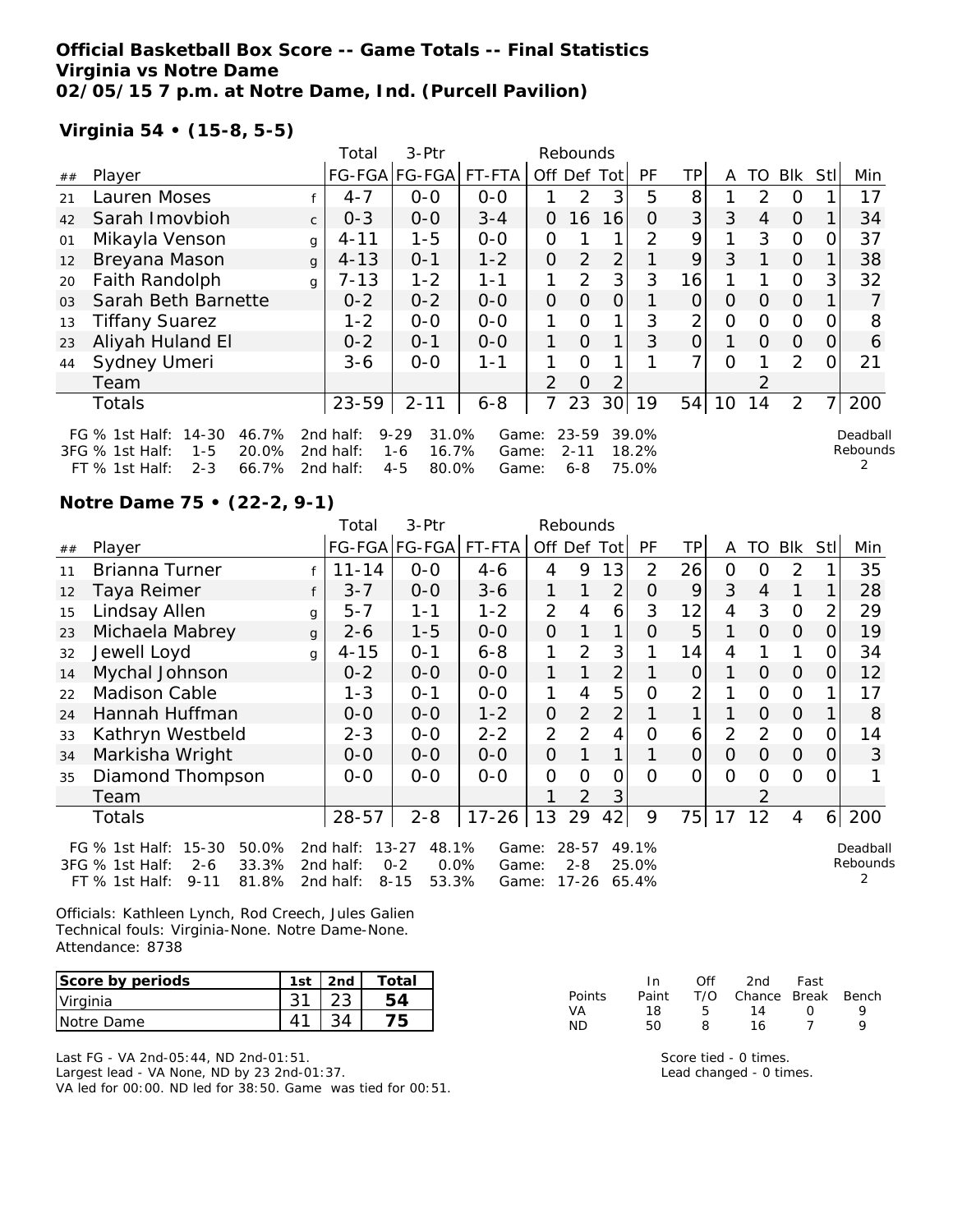# Official Basketball Box Score -- Game Totals -- Final Statistics
## Virginia vs Notre Dame
## 02/05/15 7 p.m. at Notre Dame, Ind. (Purcell Pavilion)

### Virginia 54 • (15-8, 5-5)

| ## | Player | | Total FG-FGA | 3-Ptr FG-FGA | FT-FTA | Off | Def | Tot | PF | TP | A | TO | Blk | Stl | Min |
|---|---|---|---|---|---|---|---|---|---|---|---|---|---|---|---|
| 21 | Lauren Moses | f | 4-7 | 0-0 | 0-0 | 1 | 2 | 3 | 5 | 8 | 1 | 2 | 0 | 1 | 17 |
| 42 | Sarah Imovbioh | c | 0-3 | 0-0 | 3-4 | 0 | 16 | 16 | 0 | 3 | 3 | 4 | 0 | 1 | 34 |
| 01 | Mikayla Venson | g | 4-11 | 1-5 | 0-0 | 0 | 1 | 1 | 2 | 9 | 1 | 3 | 0 | 0 | 37 |
| 12 | Breyana Mason | g | 4-13 | 0-1 | 1-2 | 0 | 2 | 2 | 1 | 9 | 3 | 1 | 0 | 1 | 38 |
| 20 | Faith Randolph | g | 7-13 | 1-2 | 1-1 | 1 | 2 | 3 | 3 | 16 | 1 | 1 | 0 | 3 | 32 |
| 03 | Sarah Beth Barnette | | 0-2 | 0-2 | 0-0 | 0 | 0 | 0 | 1 | 0 | 0 | 0 | 0 | 1 | 7 |
| 13 | Tiffany Suarez | | 1-2 | 0-0 | 0-0 | 1 | 0 | 1 | 3 | 2 | 0 | 0 | 0 | 0 | 8 |
| 23 | Aliyah Huland El | | 0-2 | 0-1 | 0-0 | 1 | 0 | 1 | 3 | 0 | 1 | 0 | 0 | 0 | 6 |
| 44 | Sydney Umeri | | 3-6 | 0-0 | 1-1 | 1 | 0 | 1 | 1 | 7 | 0 | 1 | 2 | 0 | 21 |
| | Team | | | | | 2 | 0 | 2 | | | | 2 | | | |
| | Totals | | 23-59 | 2-11 | 6-8 | 7 | 23 | 30 | 19 | 54 | 10 | 14 | 2 | 7 | 200 |

FG % 1st Half: 14-30 46.7% 2nd half: 9-29 31.0% Game: 23-59 39.0%
3FG % 1st Half: 1-5 20.0% 2nd half: 1-6 16.7% Game: 2-11 18.2%
FT % 1st Half: 2-3 66.7% 2nd half: 4-5 80.0% Game: 6-8 75.0%

Deadball Rebounds: 2

### Notre Dame 75 • (22-2, 9-1)

| ## | Player | | Total FG-FGA | 3-Ptr FG-FGA | FT-FTA | Off | Def | Tot | PF | TP | A | TO | Blk | Stl | Min |
|---|---|---|---|---|---|---|---|---|---|---|---|---|---|---|---|
| 11 | Brianna Turner | f | 11-14 | 0-0 | 4-6 | 4 | 9 | 13 | 2 | 26 | 0 | 0 | 2 | 1 | 35 |
| 12 | Taya Reimer | f | 3-7 | 0-0 | 3-6 | 1 | 1 | 2 | 0 | 9 | 3 | 4 | 1 | 1 | 28 |
| 15 | Lindsay Allen | g | 5-7 | 1-1 | 1-2 | 2 | 4 | 6 | 3 | 12 | 4 | 3 | 0 | 2 | 29 |
| 23 | Michaela Mabrey | g | 2-6 | 1-5 | 0-0 | 0 | 1 | 1 | 0 | 5 | 1 | 0 | 0 | 0 | 19 |
| 32 | Jewell Loyd | g | 4-15 | 0-1 | 6-8 | 1 | 2 | 3 | 1 | 14 | 4 | 1 | 1 | 0 | 34 |
| 14 | Mychal Johnson | | 0-2 | 0-0 | 0-0 | 1 | 1 | 2 | 1 | 0 | 1 | 0 | 0 | 0 | 12 |
| 22 | Madison Cable | | 1-3 | 0-1 | 0-0 | 1 | 4 | 5 | 0 | 2 | 1 | 0 | 0 | 1 | 17 |
| 24 | Hannah Huffman | | 0-0 | 0-0 | 1-2 | 0 | 2 | 2 | 1 | 1 | 1 | 0 | 0 | 1 | 8 |
| 33 | Kathryn Westbeld | | 2-3 | 0-0 | 2-2 | 2 | 2 | 4 | 0 | 6 | 2 | 2 | 0 | 0 | 14 |
| 34 | Markisha Wright | | 0-0 | 0-0 | 0-0 | 0 | 1 | 1 | 1 | 0 | 0 | 0 | 0 | 0 | 3 |
| 35 | Diamond Thompson | | 0-0 | 0-0 | 0-0 | 0 | 0 | 0 | 0 | 0 | 0 | 0 | 0 | 0 | 1 |
| | Team | | | | | 1 | 2 | 3 | | | | 2 | | | |
| | Totals | | 28-57 | 2-8 | 17-26 | 13 | 29 | 42 | 9 | 75 | 17 | 12 | 4 | 6 | 200 |

FG % 1st Half: 15-30 50.0% 2nd half: 13-27 48.1% Game: 28-57 49.1%
3FG % 1st Half: 2-6 33.3% 2nd half: 0-2 0.0% Game: 2-8 25.0%
FT % 1st Half: 9-11 81.8% 2nd half: 8-15 53.3% Game: 17-26 65.4%

Deadball Rebounds: 2

Officials: Kathleen Lynch, Rod Creech, Jules Galien
Technical fouls: Virginia-None. Notre Dame-None.
Attendance: 8738

| Score by periods | 1st | 2nd | Total |
|---|---|---|---|
| Virginia | 31 | 23 | 54 |
| Notre Dame | 41 | 34 | 75 |

| Points | In Paint | Off T/O | 2nd Chance | Fast Break | Bench |
|---|---|---|---|---|---|
| VA | 18 | 5 | 14 | 0 | 9 |
| ND | 50 | 8 | 16 | 7 | 9 |

Last FG - VA 2nd-05:44, ND 2nd-01:51.
Largest lead - VA None, ND by 23 2nd-01:37.
VA led for 00:00. ND led for 38:50. Game was tied for 00:51.

Score tied - 0 times.
Lead changed - 0 times.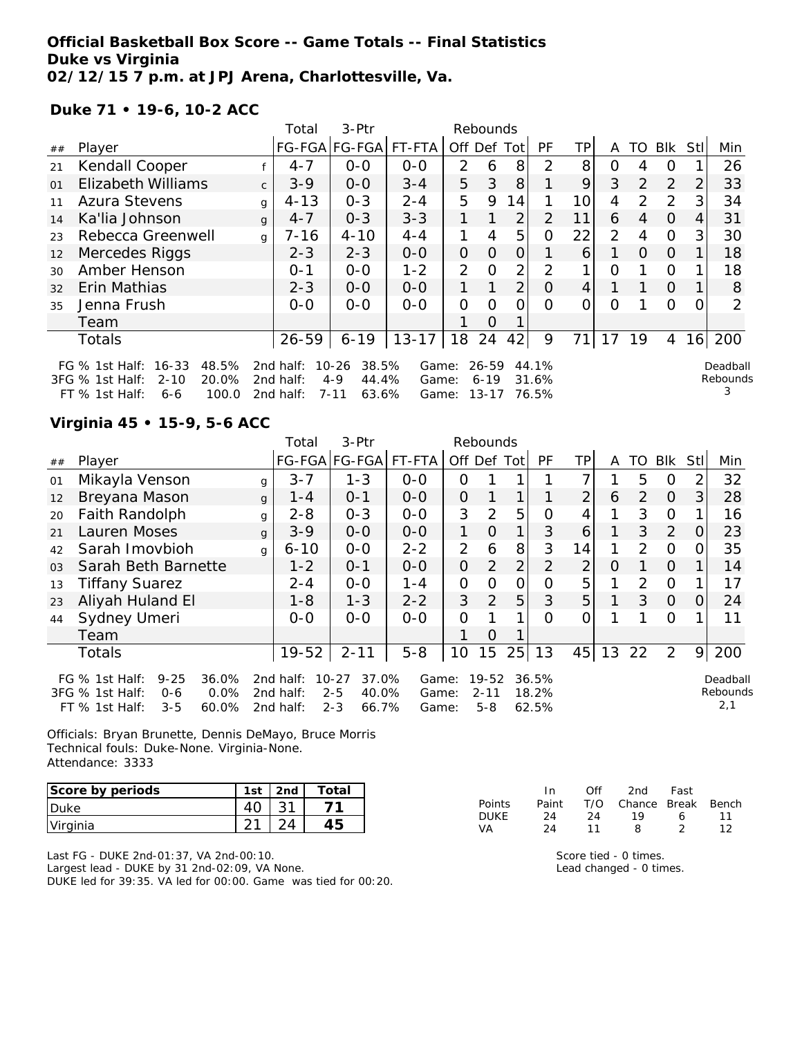**Official Basketball Box Score -- Game Totals -- Final Statistics**
**Duke vs Virginia**
**02/12/15 7 p.m. at JPJ Arena, Charlottesville, Va.**

**Duke 71 • 19-6, 10-2 ACC**

| ## | Player | | Total FG-FGA | 3-Ptr FG-FGA | FT-FTA | Rebounds Off | Def | Tot | PF | TP | A | TO | Blk | Stl | Min |
|---|---|---|---|---|---|---|---|---|---|---|---|---|---|---|---|
| 21 | Kendall Cooper | f | 4-7 | 0-0 | 0-0 | 2 | 6 | 8 | 2 | 8 | 0 | 4 | 0 | 1 | 26 |
| 01 | Elizabeth Williams | c | 3-9 | 0-0 | 3-4 | 5 | 3 | 8 | 1 | 9 | 3 | 2 | 2 | 2 | 33 |
| 11 | Azura Stevens | g | 4-13 | 0-3 | 2-4 | 5 | 9 | 14 | 1 | 10 | 4 | 2 | 2 | 3 | 34 |
| 14 | Ka'lia Johnson | g | 4-7 | 0-3 | 3-3 | 1 | 1 | 2 | 2 | 11 | 6 | 4 | 0 | 4 | 31 |
| 23 | Rebecca Greenwell | g | 7-16 | 4-10 | 4-4 | 1 | 4 | 5 | 0 | 22 | 2 | 4 | 0 | 3 | 30 |
| 12 | Mercedes Riggs | | 2-3 | 2-3 | 0-0 | 0 | 0 | 0 | 1 | 6 | 1 | 0 | 0 | 1 | 18 |
| 30 | Amber Henson | | 0-1 | 0-0 | 1-2 | 2 | 0 | 2 | 2 | 1 | 0 | 1 | 0 | 1 | 18 |
| 32 | Erin Mathias | | 2-3 | 0-0 | 0-0 | 1 | 1 | 2 | 0 | 4 | 1 | 1 | 0 | 1 | 8 |
| 35 | Jenna Frush | | 0-0 | 0-0 | 0-0 | 0 | 0 | 0 | 0 | 0 | 0 | 1 | 0 | 0 | 2 |
| | Team | | | | | 1 | 0 | 1 | | | | | | | |
| | Totals | | 26-59 | 6-19 | 13-17 | 18 | 24 | 42 | 9 | 71 | 17 | 19 | 4 | 16 | 200 |

FG % 1st Half: 16-33 48.5% 2nd half: 10-26 38.5% Game: 26-59 44.1%
3FG % 1st Half: 2-10 20.0% 2nd half: 4-9 44.4% Game: 6-19 31.6%
FT % 1st Half: 6-6 100.0 2nd half: 7-11 63.6% Game: 13-17 76.5%

Deadball Rebounds 3

**Virginia 45 • 15-9, 5-6 ACC**

| ## | Player | | Total FG-FGA | 3-Ptr FG-FGA | FT-FTA | Rebounds Off | Def | Tot | PF | TP | A | TO | Blk | Stl | Min |
|---|---|---|---|---|---|---|---|---|---|---|---|---|---|---|---|
| 01 | Mikayla Venson | g | 3-7 | 1-3 | 0-0 | 0 | 1 | 1 | 1 | 7 | 1 | 5 | 0 | 2 | 32 |
| 12 | Breyana Mason | g | 1-4 | 0-1 | 0-0 | 0 | 1 | 1 | 1 | 2 | 6 | 2 | 0 | 3 | 28 |
| 20 | Faith Randolph | g | 2-8 | 0-3 | 0-0 | 3 | 2 | 5 | 0 | 4 | 1 | 3 | 0 | 1 | 16 |
| 21 | Lauren Moses | g | 3-9 | 0-0 | 0-0 | 1 | 0 | 1 | 3 | 6 | 1 | 3 | 2 | 0 | 23 |
| 42 | Sarah Imovbioh | g | 6-10 | 0-0 | 2-2 | 2 | 6 | 8 | 3 | 14 | 1 | 2 | 0 | 0 | 35 |
| 03 | Sarah Beth Barnette | | 1-2 | 0-1 | 0-0 | 0 | 2 | 2 | 2 | 2 | 0 | 1 | 0 | 1 | 14 |
| 13 | Tiffany Suarez | | 2-4 | 0-0 | 1-4 | 0 | 0 | 0 | 0 | 5 | 1 | 2 | 0 | 1 | 17 |
| 23 | Aliyah Huland El | | 1-8 | 1-3 | 2-2 | 3 | 2 | 5 | 3 | 5 | 1 | 3 | 0 | 0 | 24 |
| 44 | Sydney Umeri | | 0-0 | 0-0 | 0-0 | 0 | 1 | 1 | 0 | 0 | 1 | 1 | 0 | 1 | 11 |
| | Team | | | | | 1 | 0 | 1 | | | | | | | |
| | Totals | | 19-52 | 2-11 | 5-8 | 10 | 15 | 25 | 13 | 45 | 13 | 22 | 2 | 9 | 200 |

FG % 1st Half: 9-25 36.0% 2nd half: 10-27 37.0% Game: 19-52 36.5%
3FG % 1st Half: 0-6 0.0% 2nd half: 2-5 40.0% Game: 2-11 18.2%
FT % 1st Half: 3-5 60.0% 2nd half: 2-3 66.7% Game: 5-8 62.5%

Deadball Rebounds 2,1

Officials: Bryan Brunette, Dennis DeMayo, Bruce Morris
Technical fouls: Duke-None. Virginia-None.
Attendance: 3333

| Score by periods | 1st | 2nd | Total |
|---|---|---|---|
| Duke | 40 | 31 | 71 |
| Virginia | 21 | 24 | 45 |

| Points | In Paint | Off T/O | 2nd Chance | Fast Break | Bench |
|---|---|---|---|---|---|
| DUKE | 24 | 24 | 19 | 6 | 11 |
| VA | 24 | 11 | 8 | 2 | 12 |

Last FG - DUKE 2nd-01:37, VA 2nd-00:10.
Largest lead - DUKE by 31 2nd-02:09, VA None.
DUKE led for 39:35. VA led for 00:00. Game was tied for 00:20.

Score tied - 0 times.
Lead changed - 0 times.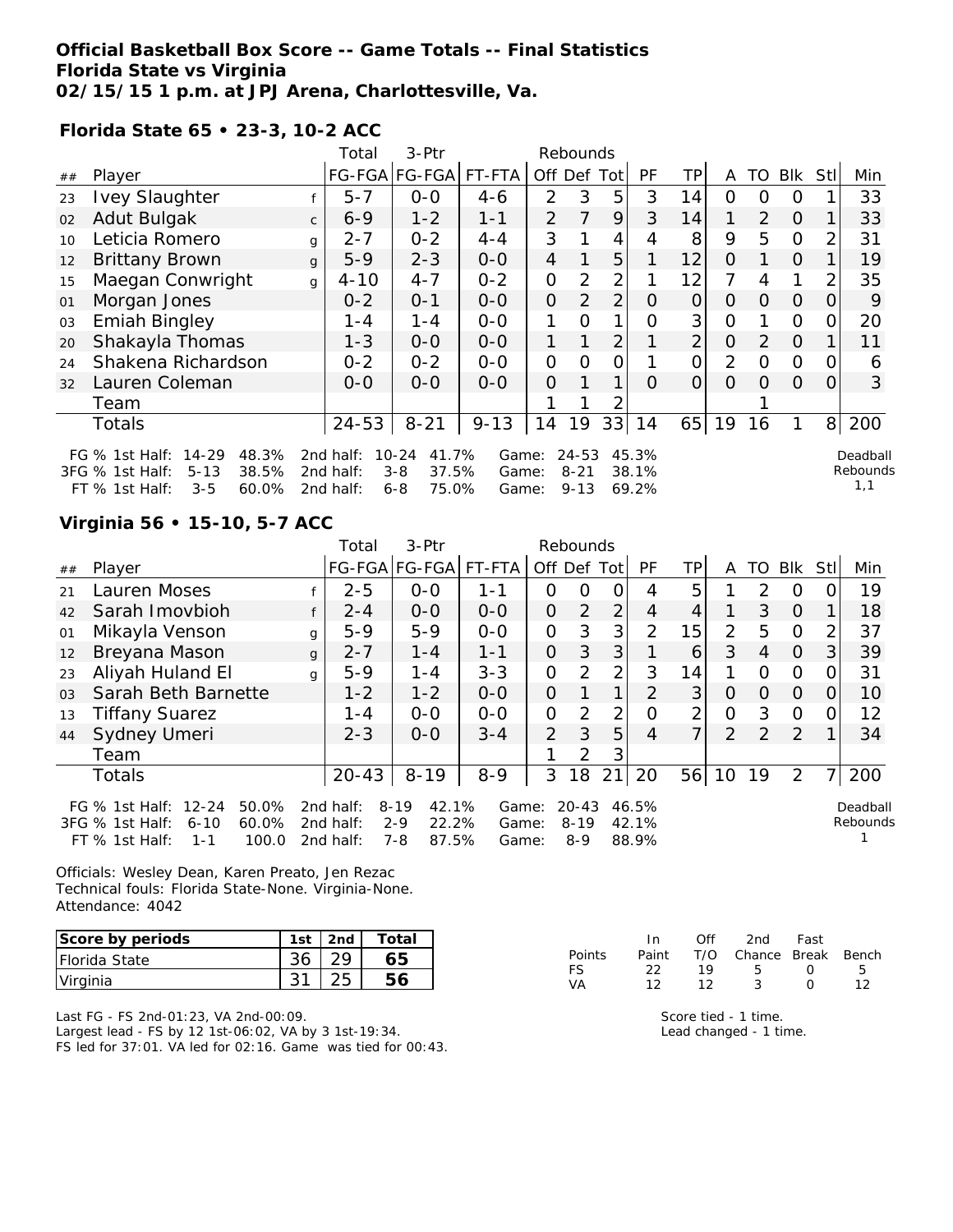# Official Basketball Box Score -- Game Totals -- Final Statistics
## Florida State vs Virginia
## 02/15/15 1 p.m. at JPJ Arena, Charlottesville, Va.

### Florida State 65 • 23-3, 10-2 ACC

| ## | Player | | Total FG-FGA | 3-Ptr FG-FGA | FT-FTA | Off | Def | Tot | PF | TP | A | TO | Blk | Stl | Min |
|---|---|---|---|---|---|---|---|---|---|---|---|---|---|---|---|
| 23 | Ivey Slaughter | f | 5-7 | 0-0 | 4-6 | 2 | 3 | 5 | 3 | 14 | 0 | 0 | 0 | 1 | 33 |
| 02 | Adut Bulgak | c | 6-9 | 1-2 | 1-1 | 2 | 7 | 9 | 3 | 14 | 1 | 2 | 0 | 1 | 33 |
| 10 | Leticia Romero | g | 2-7 | 0-2 | 4-4 | 3 | 1 | 4 | 4 | 8 | 9 | 5 | 0 | 2 | 31 |
| 12 | Brittany Brown | g | 5-9 | 2-3 | 0-0 | 4 | 1 | 5 | 1 | 12 | 0 | 1 | 0 | 1 | 19 |
| 15 | Maegan Conwright | g | 4-10 | 4-7 | 0-2 | 0 | 2 | 2 | 1 | 12 | 7 | 4 | 1 | 2 | 35 |
| 01 | Morgan Jones | | 0-2 | 0-1 | 0-0 | 0 | 2 | 2 | 0 | 0 | 0 | 0 | 0 | 0 | 9 |
| 03 | Emiah Bingley | | 1-4 | 1-4 | 0-0 | 1 | 0 | 1 | 0 | 3 | 0 | 1 | 0 | 0 | 20 |
| 20 | Shakayla Thomas | | 1-3 | 0-0 | 0-0 | 1 | 1 | 2 | 1 | 2 | 0 | 2 | 0 | 1 | 11 |
| 24 | Shakena Richardson | | 0-2 | 0-2 | 0-0 | 0 | 0 | 0 | 1 | 0 | 2 | 0 | 0 | 0 | 6 |
| 32 | Lauren Coleman | | 0-0 | 0-0 | 0-0 | 0 | 1 | 1 | 0 | 0 | 0 | 0 | 0 | 0 | 3 |
| | Team | | | | | 1 | 1 | 2 | | | | 1 | | | |
| | Totals | | 24-53 | 8-21 | 9-13 | 14 | 19 | 33 | 14 | 65 | 19 | 16 | 1 | 8 | 200 |

| | 1st Half | | 2nd half | | Game | |
|---|---|---|---|---|---|---|
| FG % | 14-29 | 48.3% | 10-24 | 41.7% | 24-53 | 45.3% |
| 3FG % | 5-13 | 38.5% | 3-8 | 37.5% | 8-21 | 38.1% |
| FT % | 3-5 | 60.0% | 6-8 | 75.0% | 9-13 | 69.2% |

Deadball Rebounds 1,1

### Virginia 56 • 15-10, 5-7 ACC

| ## | Player | | Total FG-FGA | 3-Ptr FG-FGA | FT-FTA | Off | Def | Tot | PF | TP | A | TO | Blk | Stl | Min |
|---|---|---|---|---|---|---|---|---|---|---|---|---|---|---|---|
| 21 | Lauren Moses | f | 2-5 | 0-0 | 1-1 | 0 | 0 | 0 | 4 | 5 | 1 | 2 | 0 | 0 | 19 |
| 42 | Sarah Imovbioh | f | 2-4 | 0-0 | 0-0 | 0 | 2 | 2 | 4 | 4 | 1 | 3 | 0 | 1 | 18 |
| 01 | Mikayla Venson | g | 5-9 | 5-9 | 0-0 | 0 | 3 | 3 | 2 | 15 | 2 | 5 | 0 | 2 | 37 |
| 12 | Breyana Mason | g | 2-7 | 1-4 | 1-1 | 0 | 3 | 3 | 1 | 6 | 3 | 4 | 0 | 3 | 39 |
| 23 | Aliyah Huland El | g | 5-9 | 1-4 | 3-3 | 0 | 2 | 2 | 3 | 14 | 1 | 0 | 0 | 0 | 31 |
| 03 | Sarah Beth Barnette | | 1-2 | 1-2 | 0-0 | 0 | 1 | 1 | 2 | 3 | 0 | 0 | 0 | 0 | 10 |
| 13 | Tiffany Suarez | | 1-4 | 0-0 | 0-0 | 0 | 2 | 2 | 0 | 2 | 0 | 3 | 0 | 0 | 12 |
| 44 | Sydney Umeri | | 2-3 | 0-0 | 3-4 | 2 | 3 | 5 | 4 | 7 | 2 | 2 | 2 | 1 | 34 |
| | Team | | | | | 1 | 2 | 3 | | | | | | | |
| | Totals | | 20-43 | 8-19 | 8-9 | 3 | 18 | 21 | 20 | 56 | 10 | 19 | 2 | 7 | 200 |

| | 1st Half | | 2nd half | | Game | |
|---|---|---|---|---|---|---|
| FG % | 12-24 | 50.0% | 8-19 | 42.1% | 20-43 | 46.5% |
| 3FG % | 6-10 | 60.0% | 2-9 | 22.2% | 8-19 | 42.1% |
| FT % | 1-1 | 100.0 | 7-8 | 87.5% | 8-9 | 88.9% |

Deadball Rebounds 1

Officials: Wesley Dean, Karen Preato, Jen Rezac
Technical fouls: Florida State-None. Virginia-None.
Attendance: 4042

| Score by periods | 1st | 2nd | Total |
|---|---|---|---|
| Florida State | 36 | 29 | 65 |
| Virginia | 31 | 25 | 56 |

| Points | In Paint | Off T/O | 2nd Chance | Fast Break | Bench |
|---|---|---|---|---|---|
| FS | 22 | 19 | 5 | 0 | 5 |
| VA | 12 | 12 | 3 | 0 | 12 |

Last FG - FS 2nd-01:23, VA 2nd-00:09.
Largest lead - FS by 12 1st-06:02, VA by 3 1st-19:34.
FS led for 37:01. VA led for 02:16. Game was tied for 00:43.

Score tied - 1 time.
Lead changed - 1 time.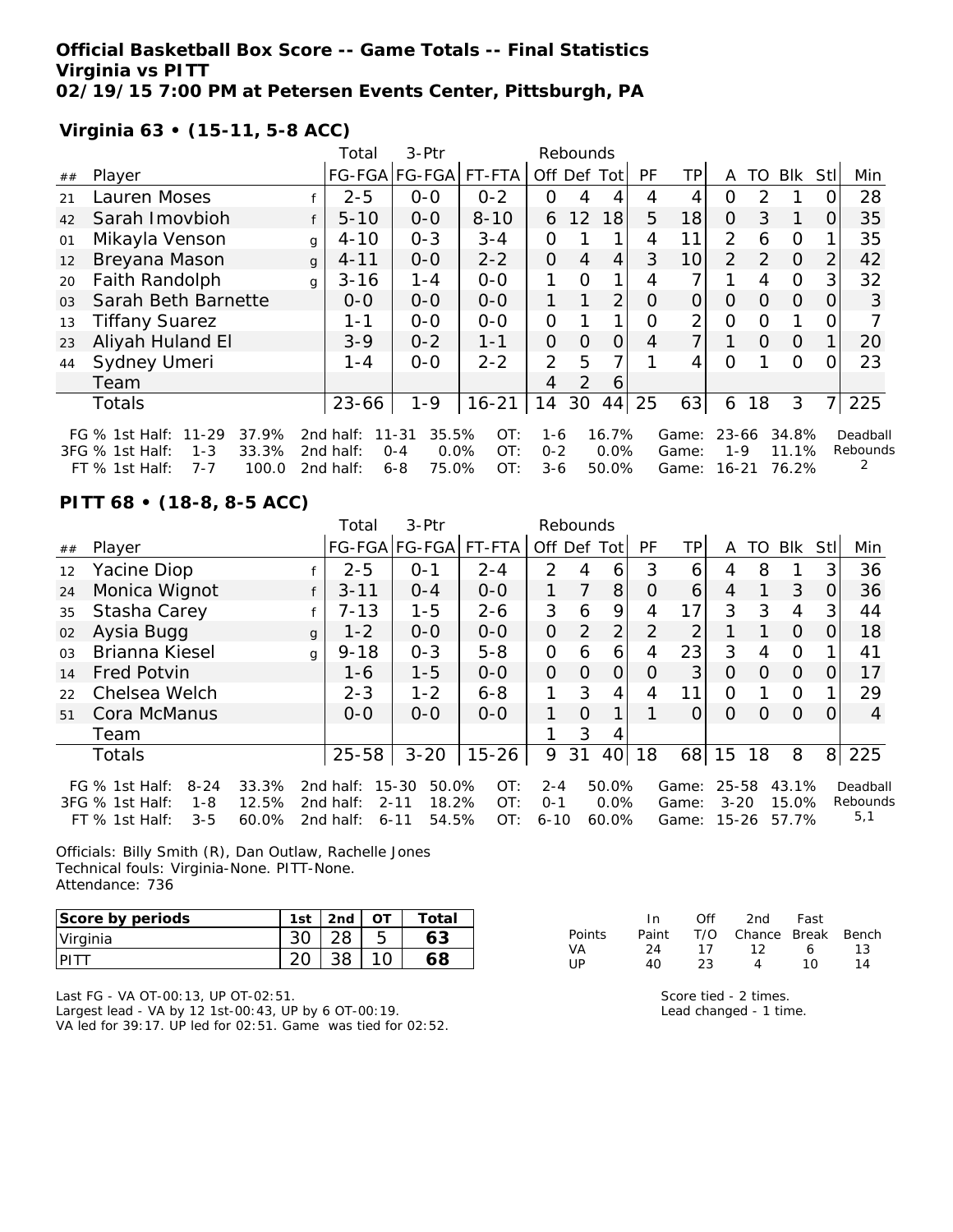**Official Basketball Box Score -- Game Totals -- Final Statistics**
**Virginia vs PITT**
**02/19/15 7:00 PM at Petersen Events Center, Pittsburgh, PA**

**Virginia 63 • (15-11, 5-8 ACC)**

| ## | Player | | Total FG-FGA | 3-Ptr FG-FGA | FT-FTA | Rebounds Off | Def | Tot | PF | TP | A | TO | Blk | Stl | Min |
|---|---|---|---|---|---|---|---|---|---|---|---|---|---|---|---|
| 21 | Lauren Moses | f | 2-5 | 0-0 | 0-2 | 0 | 4 | 4 | 4 | 4 | 0 | 2 | 1 | 0 | 28 |
| 42 | Sarah Imovbioh | f | 5-10 | 0-0 | 8-10 | 6 | 12 | 18 | 5 | 18 | 0 | 3 | 1 | 0 | 35 |
| 01 | Mikayla Venson | g | 4-10 | 0-3 | 3-4 | 0 | 1 | 1 | 4 | 11 | 2 | 6 | 0 | 1 | 35 |
| 12 | Breyana Mason | g | 4-11 | 0-0 | 2-2 | 0 | 4 | 4 | 3 | 10 | 2 | 2 | 0 | 2 | 42 |
| 20 | Faith Randolph | g | 3-16 | 1-4 | 0-0 | 1 | 0 | 1 | 4 | 7 | 1 | 4 | 0 | 3 | 32 |
| 03 | Sarah Beth Barnette | | 0-0 | 0-0 | 0-0 | 1 | 1 | 2 | 0 | 0 | 0 | 0 | 0 | 0 | 3 |
| 13 | Tiffany Suarez | | 1-1 | 0-0 | 0-0 | 0 | 1 | 1 | 0 | 2 | 0 | 0 | 1 | 0 | 7 |
| 23 | Aliyah Huland El | | 3-9 | 0-2 | 1-1 | 0 | 0 | 0 | 4 | 7 | 1 | 0 | 0 | 1 | 20 |
| 44 | Sydney Umeri | | 1-4 | 0-0 | 2-2 | 2 | 5 | 7 | 1 | 4 | 0 | 1 | 0 | 0 | 23 |
| | Team | | | | | 4 | 2 | 6 | | | | | | | |
| | Totals | | 23-66 | 1-9 | 16-21 | 14 | 30 | 44 | 25 | 63 | 6 | 18 | 3 | 7 | 225 |

FG % 1st Half: 11-29 37.9% | 2nd half: 11-31 35.5% | OT: 1-6 16.7% | Game: 23-66 34.8%
3FG % 1st Half: 1-3 33.3% | 2nd half: 0-4 0.0% | OT: 0-2 0.0% | Game: 1-9 11.1%
FT % 1st Half: 7-7 100.0 | 2nd half: 6-8 75.0% | OT: 3-6 50.0% | Game: 16-21 76.2%
Deadball Rebounds: 2

**PITT 68 • (18-8, 8-5 ACC)**

| ## | Player | | Total FG-FGA | 3-Ptr FG-FGA | FT-FTA | Rebounds Off | Def | Tot | PF | TP | A | TO | Blk | Stl | Min |
|---|---|---|---|---|---|---|---|---|---|---|---|---|---|---|---|
| 12 | Yacine Diop | f | 2-5 | 0-1 | 2-4 | 2 | 4 | 6 | 3 | 6 | 4 | 8 | 1 | 3 | 36 |
| 24 | Monica Wignot | f | 3-11 | 0-4 | 0-0 | 1 | 7 | 8 | 0 | 6 | 4 | 1 | 3 | 0 | 36 |
| 35 | Stasha Carey | f | 7-13 | 1-5 | 2-6 | 3 | 6 | 9 | 4 | 17 | 3 | 3 | 4 | 3 | 44 |
| 02 | Aysia Bugg | g | 1-2 | 0-0 | 0-0 | 0 | 2 | 2 | 2 | 2 | 1 | 1 | 0 | 0 | 18 |
| 03 | Brianna Kiesel | g | 9-18 | 0-3 | 5-8 | 0 | 6 | 6 | 4 | 23 | 3 | 4 | 0 | 1 | 41 |
| 14 | Fred Potvin | | 1-6 | 1-5 | 0-0 | 0 | 0 | 0 | 0 | 3 | 0 | 0 | 0 | 0 | 17 |
| 22 | Chelsea Welch | | 2-3 | 1-2 | 6-8 | 1 | 3 | 4 | 4 | 11 | 0 | 1 | 0 | 1 | 29 |
| 51 | Cora McManus | | 0-0 | 0-0 | 0-0 | 1 | 0 | 1 | 1 | 0 | 0 | 0 | 0 | 0 | 4 |
| | Team | | | | | 1 | 3 | 4 | | | | | | | |
| | Totals | | 25-58 | 3-20 | 15-26 | 9 | 31 | 40 | 18 | 68 | 15 | 18 | 8 | 8 | 225 |

FG % 1st Half: 8-24 33.3% | 2nd half: 15-30 50.0% | OT: 2-4 50.0% | Game: 25-58 43.1%
3FG % 1st Half: 1-8 12.5% | 2nd half: 2-11 18.2% | OT: 0-1 0.0% | Game: 3-20 15.0%
FT % 1st Half: 3-5 60.0% | 2nd half: 6-11 54.5% | OT: 6-10 60.0% | Game: 15-26 57.7%
Deadball Rebounds: 5,1

Officials: Billy Smith (R), Dan Outlaw, Rachelle Jones
Technical fouls: Virginia-None. PITT-None.
Attendance: 736

| Score by periods | 1st | 2nd | OT | Total |
|---|---|---|---|---|
| Virginia | 30 | 28 | 5 | 63 |
| PITT | 20 | 38 | 10 | 68 |

| Points | In Paint | Off T/O | 2nd Chance | Fast Break | Bench |
|---|---|---|---|---|---|
| VA | 24 | 17 | 12 | 6 | 13 |
| UP | 40 | 23 | 4 | 10 | 14 |

Last FG - VA OT-00:13, UP OT-02:51.
Largest lead - VA by 12 1st-00:43, UP by 6 OT-00:19.
VA led for 39:17. UP led for 02:51. Game was tied for 02:52.

Score tied - 2 times.
Lead changed - 1 time.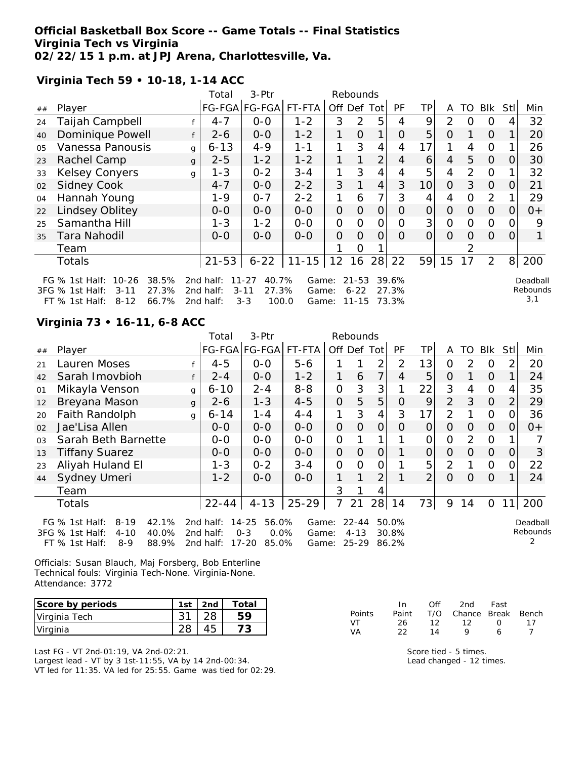# Official Basketball Box Score -- Game Totals -- Final Statistics
## Virginia Tech vs Virginia
### 02/22/15 1 p.m. at JPJ Arena, Charlottesville, Va.

**Virginia Tech 59 • 10-18, 1-14 ACC**

| ## | Player | | Total FG-FGA | 3-Ptr FG-FGA | FT-FTA | Rebounds Off | Def | Tot | PF | TP | A | TO | Blk | Stl | Min |
|---|---|---|---|---|---|---|---|---|---|---|---|---|---|---|---|
| 24 | Taijah Campbell | f | 4-7 | 0-0 | 1-2 | 3 | 2 | 5 | 4 | 9 | 2 | 0 | 0 | 4 | 32 |
| 40 | Dominique Powell | f | 2-6 | 0-0 | 1-2 | 1 | 0 | 1 | 0 | 5 | 0 | 1 | 0 | 1 | 20 |
| 05 | Vanessa Panousis | g | 6-13 | 4-9 | 1-1 | 1 | 3 | 4 | 4 | 17 | 1 | 4 | 0 | 1 | 26 |
| 23 | Rachel Camp | g | 2-5 | 1-2 | 1-2 | 1 | 1 | 2 | 4 | 6 | 4 | 5 | 0 | 0 | 30 |
| 33 | Kelsey Conyers | g | 1-3 | 0-2 | 3-4 | 1 | 3 | 4 | 4 | 5 | 4 | 2 | 0 | 1 | 32 |
| 02 | Sidney Cook | | 4-7 | 0-0 | 2-2 | 3 | 1 | 4 | 3 | 10 | 0 | 3 | 0 | 0 | 21 |
| 04 | Hannah Young | | 1-9 | 0-7 | 2-2 | 1 | 6 | 7 | 3 | 4 | 4 | 0 | 2 | 1 | 29 |
| 22 | Lindsey Oblitey | | 0-0 | 0-0 | 0-0 | 0 | 0 | 0 | 0 | 0 | 0 | 0 | 0 | 0 | 0+ |
| 25 | Samantha Hill | | 1-3 | 1-2 | 0-0 | 0 | 0 | 0 | 0 | 3 | 0 | 0 | 0 | 0 | 9 |
| 35 | Tara Nahodil | | 0-0 | 0-0 | 0-0 | 0 | 0 | 0 | 0 | 0 | 0 | 0 | 0 | 0 | 1 |
| | Team | | | | | 1 | 0 | 1 | | | | 2 | | | |
| | Totals | | 21-53 | 6-22 | 11-15 | 12 | 16 | 28 | 22 | 59 | 15 | 17 | 2 | 8 | 200 |

FG % 1st Half: 10-26 38.5% 2nd half: 11-27 40.7% Game: 21-53 39.6%
3FG % 1st Half: 3-11 27.3% 2nd half: 3-11 27.3% Game: 6-22 27.3%
FT % 1st Half: 8-12 66.7% 2nd half: 3-3 100.0 Game: 11-15 73.3%

Deadball Rebounds 3,1

**Virginia 73 • 16-11, 6-8 ACC**

| ## | Player | | Total FG-FGA | 3-Ptr FG-FGA | FT-FTA | Rebounds Off | Def | Tot | PF | TP | A | TO | Blk | Stl | Min |
|---|---|---|---|---|---|---|---|---|---|---|---|---|---|---|---|
| 21 | Lauren Moses | f | 4-5 | 0-0 | 5-6 | 1 | 1 | 2 | 2 | 13 | 0 | 2 | 0 | 2 | 20 |
| 42 | Sarah Imovbioh | f | 2-4 | 0-0 | 1-2 | 1 | 6 | 7 | 4 | 5 | 0 | 1 | 0 | 1 | 24 |
| 01 | Mikayla Venson | g | 6-10 | 2-4 | 8-8 | 0 | 3 | 3 | 1 | 22 | 3 | 4 | 0 | 4 | 35 |
| 12 | Breyana Mason | g | 2-6 | 1-3 | 4-5 | 0 | 5 | 5 | 0 | 9 | 2 | 3 | 0 | 2 | 29 |
| 20 | Faith Randolph | g | 6-14 | 1-4 | 4-4 | 1 | 3 | 4 | 3 | 17 | 2 | 1 | 0 | 0 | 36 |
| 02 | Jae'Lisa Allen | | 0-0 | 0-0 | 0-0 | 0 | 0 | 0 | 0 | 0 | 0 | 0 | 0 | 0 | 0+ |
| 03 | Sarah Beth Barnette | | 0-0 | 0-0 | 0-0 | 0 | 1 | 1 | 1 | 0 | 0 | 2 | 0 | 1 | 7 |
| 13 | Tiffany Suarez | | 0-0 | 0-0 | 0-0 | 0 | 0 | 0 | 1 | 0 | 0 | 0 | 0 | 0 | 3 |
| 23 | Aliyah Huland El | | 1-3 | 0-2 | 3-4 | 0 | 0 | 0 | 1 | 5 | 2 | 1 | 0 | 0 | 22 |
| 44 | Sydney Umeri | | 1-2 | 0-0 | 0-0 | 1 | 1 | 2 | 1 | 2 | 0 | 0 | 0 | 1 | 24 |
| | Team | | | | | 3 | 1 | 4 | | | | | | | |
| | Totals | | 22-44 | 4-13 | 25-29 | 7 | 21 | 28 | 14 | 73 | 9 | 14 | 0 | 11 | 200 |

FG % 1st Half: 8-19 42.1% 2nd half: 14-25 56.0% Game: 22-44 50.0%
3FG % 1st Half: 4-10 40.0% 2nd half: 0-3 0.0% Game: 4-13 30.8%
FT % 1st Half: 8-9 88.9% 2nd half: 17-20 85.0% Game: 25-29 86.2%

Deadball Rebounds 2

Officials: Susan Blauch, Maj Forsberg, Bob Enterline
Technical fouls: Virginia Tech-None. Virginia-None.
Attendance: 3772

| Score by periods | 1st | 2nd | Total |
|---|---|---|---|
| Virginia Tech | 31 | 28 | 59 |
| Virginia | 28 | 45 | 73 |

| Points | In Paint | Off T/O | 2nd Chance | Fast Break | Bench |
|---|---|---|---|---|---|
| VT | 26 | 12 | 12 | 0 | 17 |
| VA | 22 | 14 | 9 | 6 | 7 |

Last FG - VT 2nd-01:19, VA 2nd-02:21.
Largest lead - VT by 3 1st-11:55, VA by 14 2nd-00:34.
VT led for 11:35. VA led for 25:55. Game was tied for 02:29.

Score tied - 5 times.
Lead changed - 12 times.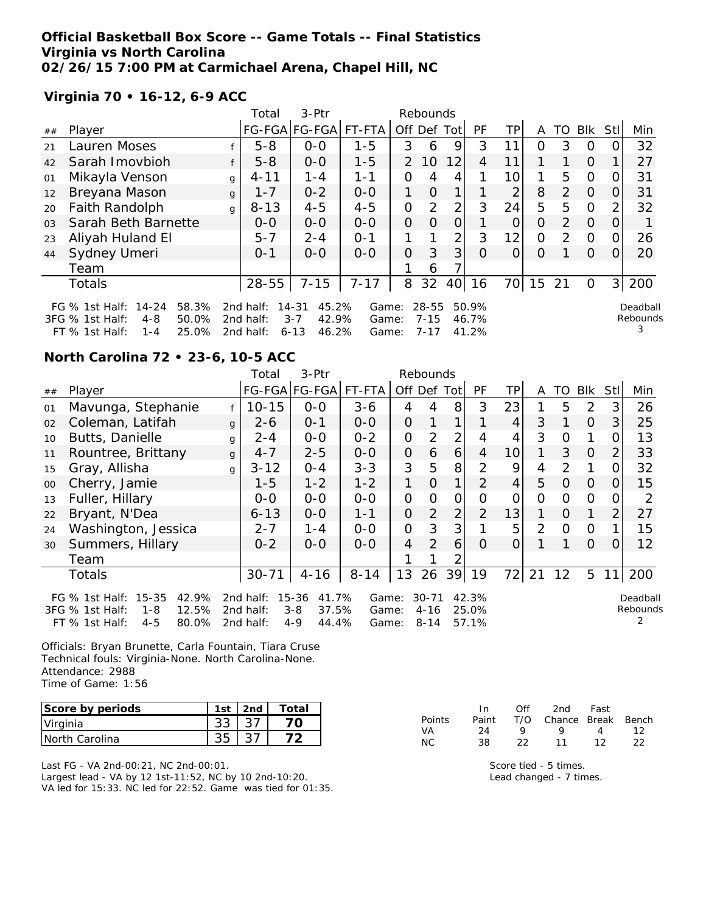**Official Basketball Box Score -- Game Totals -- Final Statistics**
**Virginia vs North Carolina**
**02/26/15 7:00 PM at Carmichael Arena, Chapel Hill, NC**

**Virginia 70 • 16-12, 6-9 ACC**

| ## | Player | | Total FG-FGA | 3-Ptr FG-FGA | FT-FTA | Off | Def | Tot | PF | TP | A | TO | Blk | Stl | Min |
|---|---|---|---|---|---|---|---|---|---|---|---|---|---|---|---|
| 21 | Lauren Moses | f | 5-8 | 0-0 | 1-5 | 3 | 6 | 9 | 3 | 11 | 0 | 3 | 0 | 0 | 32 |
| 42 | Sarah Imovbioh | f | 5-8 | 0-0 | 1-5 | 2 | 10 | 12 | 4 | 11 | 1 | 1 | 0 | 1 | 27 |
| 01 | Mikayla Venson | g | 4-11 | 1-4 | 1-1 | 0 | 4 | 4 | 1 | 10 | 1 | 5 | 0 | 0 | 31 |
| 12 | Breyana Mason | g | 1-7 | 0-2 | 0-0 | 1 | 0 | 1 | 1 | 2 | 8 | 2 | 0 | 0 | 31 |
| 20 | Faith Randolph | g | 8-13 | 4-5 | 4-5 | 0 | 2 | 2 | 3 | 24 | 5 | 5 | 0 | 2 | 32 |
| 03 | Sarah Beth Barnette | | 0-0 | 0-0 | 0-0 | 0 | 0 | 0 | 1 | 0 | 0 | 2 | 0 | 0 | 1 |
| 23 | Aliyah Huland El | | 5-7 | 2-4 | 0-1 | 1 | 1 | 2 | 3 | 12 | 0 | 2 | 0 | 0 | 26 |
| 44 | Sydney Umeri | | 0-1 | 0-0 | 0-0 | 0 | 3 | 3 | 0 | 0 | 0 | 1 | 0 | 0 | 20 |
| | Team | | | | | 1 | 6 | 7 | | | | | | | |
| | Totals | | 28-55 | 7-15 | 7-17 | 8 | 32 | 40 | 16 | 70 | 15 | 21 | 0 | 3 | 200 |

FG % 1st Half: 14-24 58.3% 2nd half: 14-31 45.2% Game: 28-55 50.9%
3FG % 1st Half: 4-8 50.0% 2nd half: 3-7 42.9% Game: 7-15 46.7%
FT % 1st Half: 1-4 25.0% 2nd half: 6-13 46.2% Game: 7-17 41.2%
Deadball Rebounds 3

**North Carolina 72 • 23-6, 10-5 ACC**

| ## | Player | | Total FG-FGA | 3-Ptr FG-FGA | FT-FTA | Off | Def | Tot | PF | TP | A | TO | Blk | Stl | Min |
|---|---|---|---|---|---|---|---|---|---|---|---|---|---|---|---|
| 01 | Mavunga, Stephanie | f | 10-15 | 0-0 | 3-6 | 4 | 4 | 8 | 3 | 23 | 1 | 5 | 2 | 3 | 26 |
| 02 | Coleman, Latifah | g | 2-6 | 0-1 | 0-0 | 0 | 1 | 1 | 1 | 4 | 3 | 1 | 0 | 3 | 25 |
| 10 | Butts, Danielle | g | 2-4 | 0-0 | 0-2 | 0 | 2 | 2 | 4 | 4 | 3 | 0 | 1 | 0 | 13 |
| 11 | Rountree, Brittany | g | 4-7 | 2-5 | 0-0 | 0 | 6 | 6 | 4 | 10 | 1 | 3 | 0 | 2 | 33 |
| 15 | Gray, Allisha | g | 3-12 | 0-4 | 3-3 | 3 | 5 | 8 | 2 | 9 | 4 | 2 | 1 | 0 | 32 |
| 00 | Cherry, Jamie | | 1-5 | 1-2 | 1-2 | 1 | 0 | 1 | 2 | 4 | 5 | 0 | 0 | 0 | 15 |
| 13 | Fuller, Hillary | | 0-0 | 0-0 | 0-0 | 0 | 0 | 0 | 0 | 0 | 0 | 0 | 0 | 0 | 2 |
| 22 | Bryant, N'Dea | | 6-13 | 0-0 | 1-1 | 0 | 2 | 2 | 2 | 13 | 1 | 0 | 1 | 2 | 27 |
| 24 | Washington, Jessica | | 2-7 | 1-4 | 0-0 | 0 | 3 | 3 | 1 | 5 | 2 | 0 | 0 | 1 | 15 |
| 30 | Summers, Hillary | | 0-2 | 0-0 | 0-0 | 4 | 2 | 6 | 0 | 0 | 1 | 1 | 0 | 0 | 12 |
| | Team | | | | | 1 | 1 | 2 | | | | | | | |
| | Totals | | 30-71 | 4-16 | 8-14 | 13 | 26 | 39 | 19 | 72 | 21 | 12 | 5 | 11 | 200 |

FG % 1st Half: 15-35 42.9% 2nd half: 15-36 41.7% Game: 30-71 42.3%
3FG % 1st Half: 1-8 12.5% 2nd half: 3-8 37.5% Game: 4-16 25.0%
FT % 1st Half: 4-5 80.0% 2nd half: 4-9 44.4% Game: 8-14 57.1%
Deadball Rebounds 2

Officials: Bryan Brunette, Carla Fountain, Tiara Cruse
Technical fouls: Virginia-None. North Carolina-None.
Attendance: 2988
Time of Game: 1:56

| Score by periods | 1st | 2nd | Total |
|---|---|---|---|
| Virginia | 33 | 37 | 70 |
| North Carolina | 35 | 37 | 72 |

| Points | In Paint | Off T/O | 2nd Chance | Fast Break | Bench |
|---|---|---|---|---|---|
| VA | 24 | 9 | 9 | 4 | 12 |
| NC | 38 | 22 | 11 | 12 | 22 |

Last FG - VA 2nd-00:21, NC 2nd-00:01.
Largest lead - VA by 12 1st-11:52, NC by 10 2nd-10:20.
VA led for 15:33. NC led for 22:52. Game was tied for 01:35.

Score tied - 5 times.
Lead changed - 7 times.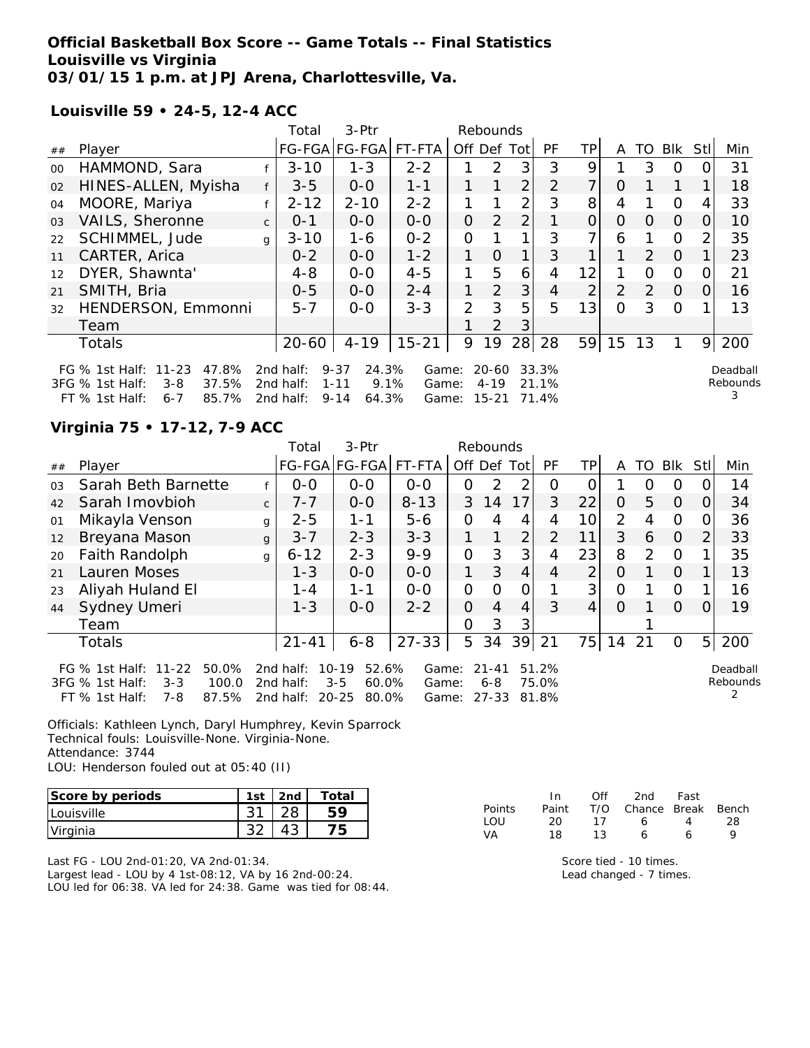# Official Basketball Box Score -- Game Totals -- Final Statistics
## Louisville vs Virginia
## 03/01/15 1 p.m. at JPJ Arena, Charlottesville, Va.

### Louisville 59 • 24-5, 12-4 ACC

| ## | Player | | Total FG-FGA | 3-Ptr FG-FGA | FT-FTA | Off | Def | Tot | PF | TP | A | TO | Blk | Stl | Min |
|---|---|---|---|---|---|---|---|---|---|---|---|---|---|---|---|
| 00 | HAMMOND, Sara | f | 3-10 | 1-3 | 2-2 | 1 | 2 | 3 | 3 | 9 | 1 | 3 | 0 | 0 | 31 |
| 02 | HINES-ALLEN, Myisha | f | 3-5 | 0-0 | 1-1 | 1 | 1 | 2 | 2 | 7 | 0 | 1 | 1 | 1 | 18 |
| 04 | MOORE, Mariya | f | 2-12 | 2-10 | 2-2 | 1 | 1 | 2 | 3 | 8 | 4 | 1 | 0 | 4 | 33 |
| 03 | VAILS, Sheronne | c | 0-1 | 0-0 | 0-0 | 0 | 2 | 2 | 1 | 0 | 0 | 0 | 0 | 0 | 10 |
| 22 | SCHIMMEL, Jude | g | 3-10 | 1-6 | 0-2 | 0 | 1 | 1 | 3 | 7 | 6 | 1 | 0 | 2 | 35 |
| 11 | CARTER, Arica | | 0-2 | 0-0 | 1-2 | 1 | 0 | 1 | 3 | 1 | 1 | 2 | 0 | 1 | 23 |
| 12 | DYER, Shawnta' | | 4-8 | 0-0 | 4-5 | 1 | 5 | 6 | 4 | 12 | 1 | 0 | 0 | 0 | 21 |
| 21 | SMITH, Bria | | 0-5 | 0-0 | 2-4 | 1 | 2 | 3 | 4 | 2 | 2 | 2 | 0 | 0 | 16 |
| 32 | HENDERSON, Emmonni | | 5-7 | 0-0 | 3-3 | 2 | 3 | 5 | 5 | 13 | 0 | 3 | 0 | 1 | 13 |
| | Team | | | | | 1 | 2 | 3 | | | | | | | |
| | Totals | | 20-60 | 4-19 | 15-21 | 9 | 19 | 28 | 28 | 59 | 15 | 13 | 1 | 9 | 200 |

FG % 1st Half: 11-23 47.8% 2nd half: 9-37 24.3% Game: 20-60 33.3%
3FG % 1st Half: 3-8 37.5% 2nd half: 1-11 9.1% Game: 4-19 21.1%
FT % 1st Half: 6-7 85.7% 2nd half: 9-14 64.3% Game: 15-21 71.4%

Deadball Rebounds 3

### Virginia 75 • 17-12, 7-9 ACC

| ## | Player | | Total FG-FGA | 3-Ptr FG-FGA | FT-FTA | Off | Def | Tot | PF | TP | A | TO | Blk | Stl | Min |
|---|---|---|---|---|---|---|---|---|---|---|---|---|---|---|---|
| 03 | Sarah Beth Barnette | f | 0-0 | 0-0 | 0-0 | 0 | 2 | 2 | 0 | 0 | 1 | 0 | 0 | 0 | 14 |
| 42 | Sarah Imovbioh | c | 7-7 | 0-0 | 8-13 | 3 | 14 | 17 | 3 | 22 | 0 | 5 | 0 | 0 | 34 |
| 01 | Mikayla Venson | g | 2-5 | 1-1 | 5-6 | 0 | 4 | 4 | 4 | 10 | 2 | 4 | 0 | 0 | 36 |
| 12 | Breyana Mason | g | 3-7 | 2-3 | 3-3 | 1 | 1 | 2 | 2 | 11 | 3 | 6 | 0 | 2 | 33 |
| 20 | Faith Randolph | g | 6-12 | 2-3 | 9-9 | 0 | 3 | 3 | 4 | 23 | 8 | 2 | 0 | 1 | 35 |
| 21 | Lauren Moses | | 1-3 | 0-0 | 0-0 | 1 | 3 | 4 | 4 | 2 | 0 | 1 | 0 | 1 | 13 |
| 23 | Aliyah Huland El | | 1-4 | 1-1 | 0-0 | 0 | 0 | 0 | 1 | 3 | 0 | 1 | 0 | 1 | 16 |
| 44 | Sydney Umeri | | 1-3 | 0-0 | 2-2 | 0 | 4 | 4 | 3 | 4 | 0 | 1 | 0 | 0 | 19 |
| | Team | | | | | 0 | 3 | 3 | | | | 1 | | | |
| | Totals | | 21-41 | 6-8 | 27-33 | 5 | 34 | 39 | 21 | 75 | 14 | 21 | 0 | 5 | 200 |

FG % 1st Half: 11-22 50.0% 2nd half: 10-19 52.6% Game: 21-41 51.2%
3FG % 1st Half: 3-3 100.0 2nd half: 3-5 60.0% Game: 6-8 75.0%
FT % 1st Half: 7-8 87.5% 2nd half: 20-25 80.0% Game: 27-33 81.8%

Deadball Rebounds 2

Officials: Kathleen Lynch, Daryl Humphrey, Kevin Sparrock
Technical fouls: Louisville-None. Virginia-None.
Attendance: 3744
LOU: Henderson fouled out at 05:40 (II)

| Score by periods | 1st | 2nd | Total |
|---|---|---|---|
| Louisville | 31 | 28 | 59 |
| Virginia | 32 | 43 | 75 |

| Points | In Paint | Off T/O | 2nd Chance | Fast Break | Bench |
|---|---|---|---|---|---|
| LOU | 20 | 17 | 6 | 4 | 28 |
| VA | 18 | 13 | 6 | 6 | 9 |

Last FG - LOU 2nd-01:20, VA 2nd-01:34.
Largest lead - LOU by 4 1st-08:12, VA by 16 2nd-00:24.
LOU led for 06:38. VA led for 24:38. Game was tied for 08:44.

Score tied - 10 times.
Lead changed - 7 times.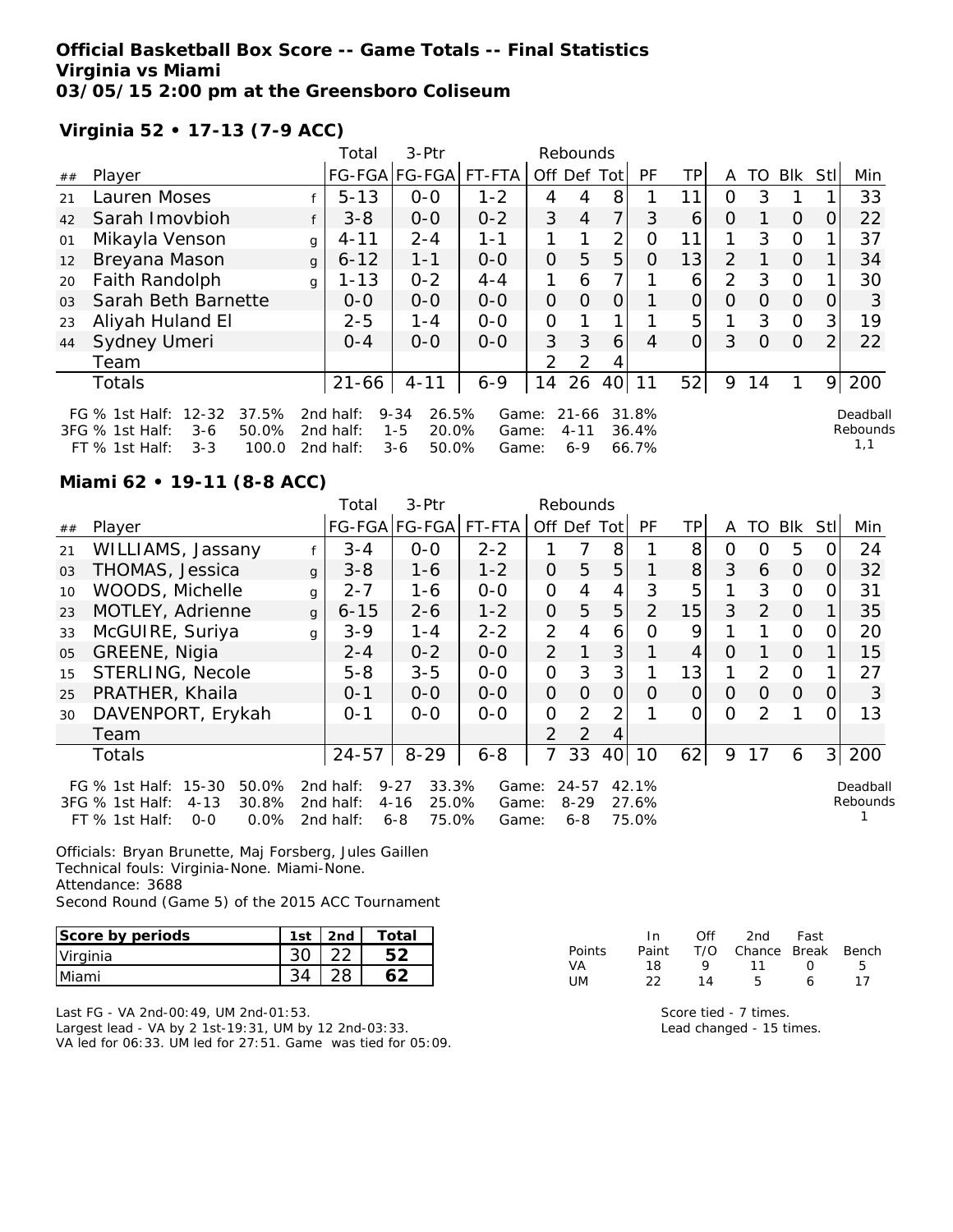**Official Basketball Box Score -- Game Totals -- Final Statistics**
**Virginia vs Miami**
**03/05/15 2:00 pm at the Greensboro Coliseum**

**Virginia 52 • 17-13 (7-9 ACC)**

| ## | Player | | Total FG-FGA | 3-Ptr FG-FGA | FT-FTA | Rebounds Off | Def | Tot | PF | TP | A | TO | Blk | Stl | Min |
|---|---|---|---|---|---|---|---|---|---|---|---|---|---|---|---|
| 21 | Lauren Moses | f | 5-13 | 0-0 | 1-2 | 4 | 4 | 8 | 1 | 11 | 0 | 3 | 1 | 1 | 33 |
| 42 | Sarah Imovbioh | f | 3-8 | 0-0 | 0-2 | 3 | 4 | 7 | 3 | 6 | 0 | 1 | 0 | 0 | 22 |
| 01 | Mikayla Venson | g | 4-11 | 2-4 | 1-1 | 1 | 1 | 2 | 0 | 11 | 1 | 3 | 0 | 1 | 37 |
| 12 | Breyana Mason | g | 6-12 | 1-1 | 0-0 | 0 | 5 | 5 | 0 | 13 | 2 | 1 | 0 | 1 | 34 |
| 20 | Faith Randolph | g | 1-13 | 0-2 | 4-4 | 1 | 6 | 7 | 1 | 6 | 2 | 3 | 0 | 1 | 30 |
| 03 | Sarah Beth Barnette | | 0-0 | 0-0 | 0-0 | 0 | 0 | 0 | 1 | 0 | 0 | 0 | 0 | 0 | 3 |
| 23 | Aliyah Huland El | | 2-5 | 1-4 | 0-0 | 0 | 1 | 1 | 1 | 5 | 1 | 3 | 0 | 3 | 19 |
| 44 | Sydney Umeri | | 0-4 | 0-0 | 0-0 | 3 | 3 | 6 | 4 | 0 | 3 | 0 | 0 | 2 | 22 |
| | Team | | | | | 2 | 2 | 4 | | | | | | | |
| | Totals | | 21-66 | 4-11 | 6-9 | 14 | 26 | 40 | 11 | 52 | 9 | 14 | 1 | 9 | 200 |

FG % 1st Half: 12-32 37.5% 2nd half: 9-34 26.5% Game: 21-66 31.8%
3FG % 1st Half: 3-6 50.0% 2nd half: 1-5 20.0% Game: 4-11 36.4%
FT % 1st Half: 3-3 100.0 2nd half: 3-6 50.0% Game: 6-9 66.7%

Deadball Rebounds 1,1

**Miami 62 • 19-11 (8-8 ACC)**

| ## | Player | | Total FG-FGA | 3-Ptr FG-FGA | FT-FTA | Rebounds Off | Def | Tot | PF | TP | A | TO | Blk | Stl | Min |
|---|---|---|---|---|---|---|---|---|---|---|---|---|---|---|---|
| 21 | WILLIAMS, Jassany | f | 3-4 | 0-0 | 2-2 | 1 | 7 | 8 | 1 | 8 | 0 | 0 | 5 | 0 | 24 |
| 03 | THOMAS, Jessica | g | 3-8 | 1-6 | 1-2 | 0 | 5 | 5 | 1 | 8 | 3 | 6 | 0 | 0 | 32 |
| 10 | WOODS, Michelle | g | 2-7 | 1-6 | 0-0 | 0 | 4 | 4 | 3 | 5 | 1 | 3 | 0 | 0 | 31 |
| 23 | MOTLEY, Adrienne | g | 6-15 | 2-6 | 1-2 | 0 | 5 | 5 | 2 | 15 | 3 | 2 | 0 | 1 | 35 |
| 33 | McGUIRE, Suriya | g | 3-9 | 1-4 | 2-2 | 2 | 4 | 6 | 0 | 9 | 1 | 1 | 0 | 0 | 20 |
| 05 | GREENE, Nigia | | 2-4 | 0-2 | 0-0 | 2 | 1 | 3 | 1 | 4 | 0 | 1 | 0 | 1 | 15 |
| 15 | STERLING, Necole | | 5-8 | 3-5 | 0-0 | 0 | 3 | 3 | 1 | 13 | 1 | 2 | 0 | 1 | 27 |
| 25 | PRATHER, Khaila | | 0-1 | 0-0 | 0-0 | 0 | 0 | 0 | 0 | 0 | 0 | 0 | 0 | 0 | 3 |
| 30 | DAVENPORT, Erykah | | 0-1 | 0-0 | 0-0 | 0 | 2 | 2 | 1 | 0 | 0 | 2 | 1 | 0 | 13 |
| | Team | | | | | 2 | 2 | 4 | | | | | | | |
| | Totals | | 24-57 | 8-29 | 6-8 | 7 | 33 | 40 | 10 | 62 | 9 | 17 | 6 | 3 | 200 |

FG % 1st Half: 15-30 50.0% 2nd half: 9-27 33.3% Game: 24-57 42.1%
3FG % 1st Half: 4-13 30.8% 2nd half: 4-16 25.0% Game: 8-29 27.6%
FT % 1st Half: 0-0 0.0% 2nd half: 6-8 75.0% Game: 6-8 75.0%

Deadball Rebounds 1

Officials: Bryan Brunette, Maj Forsberg, Jules Gaillen
Technical fouls: Virginia-None. Miami-None.
Attendance: 3688
Second Round (Game 5) of the 2015 ACC Tournament

| Score by periods | 1st | 2nd | Total |
|---|---|---|---|
| Virginia | 30 | 22 | 52 |
| Miami | 34 | 28 | 62 |

| Points | In Paint | Off T/O | 2nd Chance | Fast Break | Bench |
|---|---|---|---|---|---|
| VA | 18 | 9 | 11 | 0 | 5 |
| UM | 22 | 14 | 5 | 6 | 17 |

Last FG - VA 2nd-00:49, UM 2nd-01:53.
Largest lead - VA by 2 1st-19:31, UM by 12 2nd-03:33.
VA led for 06:33. UM led for 27:51. Game was tied for 05:09.

Score tied - 7 times.
Lead changed - 15 times.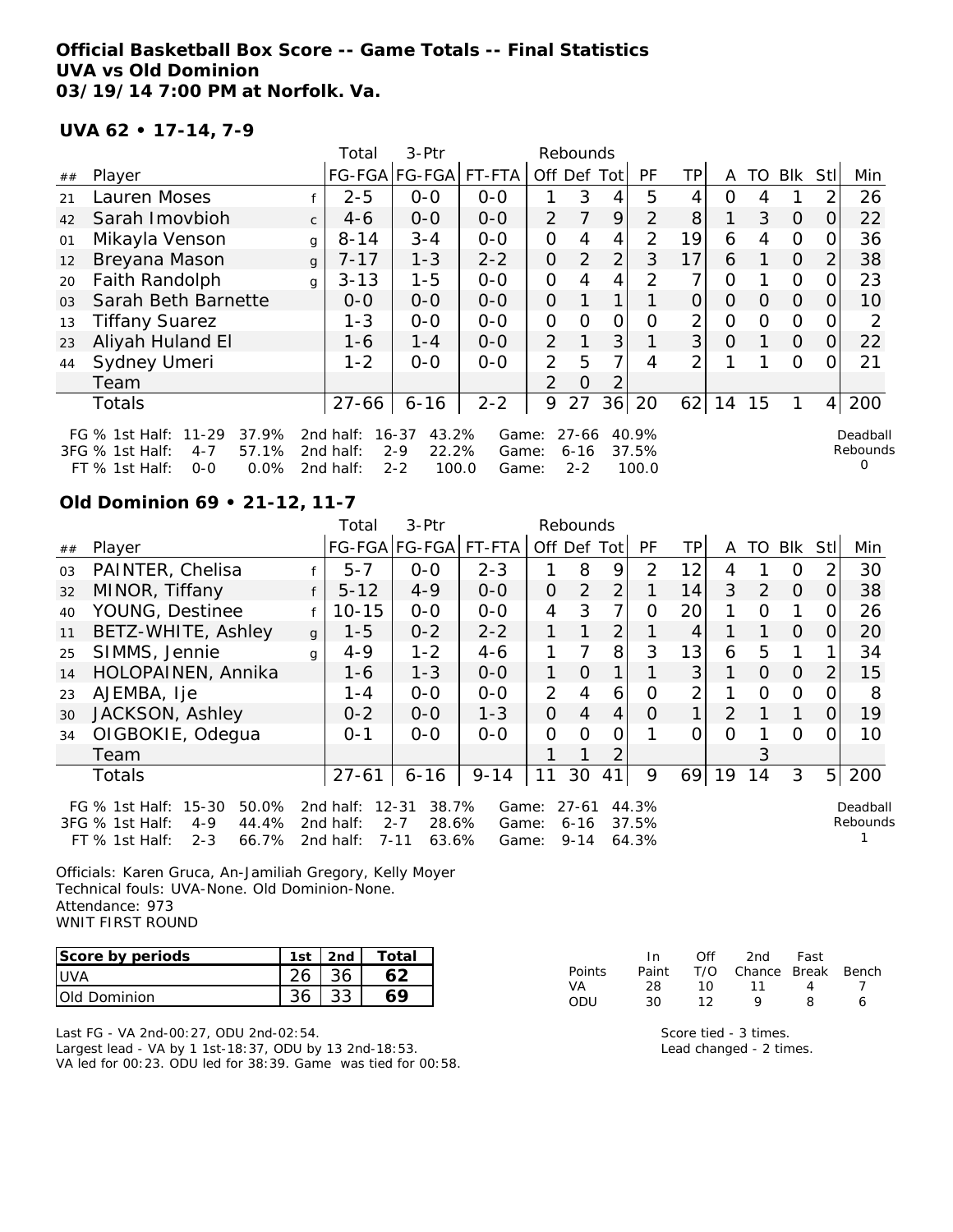**Official Basketball Box Score -- Game Totals -- Final Statistics**
**UVA vs Old Dominion**
**03/19/14 7:00 PM at Norfolk. Va.**

**UVA 62 • 17-14, 7-9**

| ## | Player | | Total FG-FGA | 3-Ptr FG-FGA | FT-FTA | Rebounds Off | Def | Tot | PF | TP | A | TO | Blk | Stl | Min |
|---|---|---|---|---|---|---|---|---|---|---|---|---|---|---|---|
| 21 | Lauren Moses | f | 2-5 | 0-0 | 0-0 | 1 | 3 | 4 | 5 | 4 | 0 | 4 | 1 | 2 | 26 |
| 42 | Sarah Imovbioh | c | 4-6 | 0-0 | 0-0 | 2 | 7 | 9 | 2 | 8 | 1 | 3 | 0 | 0 | 22 |
| 01 | Mikayla Venson | g | 8-14 | 3-4 | 0-0 | 0 | 4 | 4 | 2 | 19 | 6 | 4 | 0 | 0 | 36 |
| 12 | Breyana Mason | g | 7-17 | 1-3 | 2-2 | 0 | 2 | 2 | 3 | 17 | 6 | 1 | 0 | 2 | 38 |
| 20 | Faith Randolph | g | 3-13 | 1-5 | 0-0 | 0 | 4 | 4 | 2 | 7 | 0 | 1 | 0 | 0 | 23 |
| 03 | Sarah Beth Barnette | | 0-0 | 0-0 | 0-0 | 0 | 1 | 1 | 1 | 0 | 0 | 0 | 0 | 0 | 10 |
| 13 | Tiffany Suarez | | 1-3 | 0-0 | 0-0 | 0 | 0 | 0 | 0 | 2 | 0 | 0 | 0 | 0 | 2 |
| 23 | Aliyah Huland El | | 1-6 | 1-4 | 0-0 | 2 | 1 | 3 | 1 | 3 | 0 | 1 | 0 | 0 | 22 |
| 44 | Sydney Umeri | | 1-2 | 0-0 | 0-0 | 2 | 5 | 7 | 4 | 2 | 1 | 1 | 0 | 0 | 21 |
| | Team | | | | | 2 | 0 | 2 | | | | | | | |
| | Totals | | 27-66 | 6-16 | 2-2 | 9 | 27 | 36 | 20 | 62 | 14 | 15 | 1 | 4 | 200 |

FG % 1st Half: 11-29 37.9% 2nd half: 16-37 43.2% Game: 27-66 40.9%
3FG % 1st Half: 4-7 57.1% 2nd half: 2-9 22.2% Game: 6-16 37.5%
FT % 1st Half: 0-0 0.0% 2nd half: 2-2 100.0 Game: 2-2 100.0

Deadball Rebounds 0

**Old Dominion 69 • 21-12, 11-7**

| ## | Player | | Total FG-FGA | 3-Ptr FG-FGA | FT-FTA | Rebounds Off | Def | Tot | PF | TP | A | TO | Blk | Stl | Min |
|---|---|---|---|---|---|---|---|---|---|---|---|---|---|---|---|
| 03 | PAINTER, Chelisa | f | 5-7 | 0-0 | 2-3 | 1 | 8 | 9 | 2 | 12 | 4 | 1 | 0 | 2 | 30 |
| 32 | MINOR, Tiffany | f | 5-12 | 4-9 | 0-0 | 0 | 2 | 2 | 1 | 14 | 3 | 2 | 0 | 0 | 38 |
| 40 | YOUNG, Destinee | f | 10-15 | 0-0 | 0-0 | 4 | 3 | 7 | 0 | 20 | 1 | 0 | 1 | 0 | 26 |
| 11 | BETZ-WHITE, Ashley | g | 1-5 | 0-2 | 2-2 | 1 | 1 | 2 | 1 | 4 | 1 | 1 | 0 | 0 | 20 |
| 25 | SIMMS, Jennie | g | 4-9 | 1-2 | 4-6 | 1 | 7 | 8 | 3 | 13 | 6 | 5 | 1 | 1 | 34 |
| 14 | HOLOPAINEN, Annika | | 1-6 | 1-3 | 0-0 | 1 | 0 | 1 | 1 | 3 | 1 | 0 | 0 | 2 | 15 |
| 23 | AJEMBA, Ije | | 1-4 | 0-0 | 0-0 | 2 | 4 | 6 | 0 | 2 | 1 | 0 | 0 | 0 | 8 |
| 30 | JACKSON, Ashley | | 0-2 | 0-0 | 1-3 | 0 | 4 | 4 | 0 | 1 | 2 | 1 | 1 | 0 | 19 |
| 34 | OIGBOKIE, Odegua | | 0-1 | 0-0 | 0-0 | 0 | 0 | 0 | 1 | 0 | 0 | 1 | 0 | 0 | 10 |
| | Team | | | | | 1 | 1 | 2 | | | | 3 | | | |
| | Totals | | 27-61 | 6-16 | 9-14 | 11 | 30 | 41 | 9 | 69 | 19 | 14 | 3 | 5 | 200 |

FG % 1st Half: 15-30 50.0% 2nd half: 12-31 38.7% Game: 27-61 44.3%
3FG % 1st Half: 4-9 44.4% 2nd half: 2-7 28.6% Game: 6-16 37.5%
FT % 1st Half: 2-3 66.7% 2nd half: 7-11 63.6% Game: 9-14 64.3%

Deadball Rebounds 1

Officials: Karen Gruca, An-Jamiliah Gregory, Kelly Moyer
Technical fouls: UVA-None. Old Dominion-None.
Attendance: 973
WNIT FIRST ROUND

| Score by periods | 1st | 2nd | Total |
|---|---|---|---|
| UVA | 26 | 36 | 62 |
| Old Dominion | 36 | 33 | 69 |

| Points | In Paint | Off T/O | 2nd Chance | Fast Break | Bench |
|---|---|---|---|---|---|
| VA | 28 | 10 | 11 | 4 | 7 |
| ODU | 30 | 12 | 9 | 8 | 6 |

Last FG - VA 2nd-00:27, ODU 2nd-02:54.
Largest lead - VA by 1 1st-18:37, ODU by 13 2nd-18:53.
VA led for 00:23. ODU led for 38:39. Game was tied for 00:58.

Score tied - 3 times.
Lead changed - 2 times.